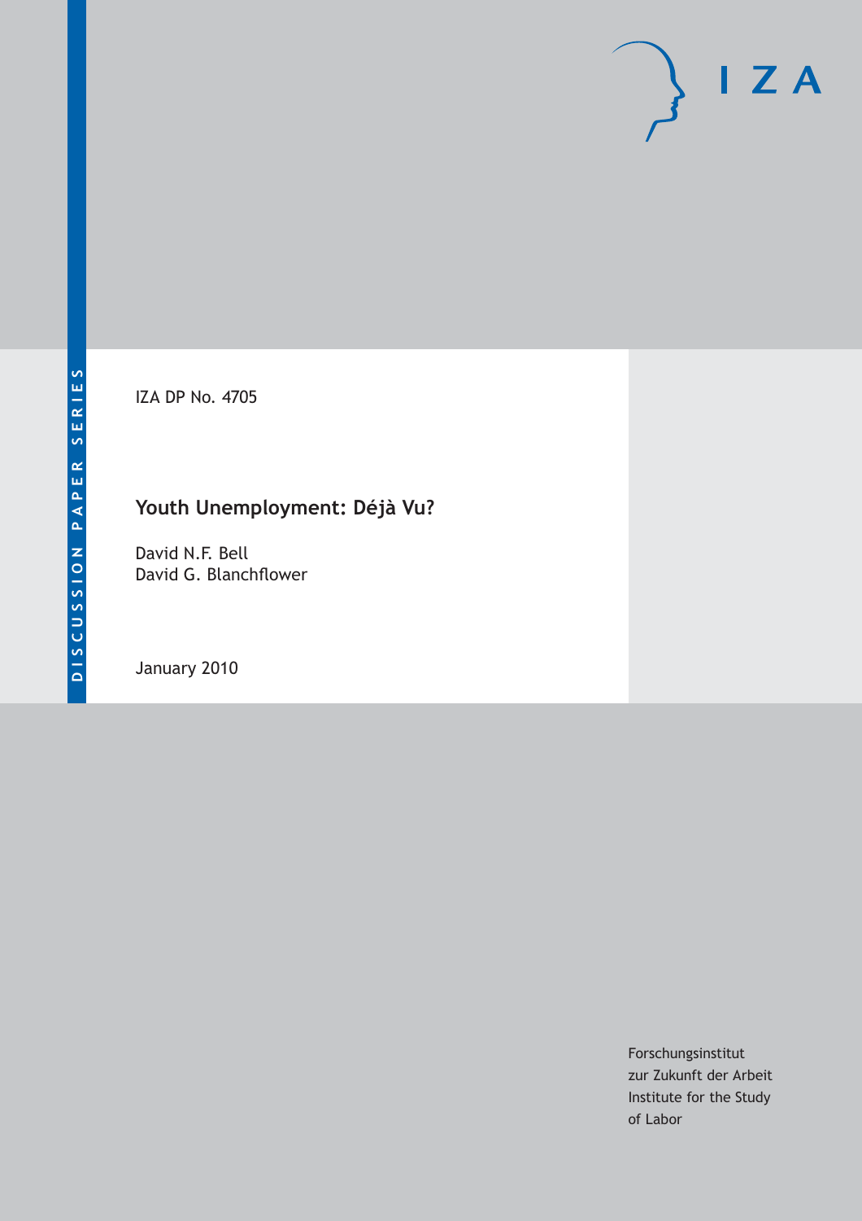DISCUSSION PAPER SERIES

IZA

IZA DP No. 4705

# Youth Unemployment: Déjà Vu?

David N.F. Bell
David G. Blanchflower

January 2010

Forschungsinstitut
zur Zukunft der Arbeit
Institute for the Study
of Labor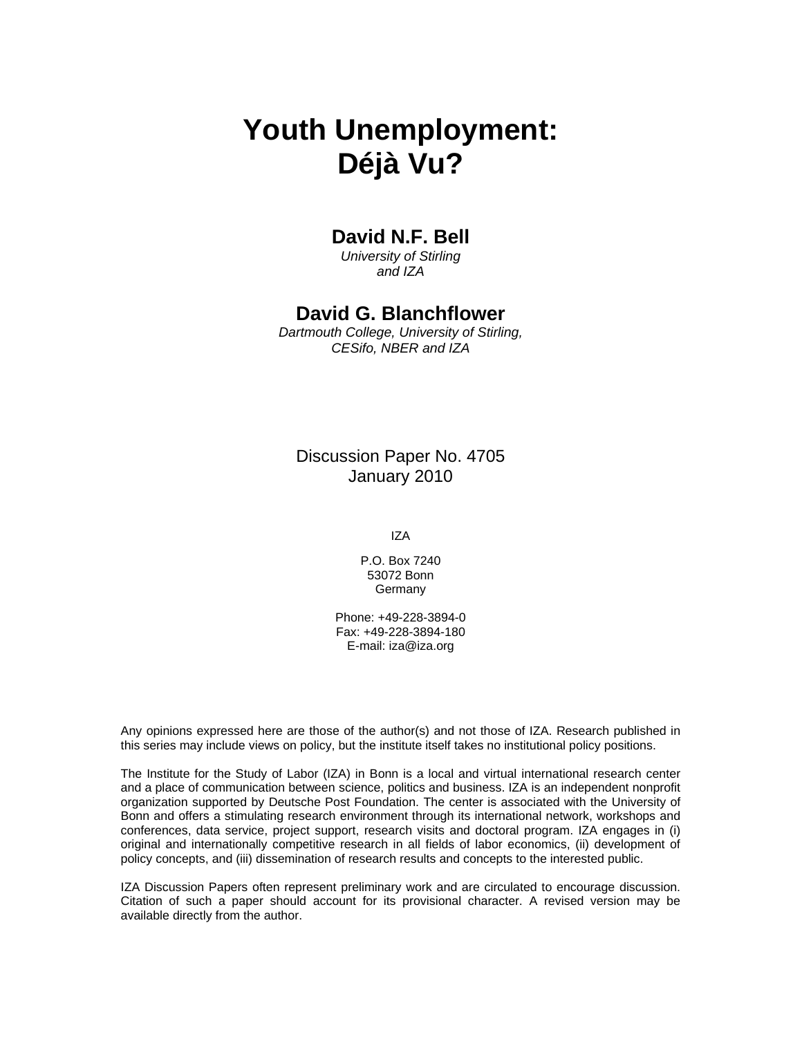# Youth Unemployment: Déjà Vu?

**David N.F. Bell**

*University of Stirling and IZA*

**David G. Blanchflower**

*Dartmouth College, University of Stirling, CESifo, NBER and IZA*

Discussion Paper No. 4705
January 2010

IZA

P.O. Box 7240
53072 Bonn
Germany

Phone: +49-228-3894-0
Fax: +49-228-3894-180
E-mail: iza@iza.org

Any opinions expressed here are those of the author(s) and not those of IZA. Research published in this series may include views on policy, but the institute itself takes no institutional policy positions.

The Institute for the Study of Labor (IZA) in Bonn is a local and virtual international research center and a place of communication between science, politics and business. IZA is an independent nonprofit organization supported by Deutsche Post Foundation. The center is associated with the University of Bonn and offers a stimulating research environment through its international network, workshops and conferences, data service, project support, research visits and doctoral program. IZA engages in (i) original and internationally competitive research in all fields of labor economics, (ii) development of policy concepts, and (iii) dissemination of research results and concepts to the interested public.

IZA Discussion Papers often represent preliminary work and are circulated to encourage discussion. Citation of such a paper should account for its provisional character. A revised version may be available directly from the author.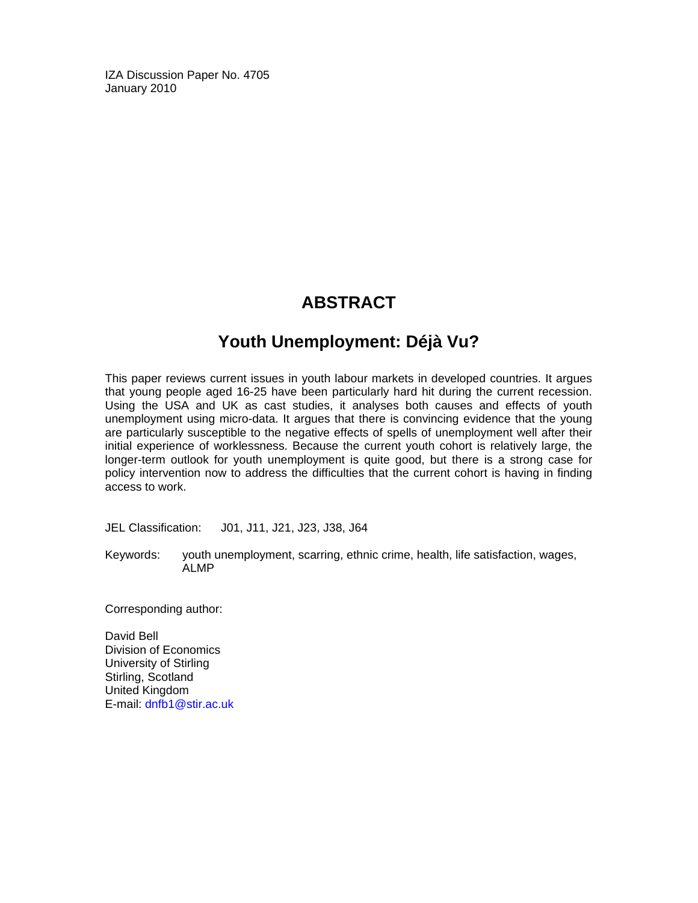IZA Discussion Paper No. 4705
January 2010

## ABSTRACT

# Youth Unemployment: Déjà Vu?

This paper reviews current issues in youth labour markets in developed countries. It argues that young people aged 16-25 have been particularly hard hit during the current recession. Using the USA and UK as cast studies, it analyses both causes and effects of youth unemployment using micro-data. It argues that there is convincing evidence that the young are particularly susceptible to the negative effects of spells of unemployment well after their initial experience of worklessness. Because the current youth cohort is relatively large, the longer-term outlook for youth unemployment is quite good, but there is a strong case for policy intervention now to address the difficulties that the current cohort is having in finding access to work.

JEL Classification: J01, J11, J21, J23, J38, J64

Keywords: youth unemployment, scarring, ethnic crime, health, life satisfaction, wages, ALMP

Corresponding author:

David Bell
Division of Economics
University of Stirling
Stirling, Scotland
United Kingdom
E-mail: dnfb1@stir.ac.uk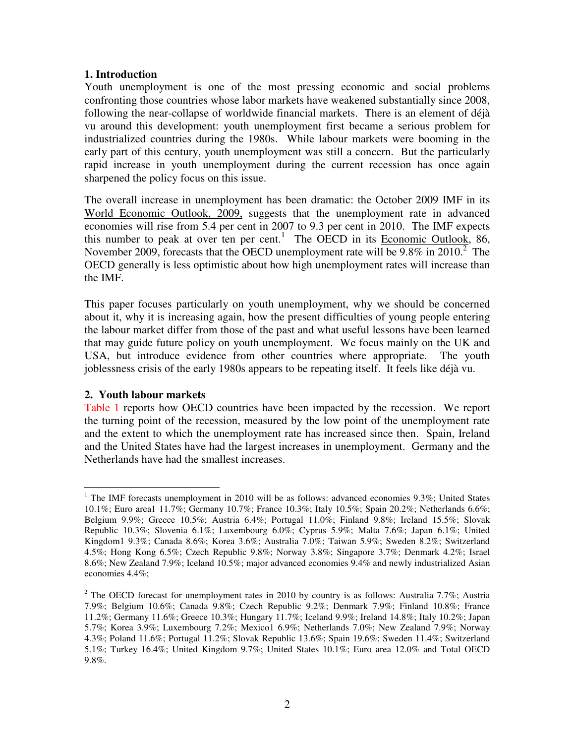## 1. Introduction

Youth unemployment is one of the most pressing economic and social problems confronting those countries whose labor markets have weakened substantially since 2008, following the near-collapse of worldwide financial markets. There is an element of déjà vu around this development: youth unemployment first became a serious problem for industrialized countries during the 1980s. While labour markets were booming in the early part of this century, youth unemployment was still a concern. But the particularly rapid increase in youth unemployment during the current recession has once again sharpened the policy focus on this issue.

The overall increase in unemployment has been dramatic: the October 2009 IMF in its World Economic Outlook, 2009, suggests that the unemployment rate in advanced economies will rise from 5.4 per cent in 2007 to 9.3 per cent in 2010. The IMF expects this number to peak at over ten per cent.[1] The OECD in its Economic Outlook, 86, November 2009, forecasts that the OECD unemployment rate will be 9.8% in 2010.[2] The OECD generally is less optimistic about how high unemployment rates will increase than the IMF.

This paper focuses particularly on youth unemployment, why we should be concerned about it, why it is increasing again, how the present difficulties of young people entering the labour market differ from those of the past and what useful lessons have been learned that may guide future policy on youth unemployment. We focus mainly on the UK and USA, but introduce evidence from other countries where appropriate. The youth joblessness crisis of the early 1980s appears to be repeating itself. It feels like déjà vu.

## 2. Youth labour markets

Table 1 reports how OECD countries have been impacted by the recession. We report the turning point of the recession, measured by the low point of the unemployment rate and the extent to which the unemployment rate has increased since then. Spain, Ireland and the United States have had the largest increases in unemployment. Germany and the Netherlands have had the smallest increases.

---

[1] The IMF forecasts unemployment in 2010 will be as follows: advanced economies 9.3%; United States 10.1%; Euro area1 11.7%; Germany 10.7%; France 10.3%; Italy 10.5%; Spain 20.2%; Netherlands 6.6%; Belgium 9.9%; Greece 10.5%; Austria 6.4%; Portugal 11.0%; Finland 9.8%; Ireland 15.5%; Slovak Republic 10.3%; Slovenia 6.1%; Luxembourg 6.0%; Cyprus 5.9%; Malta 7.6%; Japan 6.1%; United Kingdom1 9.3%; Canada 8.6%; Korea 3.6%; Australia 7.0%; Taiwan 5.9%; Sweden 8.2%; Switzerland 4.5%; Hong Kong 6.5%; Czech Republic 9.8%; Norway 3.8%; Singapore 3.7%; Denmark 4.2%; Israel 8.6%; New Zealand 7.9%; Iceland 10.5%; major advanced economies 9.4% and newly industrialized Asian economies 4.4%;

[2] The OECD forecast for unemployment rates in 2010 by country is as follows: Australia 7.7%; Austria 7.9%; Belgium 10.6%; Canada 9.8%; Czech Republic 9.2%; Denmark 7.9%; Finland 10.8%; France 11.2%; Germany 11.6%; Greece 10.3%; Hungary 11.7%; Iceland 9.9%; Ireland 14.8%; Italy 10.2%; Japan 5.7%; Korea 3.9%; Luxembourg 7.2%; Mexico1 6.9%; Netherlands 7.0%; New Zealand 7.9%; Norway 4.3%; Poland 11.6%; Portugal 11.2%; Slovak Republic 13.6%; Spain 19.6%; Sweden 11.4%; Switzerland 5.1%; Turkey 16.4%; United Kingdom 9.7%; United States 10.1%; Euro area 12.0% and Total OECD 9.8%.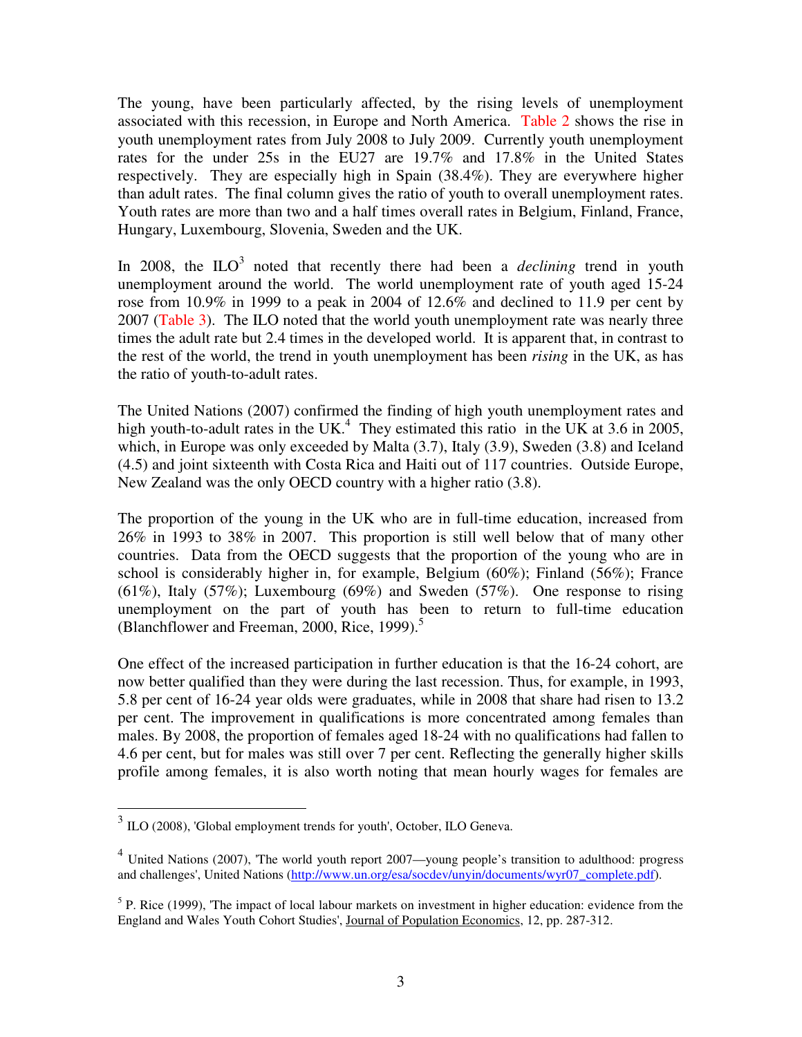The young, have been particularly affected, by the rising levels of unemployment associated with this recession, in Europe and North America. Table 2 shows the rise in youth unemployment rates from July 2008 to July 2009. Currently youth unemployment rates for the under 25s in the EU27 are 19.7% and 17.8% in the United States respectively. They are especially high in Spain (38.4%). They are everywhere higher than adult rates. The final column gives the ratio of youth to overall unemployment rates. Youth rates are more than two and a half times overall rates in Belgium, Finland, France, Hungary, Luxembourg, Slovenia, Sweden and the UK.

In 2008, the ILO[3] noted that recently there had been a *declining* trend in youth unemployment around the world. The world unemployment rate of youth aged 15-24 rose from 10.9% in 1999 to a peak in 2004 of 12.6% and declined to 11.9 per cent by 2007 (Table 3). The ILO noted that the world youth unemployment rate was nearly three times the adult rate but 2.4 times in the developed world. It is apparent that, in contrast to the rest of the world, the trend in youth unemployment has been *rising* in the UK, as has the ratio of youth-to-adult rates.

The United Nations (2007) confirmed the finding of high youth unemployment rates and high youth-to-adult rates in the UK.[4] They estimated this ratio in the UK at 3.6 in 2005, which, in Europe was only exceeded by Malta (3.7), Italy (3.9), Sweden (3.8) and Iceland (4.5) and joint sixteenth with Costa Rica and Haiti out of 117 countries. Outside Europe, New Zealand was the only OECD country with a higher ratio (3.8).

The proportion of the young in the UK who are in full-time education, increased from 26% in 1993 to 38% in 2007. This proportion is still well below that of many other countries. Data from the OECD suggests that the proportion of the young who are in school is considerably higher in, for example, Belgium (60%); Finland (56%); France (61%), Italy (57%); Luxembourg (69%) and Sweden (57%). One response to rising unemployment on the part of youth has been to return to full-time education (Blanchflower and Freeman, 2000, Rice, 1999).[5]

One effect of the increased participation in further education is that the 16-24 cohort, are now better qualified than they were during the last recession. Thus, for example, in 1993, 5.8 per cent of 16-24 year olds were graduates, while in 2008 that share had risen to 13.2 per cent. The improvement in qualifications is more concentrated among females than males. By 2008, the proportion of females aged 18-24 with no qualifications had fallen to 4.6 per cent, but for males was still over 7 per cent. Reflecting the generally higher skills profile among females, it is also worth noting that mean hourly wages for females are

---

[3] ILO (2008), 'Global employment trends for youth', October, ILO Geneva.

[4] United Nations (2007), 'The world youth report 2007—young people's transition to adulthood: progress and challenges', United Nations (http://www.un.org/esa/socdev/unyin/documents/wyr07_complete.pdf).

[5] P. Rice (1999), 'The impact of local labour markets on investment in higher education: evidence from the England and Wales Youth Cohort Studies', Journal of Population Economics, 12, pp. 287-312.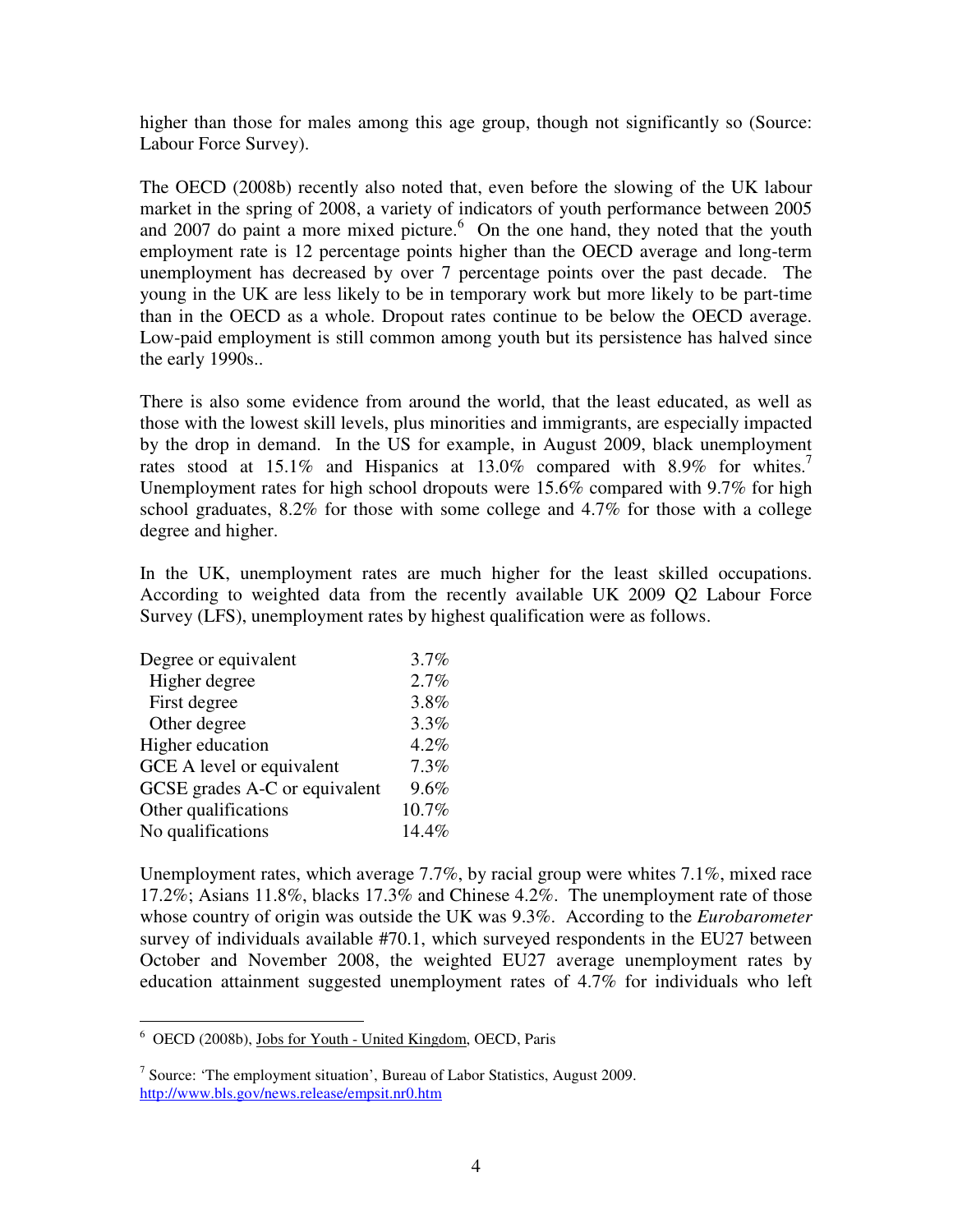higher than those for males among this age group, though not significantly so (Source: Labour Force Survey).

The OECD (2008b) recently also noted that, even before the slowing of the UK labour market in the spring of 2008, a variety of indicators of youth performance between 2005 and 2007 do paint a more mixed picture.[6] On the one hand, they noted that the youth employment rate is 12 percentage points higher than the OECD average and long-term unemployment has decreased by over 7 percentage points over the past decade. The young in the UK are less likely to be in temporary work but more likely to be part-time than in the OECD as a whole. Dropout rates continue to be below the OECD average. Low-paid employment is still common among youth but its persistence has halved since the early 1990s..

There is also some evidence from around the world, that the least educated, as well as those with the lowest skill levels, plus minorities and immigrants, are especially impacted by the drop in demand. In the US for example, in August 2009, black unemployment rates stood at 15.1% and Hispanics at 13.0% compared with 8.9% for whites.[7] Unemployment rates for high school dropouts were 15.6% compared with 9.7% for high school graduates, 8.2% for those with some college and 4.7% for those with a college degree and higher.

In the UK, unemployment rates are much higher for the least skilled occupations. According to weighted data from the recently available UK 2009 Q2 Labour Force Survey (LFS), unemployment rates by highest qualification were as follows.

| | |
|---|---|
| Degree or equivalent | 3.7% |
| Higher degree | 2.7% |
| First degree | 3.8% |
| Other degree | 3.3% |
| Higher education | 4.2% |
| GCE A level or equivalent | 7.3% |
| GCSE grades A-C or equivalent | 9.6% |
| Other qualifications | 10.7% |
| No qualifications | 14.4% |

Unemployment rates, which average 7.7%, by racial group were whites 7.1%, mixed race 17.2%; Asians 11.8%, blacks 17.3% and Chinese 4.2%. The unemployment rate of those whose country of origin was outside the UK was 9.3%. According to the *Eurobarometer* survey of individuals available #70.1, which surveyed respondents in the EU27 between October and November 2008, the weighted EU27 average unemployment rates by education attainment suggested unemployment rates of 4.7% for individuals who left

---

[6] OECD (2008b), Jobs for Youth - United Kingdom, OECD, Paris

[7] Source: 'The employment situation', Bureau of Labor Statistics, August 2009. http://www.bls.gov/news.release/empsit.nr0.htm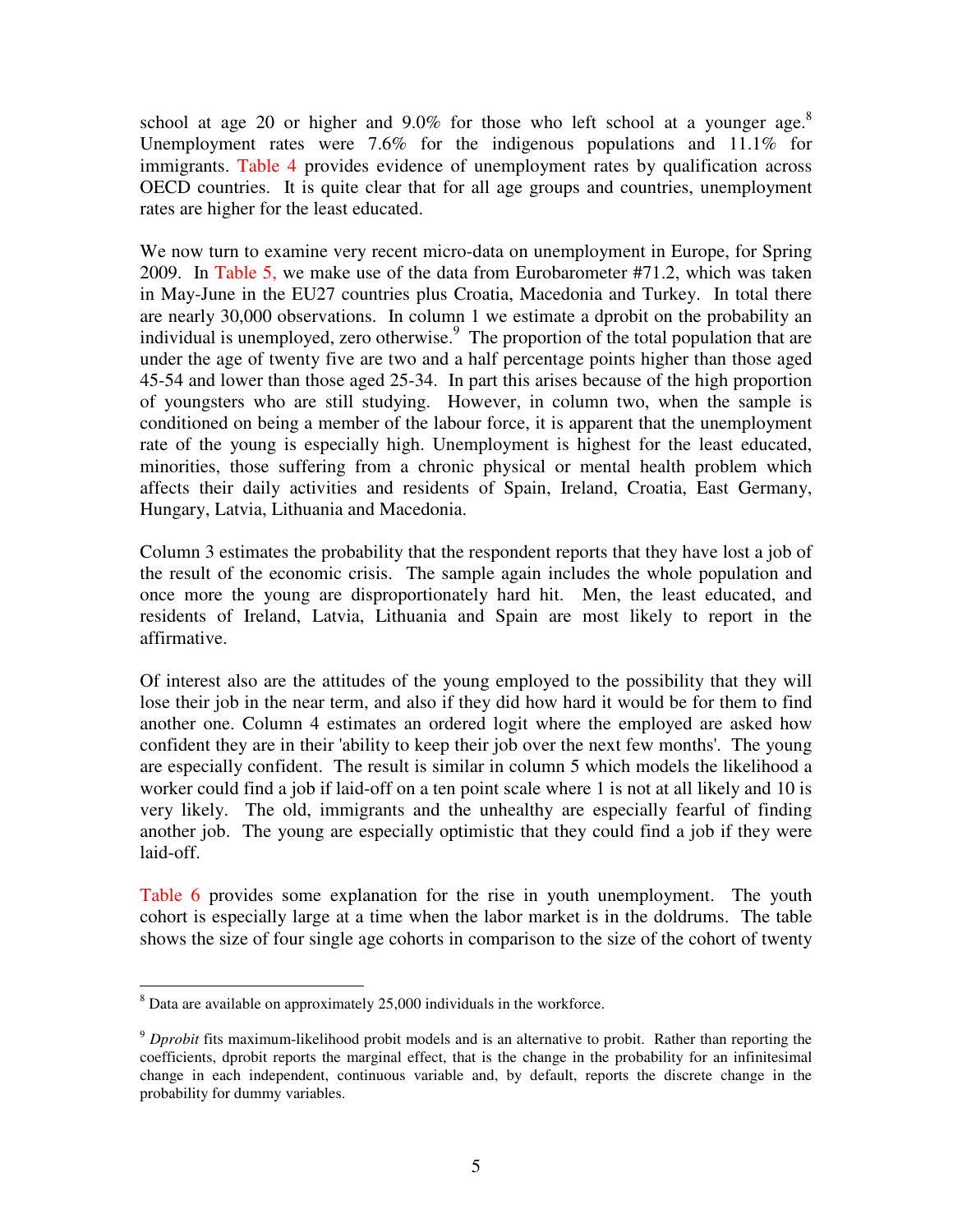school at age 20 or higher and 9.0% for those who left school at a younger age.[8] Unemployment rates were 7.6% for the indigenous populations and 11.1% for immigrants. Table 4 provides evidence of unemployment rates by qualification across OECD countries. It is quite clear that for all age groups and countries, unemployment rates are higher for the least educated.

We now turn to examine very recent micro-data on unemployment in Europe, for Spring 2009. In Table 5, we make use of the data from Eurobarometer #71.2, which was taken in May-June in the EU27 countries plus Croatia, Macedonia and Turkey. In total there are nearly 30,000 observations. In column 1 we estimate a dprobit on the probability an individual is unemployed, zero otherwise.[9] The proportion of the total population that are under the age of twenty five are two and a half percentage points higher than those aged 45-54 and lower than those aged 25-34. In part this arises because of the high proportion of youngsters who are still studying. However, in column two, when the sample is conditioned on being a member of the labour force, it is apparent that the unemployment rate of the young is especially high. Unemployment is highest for the least educated, minorities, those suffering from a chronic physical or mental health problem which affects their daily activities and residents of Spain, Ireland, Croatia, East Germany, Hungary, Latvia, Lithuania and Macedonia.

Column 3 estimates the probability that the respondent reports that they have lost a job of the result of the economic crisis. The sample again includes the whole population and once more the young are disproportionately hard hit. Men, the least educated, and residents of Ireland, Latvia, Lithuania and Spain are most likely to report in the affirmative.

Of interest also are the attitudes of the young employed to the possibility that they will lose their job in the near term, and also if they did how hard it would be for them to find another one. Column 4 estimates an ordered logit where the employed are asked how confident they are in their 'ability to keep their job over the next few months'. The young are especially confident. The result is similar in column 5 which models the likelihood a worker could find a job if laid-off on a ten point scale where 1 is not at all likely and 10 is very likely. The old, immigrants and the unhealthy are especially fearful of finding another job. The young are especially optimistic that they could find a job if they were laid-off.

Table 6 provides some explanation for the rise in youth unemployment. The youth cohort is especially large at a time when the labor market is in the doldrums. The table shows the size of four single age cohorts in comparison to the size of the cohort of twenty

---

[8] Data are available on approximately 25,000 individuals in the workforce.

[9] *Dprobit* fits maximum-likelihood probit models and is an alternative to probit. Rather than reporting the coefficients, dprobit reports the marginal effect, that is the change in the probability for an infinitesimal change in each independent, continuous variable and, by default, reports the discrete change in the probability for dummy variables.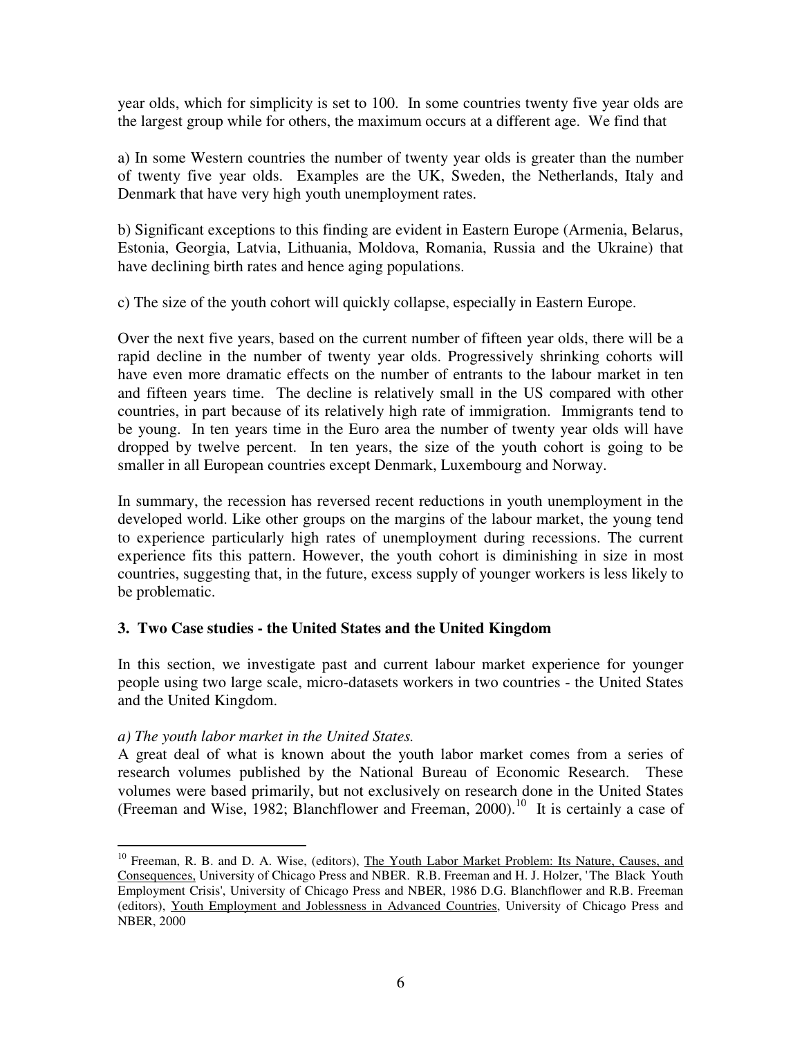year olds, which for simplicity is set to 100. In some countries twenty five year olds are the largest group while for others, the maximum occurs at a different age. We find that

a) In some Western countries the number of twenty year olds is greater than the number of twenty five year olds. Examples are the UK, Sweden, the Netherlands, Italy and Denmark that have very high youth unemployment rates.

b) Significant exceptions to this finding are evident in Eastern Europe (Armenia, Belarus, Estonia, Georgia, Latvia, Lithuania, Moldova, Romania, Russia and the Ukraine) that have declining birth rates and hence aging populations.

c) The size of the youth cohort will quickly collapse, especially in Eastern Europe.

Over the next five years, based on the current number of fifteen year olds, there will be a rapid decline in the number of twenty year olds. Progressively shrinking cohorts will have even more dramatic effects on the number of entrants to the labour market in ten and fifteen years time. The decline is relatively small in the US compared with other countries, in part because of its relatively high rate of immigration. Immigrants tend to be young. In ten years time in the Euro area the number of twenty year olds will have dropped by twelve percent. In ten years, the size of the youth cohort is going to be smaller in all European countries except Denmark, Luxembourg and Norway.

In summary, the recession has reversed recent reductions in youth unemployment in the developed world. Like other groups on the margins of the labour market, the young tend to experience particularly high rates of unemployment during recessions. The current experience fits this pattern. However, the youth cohort is diminishing in size in most countries, suggesting that, in the future, excess supply of younger workers is less likely to be problematic.

### 3. Two Case studies - the United States and the United Kingdom

In this section, we investigate past and current labour market experience for younger people using two large scale, micro-datasets workers in two countries - the United States and the United Kingdom.

*a) The youth labor market in the United States.*

A great deal of what is known about the youth labor market comes from a series of research volumes published by the National Bureau of Economic Research. These volumes were based primarily, but not exclusively on research done in the United States (Freeman and Wise, 1982; Blanchflower and Freeman, 2000).[10] It is certainly a case of

[10] Freeman, R. B. and D. A. Wise, (editors), The Youth Labor Market Problem: Its Nature, Causes, and Consequences, University of Chicago Press and NBER. R.B. Freeman and H. J. Holzer, 'The Black Youth Employment Crisis', University of Chicago Press and NBER, 1986 D.G. Blanchflower and R.B. Freeman (editors), Youth Employment and Joblessness in Advanced Countries, University of Chicago Press and NBER, 2000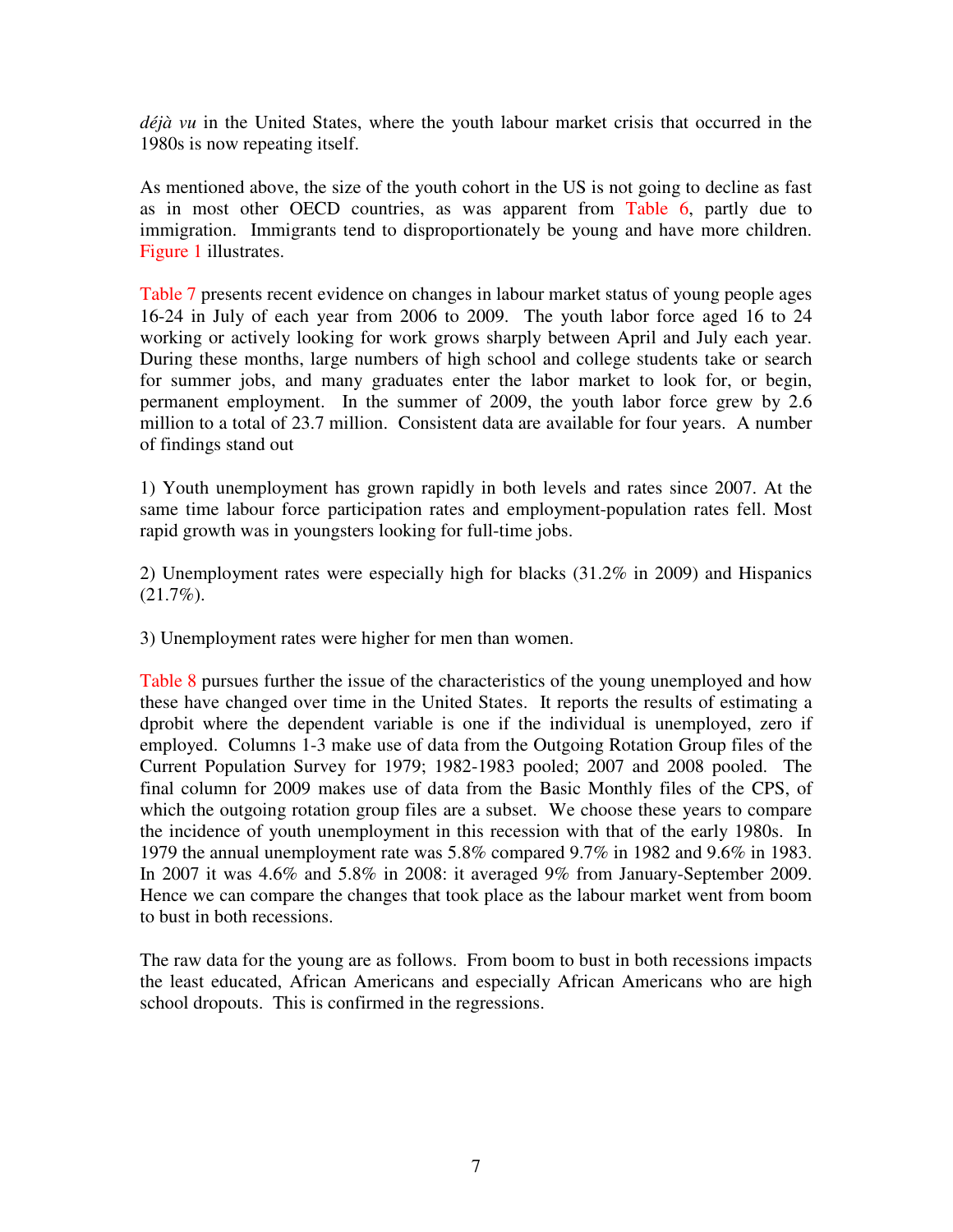*déjà vu* in the United States, where the youth labour market crisis that occurred in the 1980s is now repeating itself.

As mentioned above, the size of the youth cohort in the US is not going to decline as fast as in most other OECD countries, as was apparent from Table 6, partly due to immigration. Immigrants tend to disproportionately be young and have more children. Figure 1 illustrates.

Table 7 presents recent evidence on changes in labour market status of young people ages 16-24 in July of each year from 2006 to 2009. The youth labor force aged 16 to 24 working or actively looking for work grows sharply between April and July each year. During these months, large numbers of high school and college students take or search for summer jobs, and many graduates enter the labor market to look for, or begin, permanent employment. In the summer of 2009, the youth labor force grew by 2.6 million to a total of 23.7 million. Consistent data are available for four years. A number of findings stand out

1) Youth unemployment has grown rapidly in both levels and rates since 2007. At the same time labour force participation rates and employment-population rates fell. Most rapid growth was in youngsters looking for full-time jobs.

2) Unemployment rates were especially high for blacks (31.2% in 2009) and Hispanics (21.7%).

3) Unemployment rates were higher for men than women.

Table 8 pursues further the issue of the characteristics of the young unemployed and how these have changed over time in the United States. It reports the results of estimating a dprobit where the dependent variable is one if the individual is unemployed, zero if employed. Columns 1-3 make use of data from the Outgoing Rotation Group files of the Current Population Survey for 1979; 1982-1983 pooled; 2007 and 2008 pooled. The final column for 2009 makes use of data from the Basic Monthly files of the CPS, of which the outgoing rotation group files are a subset. We choose these years to compare the incidence of youth unemployment in this recession with that of the early 1980s. In 1979 the annual unemployment rate was 5.8% compared 9.7% in 1982 and 9.6% in 1983. In 2007 it was 4.6% and 5.8% in 2008: it averaged 9% from January-September 2009. Hence we can compare the changes that took place as the labour market went from boom to bust in both recessions.

The raw data for the young are as follows. From boom to bust in both recessions impacts the least educated, African Americans and especially African Americans who are high school dropouts. This is confirmed in the regressions.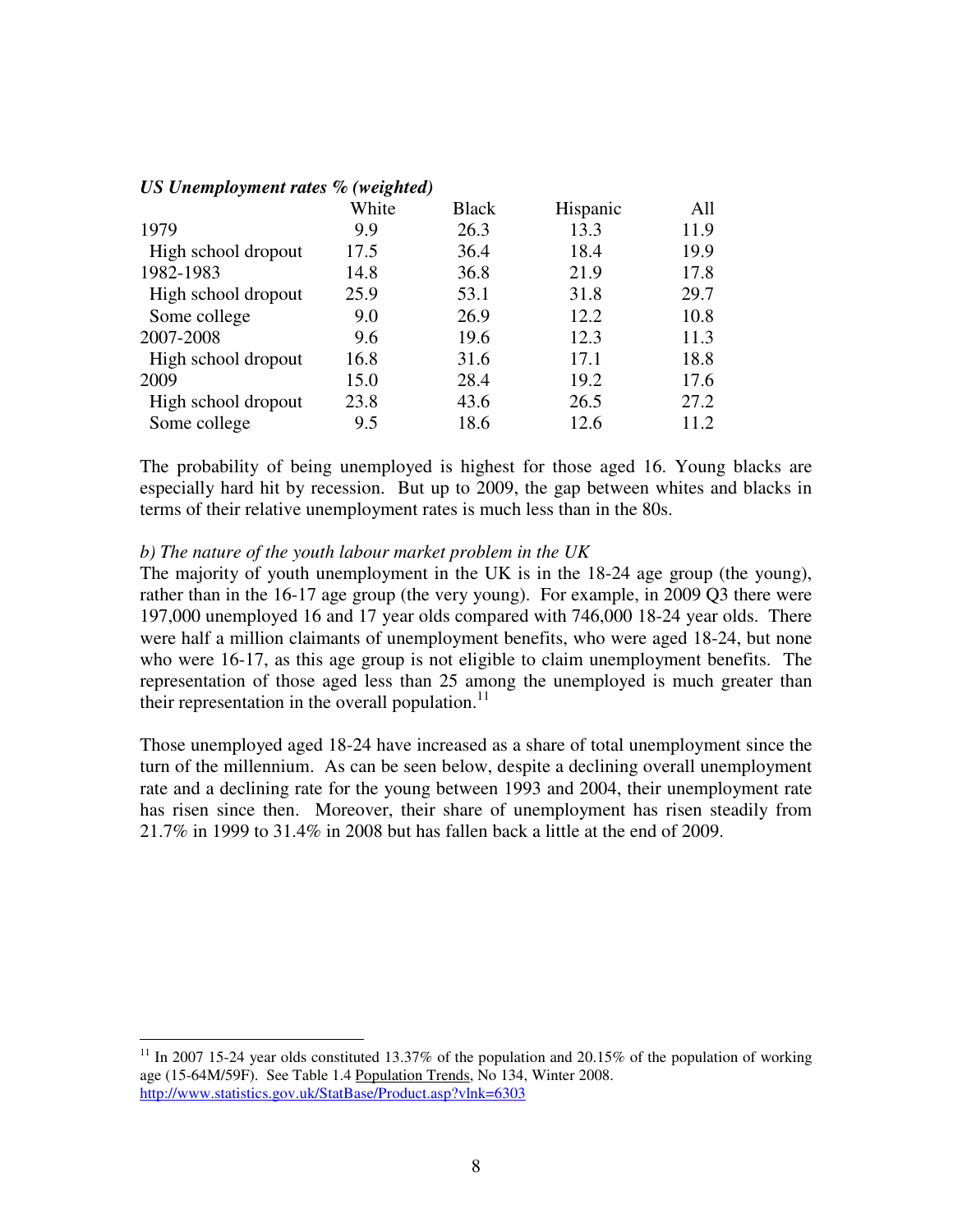***US Unemployment rates % (weighted)***

| | White | Black | Hispanic | All |
|---|---|---|---|---|
| 1979 | 9.9 | 26.3 | 13.3 | 11.9 |
| High school dropout | 17.5 | 36.4 | 18.4 | 19.9 |
| 1982-1983 | 14.8 | 36.8 | 21.9 | 17.8 |
| High school dropout | 25.9 | 53.1 | 31.8 | 29.7 |
| Some college | 9.0 | 26.9 | 12.2 | 10.8 |
| 2007-2008 | 9.6 | 19.6 | 12.3 | 11.3 |
| High school dropout | 16.8 | 31.6 | 17.1 | 18.8 |
| 2009 | 15.0 | 28.4 | 19.2 | 17.6 |
| High school dropout | 23.8 | 43.6 | 26.5 | 27.2 |
| Some college | 9.5 | 18.6 | 12.6 | 11.2 |

The probability of being unemployed is highest for those aged 16. Young blacks are especially hard hit by recession. But up to 2009, the gap between whites and blacks in terms of their relative unemployment rates is much less than in the 80s.

*b) The nature of the youth labour market problem in the UK*

The majority of youth unemployment in the UK is in the 18-24 age group (the young), rather than in the 16-17 age group (the very young). For example, in 2009 Q3 there were 197,000 unemployed 16 and 17 year olds compared with 746,000 18-24 year olds. There were half a million claimants of unemployment benefits, who were aged 18-24, but none who were 16-17, as this age group is not eligible to claim unemployment benefits. The representation of those aged less than 25 among the unemployed is much greater than their representation in the overall population.[11]

Those unemployed aged 18-24 have increased as a share of total unemployment since the turn of the millennium. As can be seen below, despite a declining overall unemployment rate and a declining rate for the young between 1993 and 2004, their unemployment rate has risen since then. Moreover, their share of unemployment has risen steadily from 21.7% in 1999 to 31.4% in 2008 but has fallen back a little at the end of 2009.

[11] In 2007 15-24 year olds constituted 13.37% of the population and 20.15% of the population of working age (15-64M/59F). See Table 1.4 Population Trends, No 134, Winter 2008. http://www.statistics.gov.uk/StatBase/Product.asp?vlnk=6303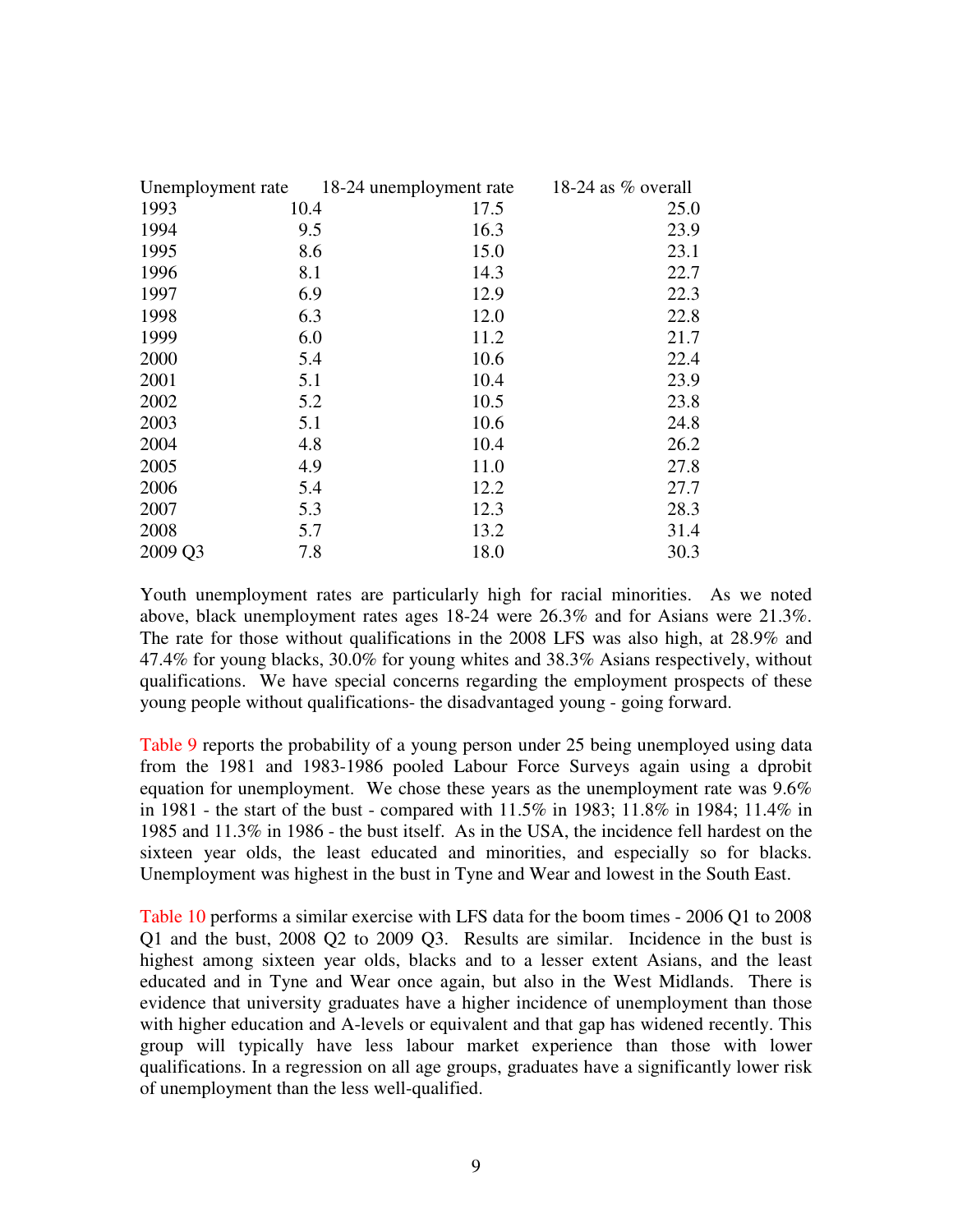| Unemployment rate | | 18-24 unemployment rate | 18-24 as % overall |
|---|---|---|---|
| 1993 | 10.4 | 17.5 | 25.0 |
| 1994 | 9.5 | 16.3 | 23.9 |
| 1995 | 8.6 | 15.0 | 23.1 |
| 1996 | 8.1 | 14.3 | 22.7 |
| 1997 | 6.9 | 12.9 | 22.3 |
| 1998 | 6.3 | 12.0 | 22.8 |
| 1999 | 6.0 | 11.2 | 21.7 |
| 2000 | 5.4 | 10.6 | 22.4 |
| 2001 | 5.1 | 10.4 | 23.9 |
| 2002 | 5.2 | 10.5 | 23.8 |
| 2003 | 5.1 | 10.6 | 24.8 |
| 2004 | 4.8 | 10.4 | 26.2 |
| 2005 | 4.9 | 11.0 | 27.8 |
| 2006 | 5.4 | 12.2 | 27.7 |
| 2007 | 5.3 | 12.3 | 28.3 |
| 2008 | 5.7 | 13.2 | 31.4 |
| 2009 Q3 | 7.8 | 18.0 | 30.3 |

Youth unemployment rates are particularly high for racial minorities. As we noted above, black unemployment rates ages 18-24 were 26.3% and for Asians were 21.3%. The rate for those without qualifications in the 2008 LFS was also high, at 28.9% and 47.4% for young blacks, 30.0% for young whites and 38.3% Asians respectively, without qualifications. We have special concerns regarding the employment prospects of these young people without qualifications- the disadvantaged young - going forward.

Table 9 reports the probability of a young person under 25 being unemployed using data from the 1981 and 1983-1986 pooled Labour Force Surveys again using a dprobit equation for unemployment. We chose these years as the unemployment rate was 9.6% in 1981 - the start of the bust - compared with 11.5% in 1983; 11.8% in 1984; 11.4% in 1985 and 11.3% in 1986 - the bust itself. As in the USA, the incidence fell hardest on the sixteen year olds, the least educated and minorities, and especially so for blacks. Unemployment was highest in the bust in Tyne and Wear and lowest in the South East.

Table 10 performs a similar exercise with LFS data for the boom times - 2006 Q1 to 2008 Q1 and the bust, 2008 Q2 to 2009 Q3. Results are similar. Incidence in the bust is highest among sixteen year olds, blacks and to a lesser extent Asians, and the least educated and in Tyne and Wear once again, but also in the West Midlands. There is evidence that university graduates have a higher incidence of unemployment than those with higher education and A-levels or equivalent and that gap has widened recently. This group will typically have less labour market experience than those with lower qualifications. In a regression on all age groups, graduates have a significantly lower risk of unemployment than the less well-qualified.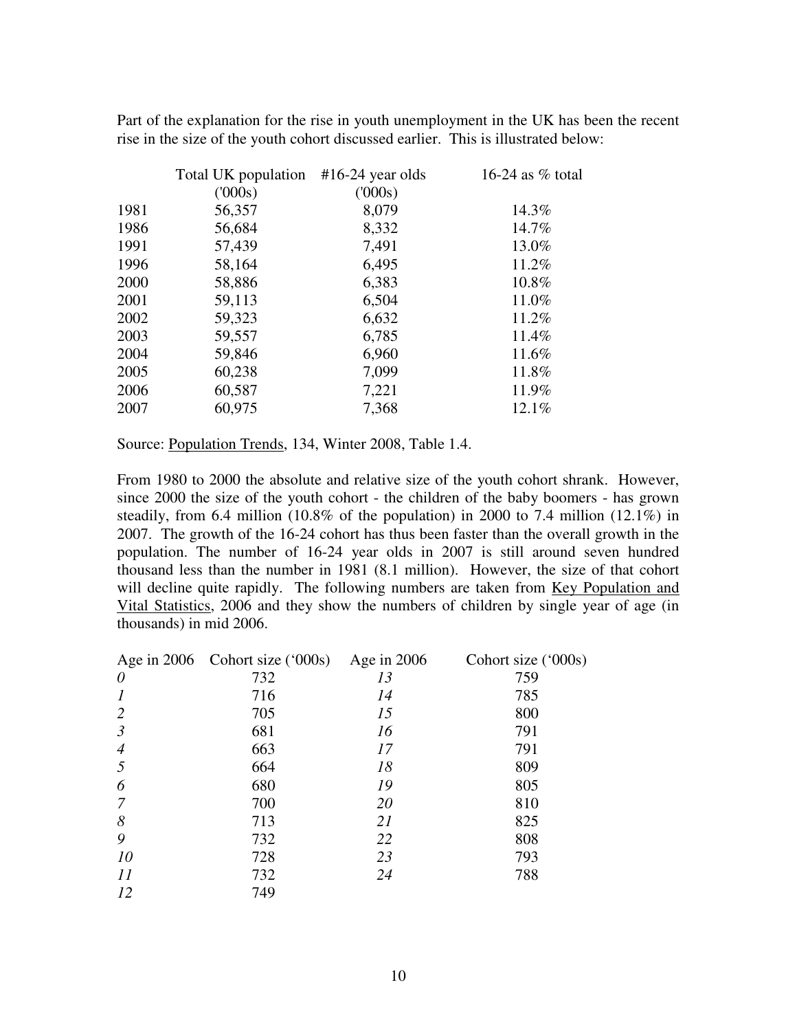Part of the explanation for the rise in youth unemployment in the UK has been the recent rise in the size of the youth cohort discussed earlier. This is illustrated below:

| | Total UK population ('000s) | #16-24 year olds ('000s) | 16-24 as % total |
|---|---|---|---|
| 1981 | 56,357 | 8,079 | 14.3% |
| 1986 | 56,684 | 8,332 | 14.7% |
| 1991 | 57,439 | 7,491 | 13.0% |
| 1996 | 58,164 | 6,495 | 11.2% |
| 2000 | 58,886 | 6,383 | 10.8% |
| 2001 | 59,113 | 6,504 | 11.0% |
| 2002 | 59,323 | 6,632 | 11.2% |
| 2003 | 59,557 | 6,785 | 11.4% |
| 2004 | 59,846 | 6,960 | 11.6% |
| 2005 | 60,238 | 7,099 | 11.8% |
| 2006 | 60,587 | 7,221 | 11.9% |
| 2007 | 60,975 | 7,368 | 12.1% |

Source: Population Trends, 134, Winter 2008, Table 1.4.

From 1980 to 2000 the absolute and relative size of the youth cohort shrank. However, since 2000 the size of the youth cohort - the children of the baby boomers - has grown steadily, from 6.4 million (10.8% of the population) in 2000 to 7.4 million (12.1%) in 2007. The growth of the 16-24 cohort has thus been faster than the overall growth in the population. The number of 16-24 year olds in 2007 is still around seven hundred thousand less than the number in 1981 (8.1 million). However, the size of that cohort will decline quite rapidly. The following numbers are taken from Key Population and Vital Statistics, 2006 and they show the numbers of children by single year of age (in thousands) in mid 2006.

| Age in 2006 | Cohort size ('000s) | Age in 2006 | Cohort size ('000s) |
|---|---|---|---|
| *0* | 732 | *13* | 759 |
| *1* | 716 | *14* | 785 |
| *2* | 705 | *15* | 800 |
| *3* | 681 | *16* | 791 |
| *4* | 663 | *17* | 791 |
| *5* | 664 | *18* | 809 |
| *6* | 680 | *19* | 805 |
| *7* | 700 | *20* | 810 |
| *8* | 713 | *21* | 825 |
| *9* | 732 | *22* | 808 |
| *10* | 728 | *23* | 793 |
| *11* | 732 | *24* | 788 |
| *12* | 749 | | |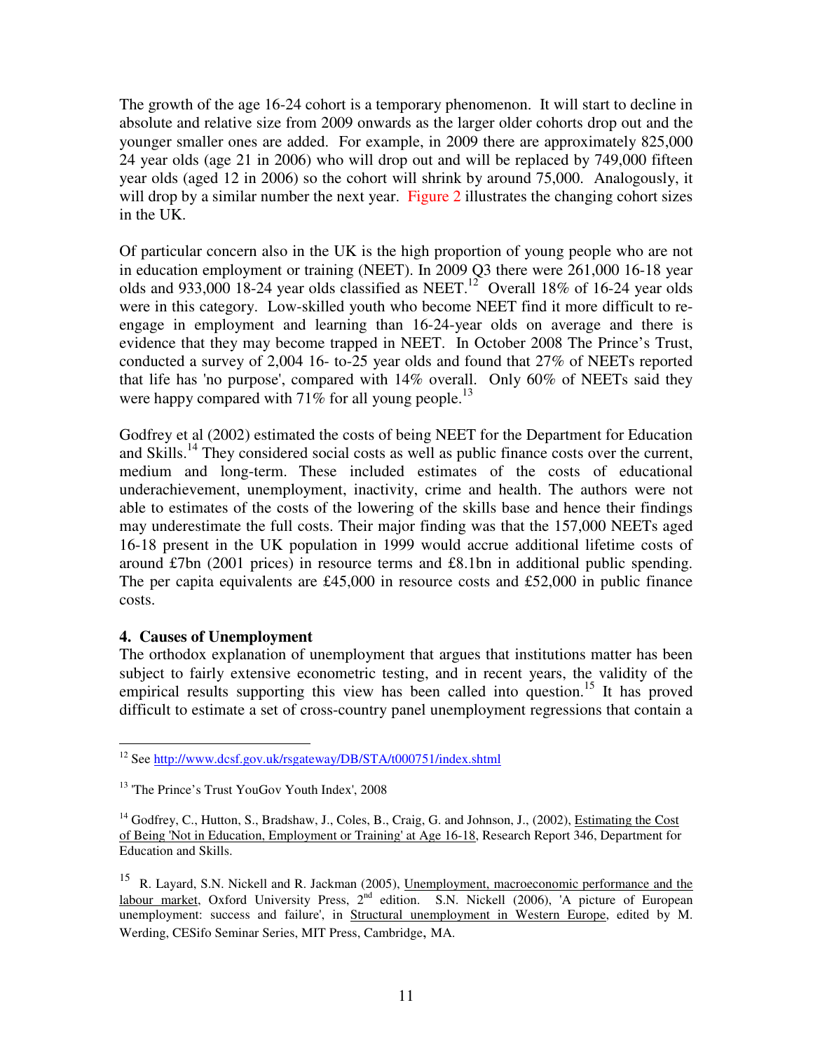The growth of the age 16-24 cohort is a temporary phenomenon. It will start to decline in absolute and relative size from 2009 onwards as the larger older cohorts drop out and the younger smaller ones are added. For example, in 2009 there are approximately 825,000 24 year olds (age 21 in 2006) who will drop out and will be replaced by 749,000 fifteen year olds (aged 12 in 2006) so the cohort will shrink by around 75,000. Analogously, it will drop by a similar number the next year. Figure 2 illustrates the changing cohort sizes in the UK.

Of particular concern also in the UK is the high proportion of young people who are not in education employment or training (NEET). In 2009 Q3 there were 261,000 16-18 year olds and 933,000 18-24 year olds classified as NEET.[12] Overall 18% of 16-24 year olds were in this category. Low-skilled youth who become NEET find it more difficult to re-engage in employment and learning than 16-24-year olds on average and there is evidence that they may become trapped in NEET. In October 2008 The Prince's Trust, conducted a survey of 2,004 16- to-25 year olds and found that 27% of NEETs reported that life has 'no purpose', compared with 14% overall. Only 60% of NEETs said they were happy compared with 71% for all young people.[13]

Godfrey et al (2002) estimated the costs of being NEET for the Department for Education and Skills.[14] They considered social costs as well as public finance costs over the current, medium and long-term. These included estimates of the costs of educational underachievement, unemployment, inactivity, crime and health. The authors were not able to estimates of the costs of the lowering of the skills base and hence their findings may underestimate the full costs. Their major finding was that the 157,000 NEETs aged 16-18 present in the UK population in 1999 would accrue additional lifetime costs of around £7bn (2001 prices) in resource terms and £8.1bn in additional public spending. The per capita equivalents are £45,000 in resource costs and £52,000 in public finance costs.

## 4. Causes of Unemployment

The orthodox explanation of unemployment that argues that institutions matter has been subject to fairly extensive econometric testing, and in recent years, the validity of the empirical results supporting this view has been called into question.[15] It has proved difficult to estimate a set of cross-country panel unemployment regressions that contain a

---

[12] See http://www.dcsf.gov.uk/rsgateway/DB/STA/t000751/index.shtml

[13] 'The Prince's Trust YouGov Youth Index', 2008

[14] Godfrey, C., Hutton, S., Bradshaw, J., Coles, B., Craig, G. and Johnson, J., (2002), Estimating the Cost of Being 'Not in Education, Employment or Training' at Age 16-18, Research Report 346, Department for Education and Skills.

[15] R. Layard, S.N. Nickell and R. Jackman (2005), Unemployment, macroeconomic performance and the labour market, Oxford University Press, 2nd edition. S.N. Nickell (2006), 'A picture of European unemployment: success and failure', in Structural unemployment in Western Europe, edited by M. Werding, CESifo Seminar Series, MIT Press, Cambridge, MA.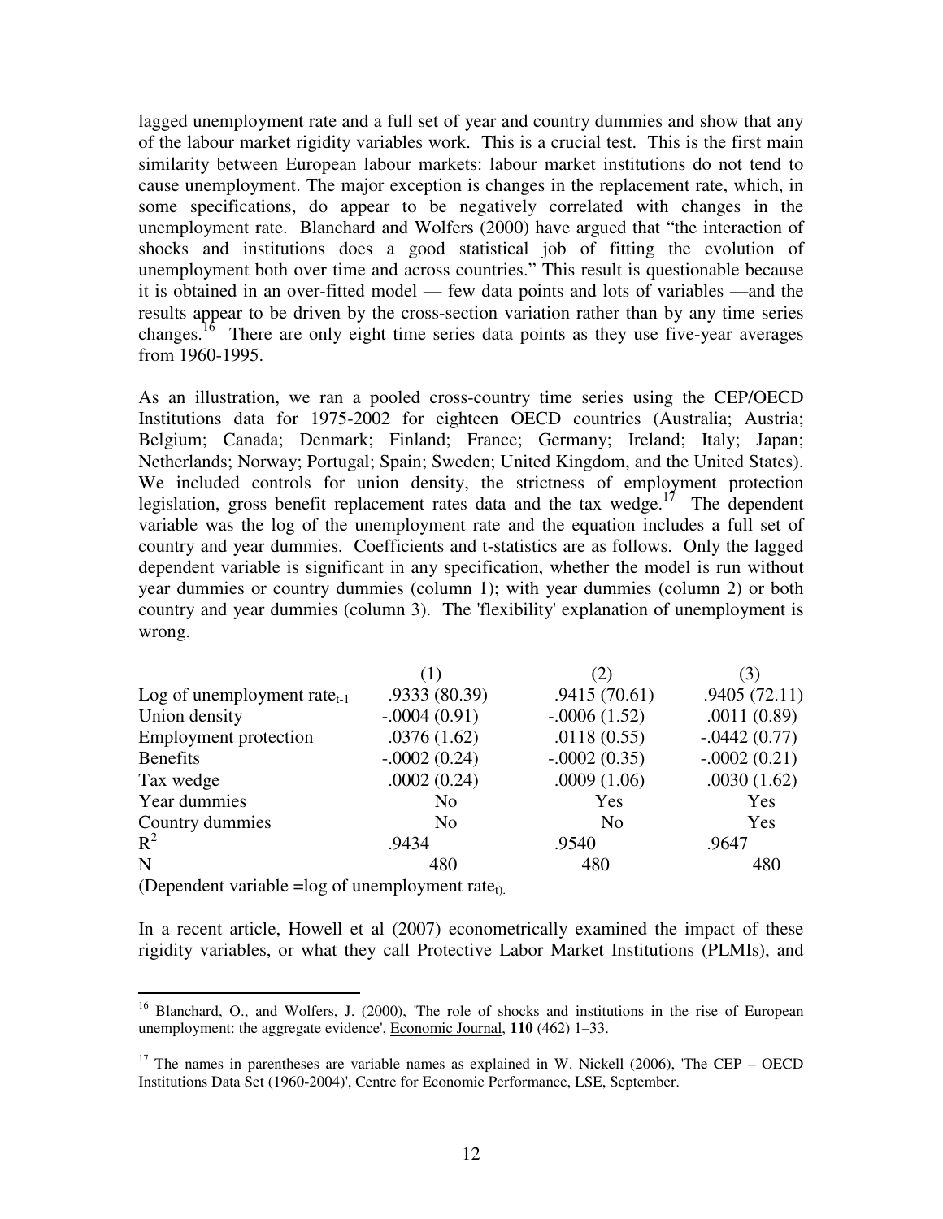lagged unemployment rate and a full set of year and country dummies and show that any of the labour market rigidity variables work. This is a crucial test. This is the first main similarity between European labour markets: labour market institutions do not tend to cause unemployment. The major exception is changes in the replacement rate, which, in some specifications, do appear to be negatively correlated with changes in the unemployment rate. Blanchard and Wolfers (2000) have argued that "the interaction of shocks and institutions does a good statistical job of fitting the evolution of unemployment both over time and across countries." This result is questionable because it is obtained in an over-fitted model — few data points and lots of variables —and the results appear to be driven by the cross-section variation rather than by any time series changes.[16] There are only eight time series data points as they use five-year averages from 1960-1995.

As an illustration, we ran a pooled cross-country time series using the CEP/OECD Institutions data for 1975-2002 for eighteen OECD countries (Australia; Austria; Belgium; Canada; Denmark; Finland; France; Germany; Ireland; Italy; Japan; Netherlands; Norway; Portugal; Spain; Sweden; United Kingdom, and the United States). We included controls for union density, the strictness of employment protection legislation, gross benefit replacement rates data and the tax wedge.[17] The dependent variable was the log of the unemployment rate and the equation includes a full set of country and year dummies. Coefficients and t-statistics are as follows. Only the lagged dependent variable is significant in any specification, whether the model is run without year dummies or country dummies (column 1); with year dummies (column 2) or both country and year dummies (column 3). The 'flexibility' explanation of unemployment is wrong.

| | (1) | (2) | (3) |
|---|---|---|---|
| Log of unemployment rate$_{t-1}$ | .9333 (80.39) | .9415 (70.61) | .9405 (72.11) |
| Union density | -.0004 (0.91) | -.0006 (1.52) | .0011 (0.89) |
| Employment protection | .0376 (1.62) | .0118 (0.55) | -.0442 (0.77) |
| Benefits | -.0002 (0.24) | -.0002 (0.35) | -.0002 (0.21) |
| Tax wedge | .0002 (0.24) | .0009 (1.06) | .0030 (1.62) |
| Year dummies | No | Yes | Yes |
| Country dummies | No | No | Yes |
| $R^2$ | .9434 | .9540 | .9647 |
| N | 480 | 480 | 480 |

(Dependent variable =log of unemployment rate$_t$)

In a recent article, Howell et al (2007) econometrically examined the impact of these rigidity variables, or what they call Protective Labor Market Institutions (PLMIs), and

---

[16] Blanchard, O., and Wolfers, J. (2000), 'The role of shocks and institutions in the rise of European unemployment: the aggregate evidence', Economic Journal, **110** (462) 1–33.

[17] The names in parentheses are variable names as explained in W. Nickell (2006), 'The CEP – OECD Institutions Data Set (1960-2004)', Centre for Economic Performance, LSE, September.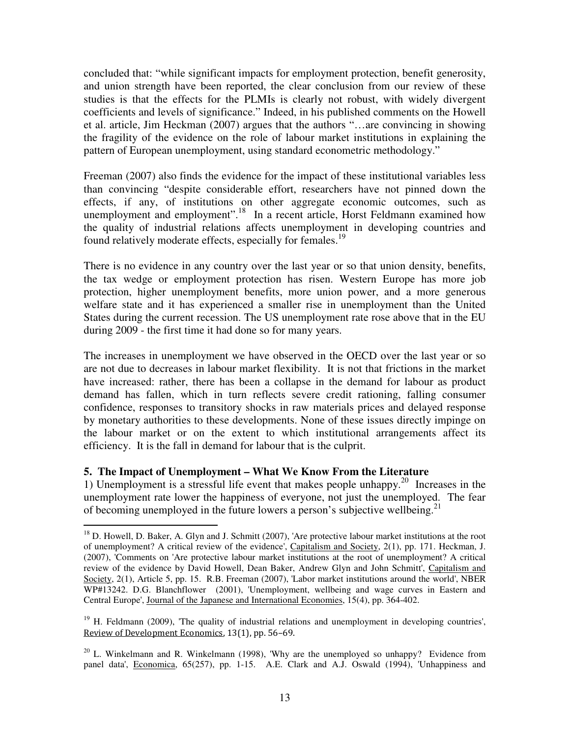concluded that: "while significant impacts for employment protection, benefit generosity, and union strength have been reported, the clear conclusion from our review of these studies is that the effects for the PLMIs is clearly not robust, with widely divergent coefficients and levels of significance." Indeed, in his published comments on the Howell et al. article, Jim Heckman (2007) argues that the authors "…are convincing in showing the fragility of the evidence on the role of labour market institutions in explaining the pattern of European unemployment, using standard econometric methodology."

Freeman (2007) also finds the evidence for the impact of these institutional variables less than convincing "despite considerable effort, researchers have not pinned down the effects, if any, of institutions on other aggregate economic outcomes, such as unemployment and employment".[18] In a recent article, Horst Feldmann examined how the quality of industrial relations affects unemployment in developing countries and found relatively moderate effects, especially for females.[19]

There is no evidence in any country over the last year or so that union density, benefits, the tax wedge or employment protection has risen. Western Europe has more job protection, higher unemployment benefits, more union power, and a more generous welfare state and it has experienced a smaller rise in unemployment than the United States during the current recession. The US unemployment rate rose above that in the EU during 2009 - the first time it had done so for many years.

The increases in unemployment we have observed in the OECD over the last year or so are not due to decreases in labour market flexibility. It is not that frictions in the market have increased: rather, there has been a collapse in the demand for labour as product demand has fallen, which in turn reflects severe credit rationing, falling consumer confidence, responses to transitory shocks in raw materials prices and delayed response by monetary authorities to these developments. None of these issues directly impinge on the labour market or on the extent to which institutional arrangements affect its efficiency. It is the fall in demand for labour that is the culprit.

## 5. The Impact of Unemployment – What We Know From the Literature

1) Unemployment is a stressful life event that makes people unhappy.[20] Increases in the unemployment rate lower the happiness of everyone, not just the unemployed. The fear of becoming unemployed in the future lowers a person's subjective wellbeing.[21]

---

[18] D. Howell, D. Baker, A. Glyn and J. Schmitt (2007), 'Are protective labour market institutions at the root of unemployment? A critical review of the evidence', Capitalism and Society, 2(1), pp. 171. Heckman, J. (2007), 'Comments on 'Are protective labour market institutions at the root of unemployment? A critical review of the evidence by David Howell, Dean Baker, Andrew Glyn and John Schmitt', Capitalism and Society, 2(1), Article 5, pp. 15. R.B. Freeman (2007), 'Labor market institutions around the world', NBER WP#13242. D.G. Blanchflower (2001), 'Unemployment, wellbeing and wage curves in Eastern and Central Europe', Journal of the Japanese and International Economies, 15(4), pp. 364-402.

[19] H. Feldmann (2009), 'The quality of industrial relations and unemployment in developing countries', Review of Development Economics, 13(1), pp. 56–69.

[20] L. Winkelmann and R. Winkelmann (1998), 'Why are the unemployed so unhappy? Evidence from panel data', Economica, 65(257), pp. 1-15. A.E. Clark and A.J. Oswald (1994), 'Unhappiness and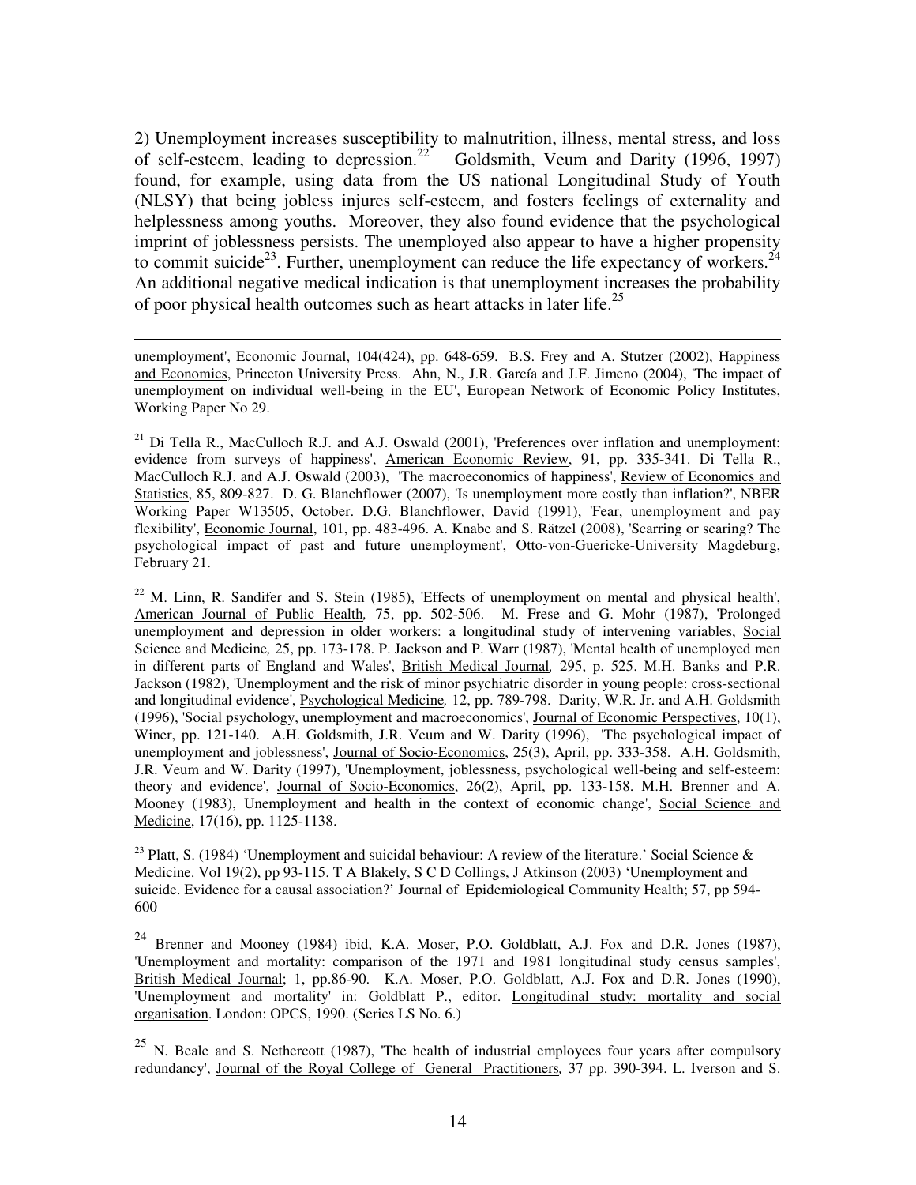2) Unemployment increases susceptibility to malnutrition, illness, mental stress, and loss of self-esteem, leading to depression.[22] Goldsmith, Veum and Darity (1996, 1997) found, for example, using data from the US national Longitudinal Study of Youth (NLSY) that being jobless injures self-esteem, and fosters feelings of externality and helplessness among youths. Moreover, they also found evidence that the psychological imprint of joblessness persists. The unemployed also appear to have a higher propensity to commit suicide[23]. Further, unemployment can reduce the life expectancy of workers.[24] An additional negative medical indication is that unemployment increases the probability of poor physical health outcomes such as heart attacks in later life.[25]

---

unemployment', Economic Journal, 104(424), pp. 648-659. B.S. Frey and A. Stutzer (2002), Happiness and Economics, Princeton University Press. Ahn, N., J.R. García and J.F. Jimeno (2004), 'The impact of unemployment on individual well-being in the EU', European Network of Economic Policy Institutes, Working Paper No 29.

[21] Di Tella R., MacCulloch R.J. and A.J. Oswald (2001), 'Preferences over inflation and unemployment: evidence from surveys of happiness', American Economic Review, 91, pp. 335-341. Di Tella R., MacCulloch R.J. and A.J. Oswald (2003), 'The macroeconomics of happiness', Review of Economics and Statistics, 85, 809-827. D. G. Blanchflower (2007), 'Is unemployment more costly than inflation?', NBER Working Paper W13505, October. D.G. Blanchflower, David (1991), 'Fear, unemployment and pay flexibility', Economic Journal, 101, pp. 483-496. A. Knabe and S. Rätzel (2008), 'Scarring or scaring? The psychological impact of past and future unemployment', Otto-von-Guericke-University Magdeburg, February 21.

[22] M. Linn, R. Sandifer and S. Stein (1985), 'Effects of unemployment on mental and physical health', American Journal of Public Health, 75, pp. 502-506. M. Frese and G. Mohr (1987), 'Prolonged unemployment and depression in older workers: a longitudinal study of intervening variables, Social Science and Medicine, 25, pp. 173-178. P. Jackson and P. Warr (1987), 'Mental health of unemployed men in different parts of England and Wales', British Medical Journal, 295, p. 525. M.H. Banks and P.R. Jackson (1982), 'Unemployment and the risk of minor psychiatric disorder in young people: cross-sectional and longitudinal evidence', Psychological Medicine, 12, pp. 789-798. Darity, W.R. Jr. and A.H. Goldsmith (1996), 'Social psychology, unemployment and macroeconomics', Journal of Economic Perspectives, 10(1), Winer, pp. 121-140. A.H. Goldsmith, J.R. Veum and W. Darity (1996), 'The psychological impact of unemployment and joblessness', Journal of Socio-Economics, 25(3), April, pp. 333-358. A.H. Goldsmith, J.R. Veum and W. Darity (1997), 'Unemployment, joblessness, psychological well-being and self-esteem: theory and evidence', Journal of Socio-Economics, 26(2), April, pp. 133-158. M.H. Brenner and A. Mooney (1983), Unemployment and health in the context of economic change', Social Science and Medicine, 17(16), pp. 1125-1138.

[23] Platt, S. (1984) 'Unemployment and suicidal behaviour: A review of the literature.' Social Science & Medicine. Vol 19(2), pp 93-115. T A Blakely, S C D Collings, J Atkinson (2003) 'Unemployment and suicide. Evidence for a causal association?' Journal of Epidemiological Community Health; 57, pp 594-600

[24] Brenner and Mooney (1984) ibid, K.A. Moser, P.O. Goldblatt, A.J. Fox and D.R. Jones (1987), 'Unemployment and mortality: comparison of the 1971 and 1981 longitudinal study census samples', British Medical Journal; 1, pp.86-90. K.A. Moser, P.O. Goldblatt, A.J. Fox and D.R. Jones (1990), 'Unemployment and mortality' in: Goldblatt P., editor. Longitudinal study: mortality and social organisation. London: OPCS, 1990. (Series LS No. 6.)

[25] N. Beale and S. Nethercott (1987), 'The health of industrial employees four years after compulsory redundancy', Journal of the Royal College of General Practitioners, 37 pp. 390-394. L. Iverson and S.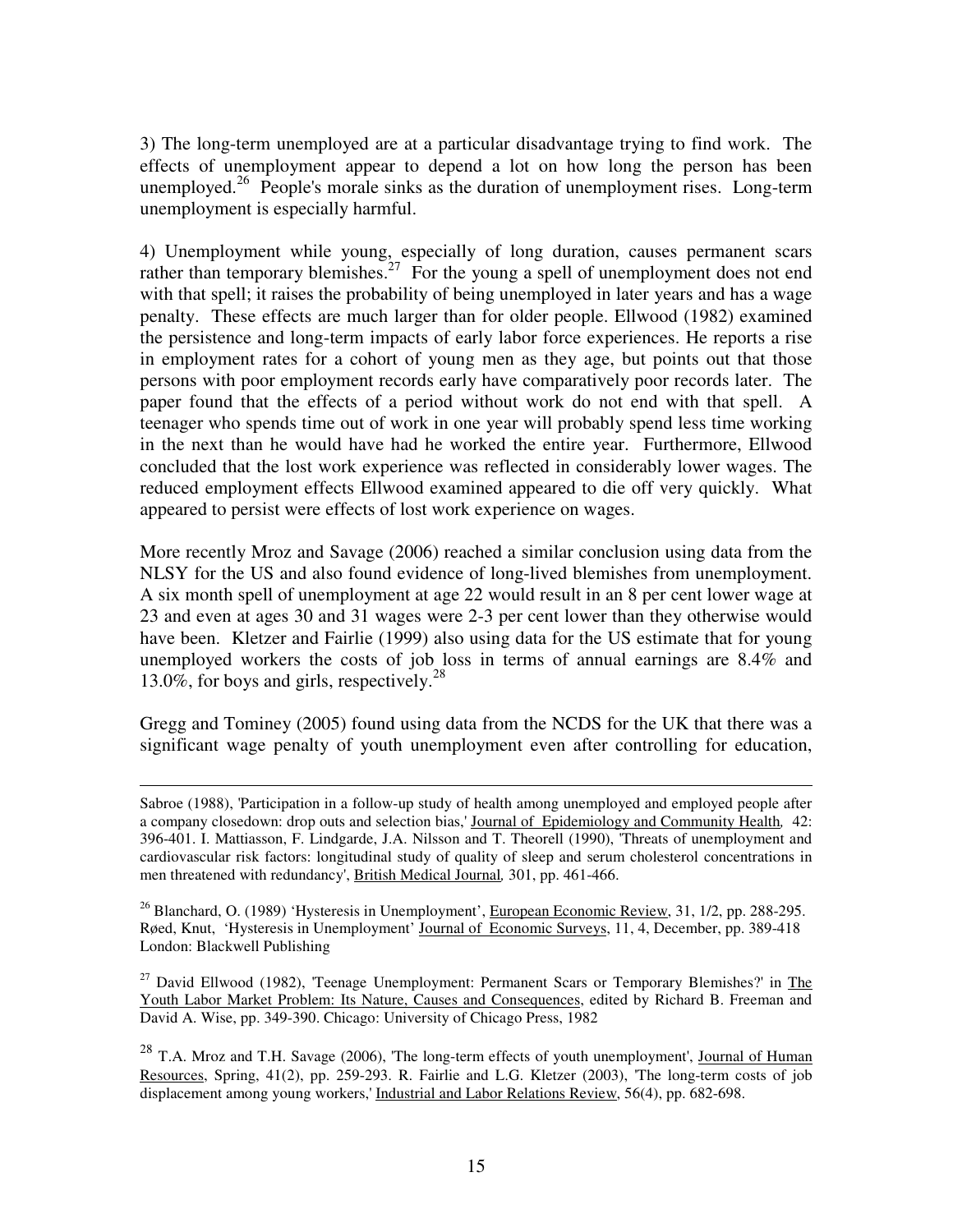3) The long-term unemployed are at a particular disadvantage trying to find work. The effects of unemployment appear to depend a lot on how long the person has been unemployed.[26] People's morale sinks as the duration of unemployment rises. Long-term unemployment is especially harmful.

4) Unemployment while young, especially of long duration, causes permanent scars rather than temporary blemishes.[27] For the young a spell of unemployment does not end with that spell; it raises the probability of being unemployed in later years and has a wage penalty. These effects are much larger than for older people. Ellwood (1982) examined the persistence and long-term impacts of early labor force experiences. He reports a rise in employment rates for a cohort of young men as they age, but points out that those persons with poor employment records early have comparatively poor records later. The paper found that the effects of a period without work do not end with that spell. A teenager who spends time out of work in one year will probably spend less time working in the next than he would have had he worked the entire year. Furthermore, Ellwood concluded that the lost work experience was reflected in considerably lower wages. The reduced employment effects Ellwood examined appeared to die off very quickly. What appeared to persist were effects of lost work experience on wages.

More recently Mroz and Savage (2006) reached a similar conclusion using data from the NLSY for the US and also found evidence of long-lived blemishes from unemployment. A six month spell of unemployment at age 22 would result in an 8 per cent lower wage at 23 and even at ages 30 and 31 wages were 2-3 per cent lower than they otherwise would have been. Kletzer and Fairlie (1999) also using data for the US estimate that for young unemployed workers the costs of job loss in terms of annual earnings are 8.4% and 13.0%, for boys and girls, respectively.[28]

Gregg and Tominey (2005) found using data from the NCDS for the UK that there was a significant wage penalty of youth unemployment even after controlling for education,

---

Sabroe (1988), 'Participation in a follow-up study of health among unemployed and employed people after a company closedown: drop outs and selection bias,' Journal of Epidemiology and Community Health, 42: 396-401. I. Mattiasson, F. Lindgarde, J.A. Nilsson and T. Theorell (1990), 'Threats of unemployment and cardiovascular risk factors: longitudinal study of quality of sleep and serum cholesterol concentrations in men threatened with redundancy', British Medical Journal, 301, pp. 461-466.

[26] Blanchard, O. (1989) 'Hysteresis in Unemployment', European Economic Review, 31, 1/2, pp. 288-295. Røed, Knut, 'Hysteresis in Unemployment' Journal of Economic Surveys, 11, 4, December, pp. 389-418 London: Blackwell Publishing

[27] David Ellwood (1982), 'Teenage Unemployment: Permanent Scars or Temporary Blemishes?' in The Youth Labor Market Problem: Its Nature, Causes and Consequences, edited by Richard B. Freeman and David A. Wise, pp. 349-390. Chicago: University of Chicago Press, 1982

[28] T.A. Mroz and T.H. Savage (2006), 'The long-term effects of youth unemployment', Journal of Human Resources, Spring, 41(2), pp. 259-293. R. Fairlie and L.G. Kletzer (2003), 'The long-term costs of job displacement among young workers,' Industrial and Labor Relations Review, 56(4), pp. 682-698.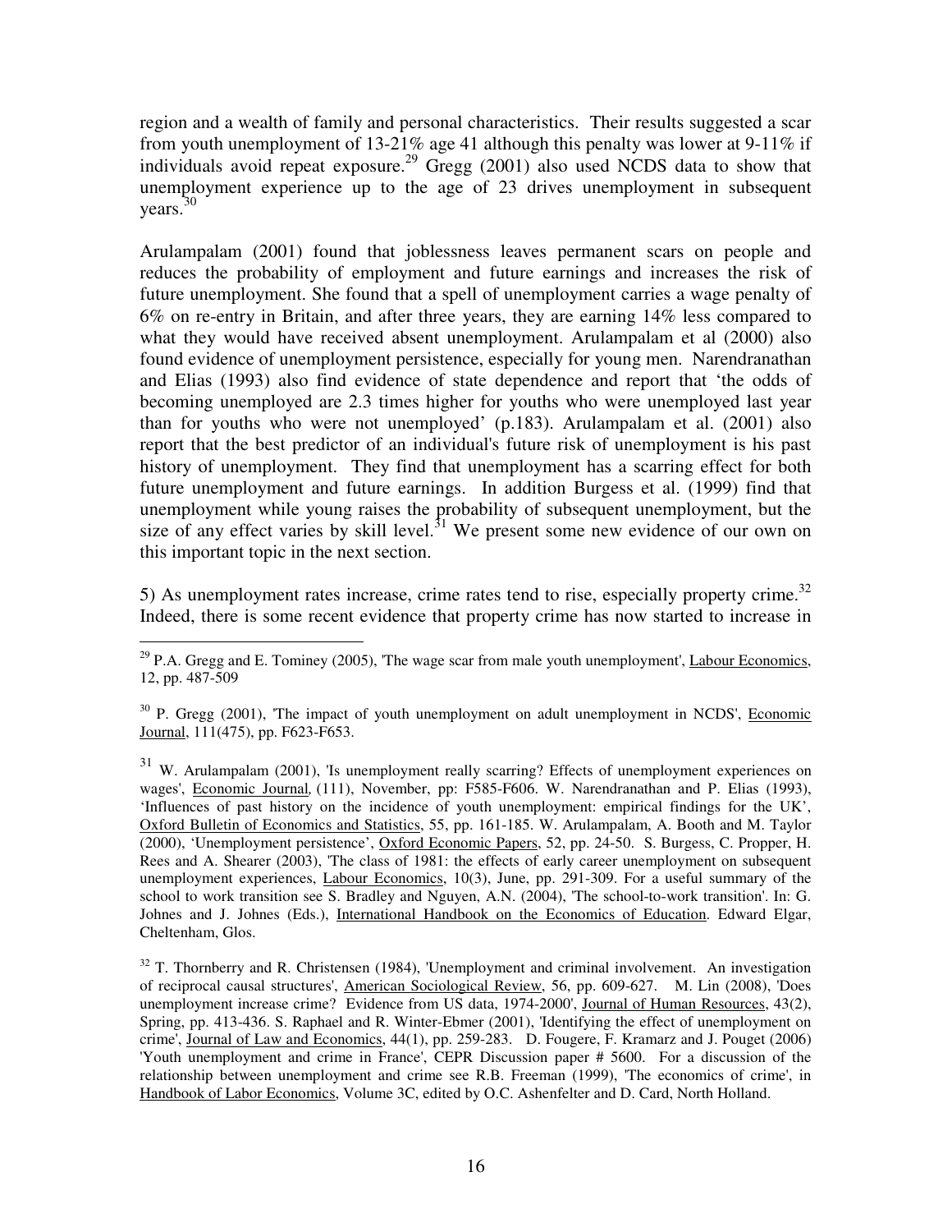region and a wealth of family and personal characteristics. Their results suggested a scar from youth unemployment of 13-21% age 41 although this penalty was lower at 9-11% if individuals avoid repeat exposure.[29] Gregg (2001) also used NCDS data to show that unemployment experience up to the age of 23 drives unemployment in subsequent years.[30]

Arulampalam (2001) found that joblessness leaves permanent scars on people and reduces the probability of employment and future earnings and increases the risk of future unemployment. She found that a spell of unemployment carries a wage penalty of 6% on re-entry in Britain, and after three years, they are earning 14% less compared to what they would have received absent unemployment. Arulampalam et al (2000) also found evidence of unemployment persistence, especially for young men. Narendranathan and Elias (1993) also find evidence of state dependence and report that 'the odds of becoming unemployed are 2.3 times higher for youths who were unemployed last year than for youths who were not unemployed' (p.183). Arulampalam et al. (2001) also report that the best predictor of an individual's future risk of unemployment is his past history of unemployment. They find that unemployment has a scarring effect for both future unemployment and future earnings. In addition Burgess et al. (1999) find that unemployment while young raises the probability of subsequent unemployment, but the size of any effect varies by skill level.[31] We present some new evidence of our own on this important topic in the next section.

5) As unemployment rates increase, crime rates tend to rise, especially property crime.[32] Indeed, there is some recent evidence that property crime has now started to increase in

---

[29] P.A. Gregg and E. Tominey (2005), 'The wage scar from male youth unemployment', Labour Economics, 12, pp. 487-509

[30] P. Gregg (2001), 'The impact of youth unemployment on adult unemployment in NCDS', Economic Journal, 111(475), pp. F623-F653.

[31] W. Arulampalam (2001), 'Is unemployment really scarring? Effects of unemployment experiences on wages', Economic Journal, (111), November, pp: F585-F606. W. Narendranathan and P. Elias (1993), 'Influences of past history on the incidence of youth unemployment: empirical findings for the UK', Oxford Bulletin of Economics and Statistics, 55, pp. 161-185. W. Arulampalam, A. Booth and M. Taylor (2000), 'Unemployment persistence', Oxford Economic Papers, 52, pp. 24-50. S. Burgess, C. Propper, H. Rees and A. Shearer (2003), 'The class of 1981: the effects of early career unemployment on subsequent unemployment experiences, Labour Economics, 10(3), June, pp. 291-309. For a useful summary of the school to work transition see S. Bradley and Nguyen, A.N. (2004), 'The school-to-work transition'. In: G. Johnes and J. Johnes (Eds.), International Handbook on the Economics of Education. Edward Elgar, Cheltenham, Glos.

[32] T. Thornberry and R. Christensen (1984), 'Unemployment and criminal involvement. An investigation of reciprocal causal structures', American Sociological Review, 56, pp. 609-627. M. Lin (2008), 'Does unemployment increase crime? Evidence from US data, 1974-2000', Journal of Human Resources, 43(2), Spring, pp. 413-436. S. Raphael and R. Winter-Ebmer (2001), 'Identifying the effect of unemployment on crime', Journal of Law and Economics, 44(1), pp. 259-283. D. Fougere, F. Kramarz and J. Pouget (2006) 'Youth unemployment and crime in France', CEPR Discussion paper # 5600. For a discussion of the relationship between unemployment and crime see R.B. Freeman (1999), 'The economics of crime', in Handbook of Labor Economics, Volume 3C, edited by O.C. Ashenfelter and D. Card, North Holland.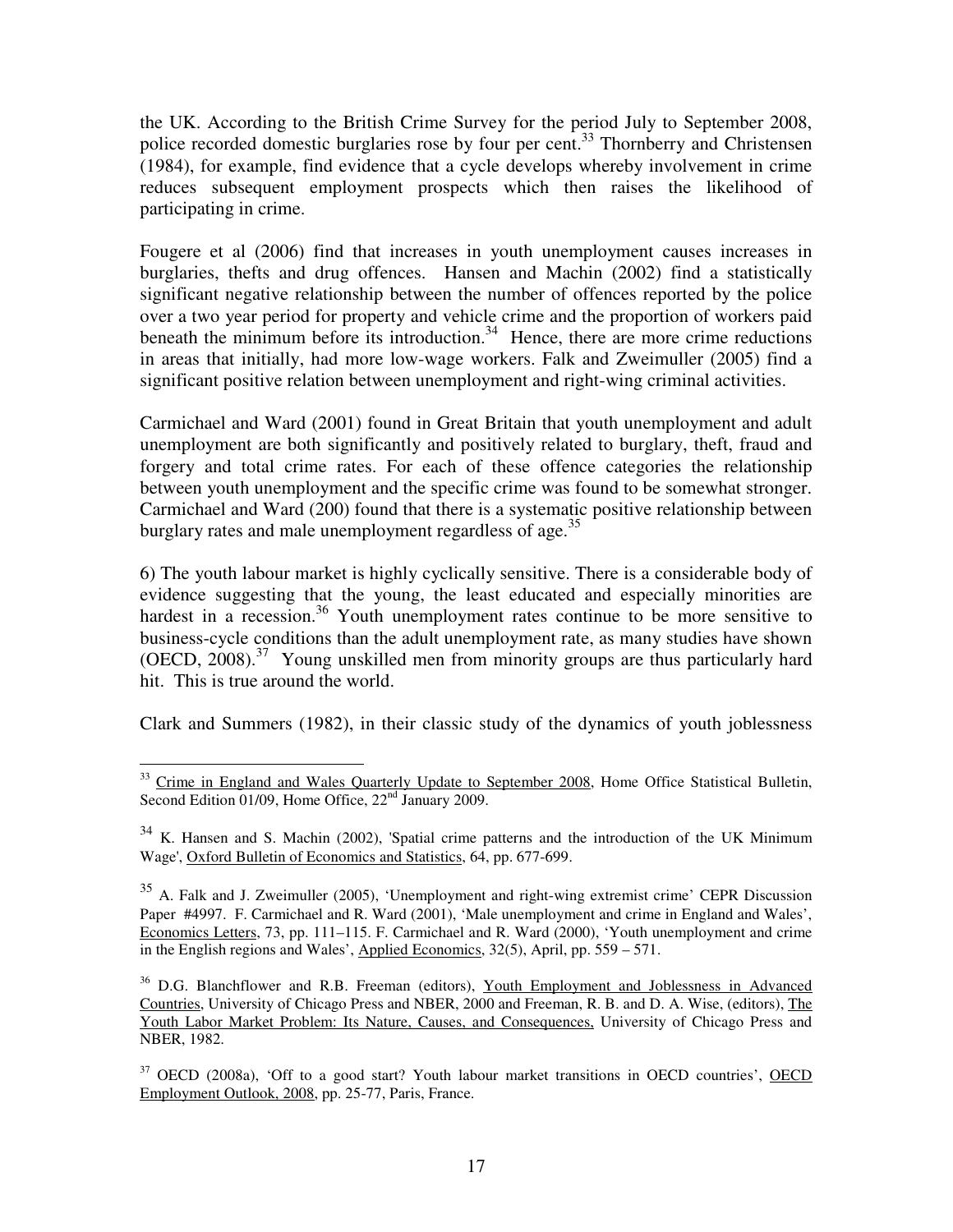the UK. According to the British Crime Survey for the period July to September 2008, police recorded domestic burglaries rose by four per cent.[33] Thornberry and Christensen (1984), for example, find evidence that a cycle develops whereby involvement in crime reduces subsequent employment prospects which then raises the likelihood of participating in crime.

Fougere et al (2006) find that increases in youth unemployment causes increases in burglaries, thefts and drug offences. Hansen and Machin (2002) find a statistically significant negative relationship between the number of offences reported by the police over a two year period for property and vehicle crime and the proportion of workers paid beneath the minimum before its introduction.[34] Hence, there are more crime reductions in areas that initially, had more low-wage workers. Falk and Zweimuller (2005) find a significant positive relation between unemployment and right-wing criminal activities.

Carmichael and Ward (2001) found in Great Britain that youth unemployment and adult unemployment are both significantly and positively related to burglary, theft, fraud and forgery and total crime rates. For each of these offence categories the relationship between youth unemployment and the specific crime was found to be somewhat stronger. Carmichael and Ward (200) found that there is a systematic positive relationship between burglary rates and male unemployment regardless of age.[35]

6) The youth labour market is highly cyclically sensitive. There is a considerable body of evidence suggesting that the young, the least educated and especially minorities are hardest in a recession.[36] Youth unemployment rates continue to be more sensitive to business-cycle conditions than the adult unemployment rate, as many studies have shown (OECD, 2008).[37] Young unskilled men from minority groups are thus particularly hard hit. This is true around the world.

Clark and Summers (1982), in their classic study of the dynamics of youth joblessness

---

[33] Crime in England and Wales Quarterly Update to September 2008, Home Office Statistical Bulletin, Second Edition 01/09, Home Office, 22nd January 2009.

[34] K. Hansen and S. Machin (2002), 'Spatial crime patterns and the introduction of the UK Minimum Wage', Oxford Bulletin of Economics and Statistics, 64, pp. 677-699.

[35] A. Falk and J. Zweimuller (2005), 'Unemployment and right-wing extremist crime' CEPR Discussion Paper #4997. F. Carmichael and R. Ward (2001), 'Male unemployment and crime in England and Wales', Economics Letters, 73, pp. 111–115. F. Carmichael and R. Ward (2000), 'Youth unemployment and crime in the English regions and Wales', Applied Economics, 32(5), April, pp. 559 – 571.

[36] D.G. Blanchflower and R.B. Freeman (editors), Youth Employment and Joblessness in Advanced Countries, University of Chicago Press and NBER, 2000 and Freeman, R. B. and D. A. Wise, (editors), The Youth Labor Market Problem: Its Nature, Causes, and Consequences, University of Chicago Press and NBER, 1982.

[37] OECD (2008a), 'Off to a good start? Youth labour market transitions in OECD countries', OECD Employment Outlook, 2008, pp. 25-77, Paris, France.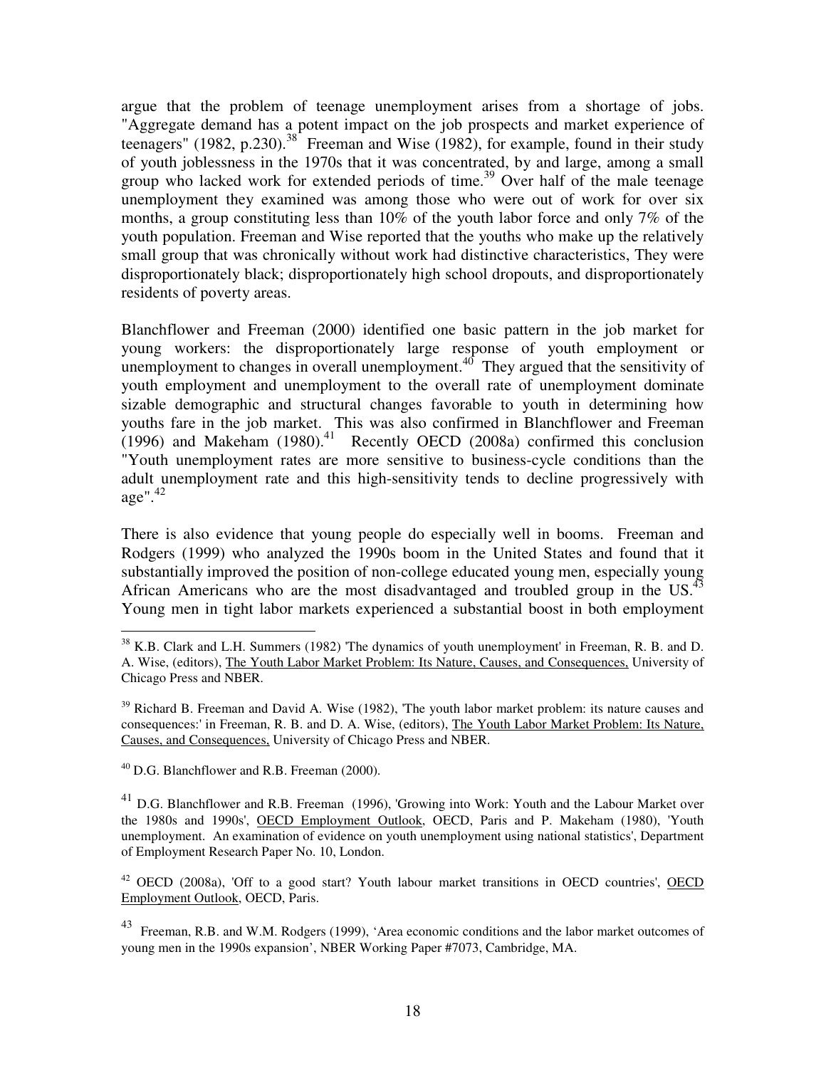argue that the problem of teenage unemployment arises from a shortage of jobs. "Aggregate demand has a potent impact on the job prospects and market experience of teenagers" (1982, p.230).[38] Freeman and Wise (1982), for example, found in their study of youth joblessness in the 1970s that it was concentrated, by and large, among a small group who lacked work for extended periods of time.[39] Over half of the male teenage unemployment they examined was among those who were out of work for over six months, a group constituting less than 10% of the youth labor force and only 7% of the youth population. Freeman and Wise reported that the youths who make up the relatively small group that was chronically without work had distinctive characteristics, They were disproportionately black; disproportionately high school dropouts, and disproportionately residents of poverty areas.

Blanchflower and Freeman (2000) identified one basic pattern in the job market for young workers: the disproportionately large response of youth employment or unemployment to changes in overall unemployment.[40] They argued that the sensitivity of youth employment and unemployment to the overall rate of unemployment dominate sizable demographic and structural changes favorable to youth in determining how youths fare in the job market. This was also confirmed in Blanchflower and Freeman (1996) and Makeham (1980).[41] Recently OECD (2008a) confirmed this conclusion "Youth unemployment rates are more sensitive to business-cycle conditions than the adult unemployment rate and this high-sensitivity tends to decline progressively with age".[42]

There is also evidence that young people do especially well in booms. Freeman and Rodgers (1999) who analyzed the 1990s boom in the United States and found that it substantially improved the position of non-college educated young men, especially young African Americans who are the most disadvantaged and troubled group in the US.[43] Young men in tight labor markets experienced a substantial boost in both employment

---

[38] K.B. Clark and L.H. Summers (1982) 'The dynamics of youth unemployment' in Freeman, R. B. and D. A. Wise, (editors), The Youth Labor Market Problem: Its Nature, Causes, and Consequences, University of Chicago Press and NBER.

[39] Richard B. Freeman and David A. Wise (1982), 'The youth labor market problem: its nature causes and consequences:' in Freeman, R. B. and D. A. Wise, (editors), The Youth Labor Market Problem: Its Nature, Causes, and Consequences, University of Chicago Press and NBER.

[40] D.G. Blanchflower and R.B. Freeman (2000).

[41] D.G. Blanchflower and R.B. Freeman (1996), 'Growing into Work: Youth and the Labour Market over the 1980s and 1990s', OECD Employment Outlook, OECD, Paris and P. Makeham (1980), 'Youth unemployment. An examination of evidence on youth unemployment using national statistics', Department of Employment Research Paper No. 10, London.

[42] OECD (2008a), 'Off to a good start? Youth labour market transitions in OECD countries', OECD Employment Outlook, OECD, Paris.

[43] Freeman, R.B. and W.M. Rodgers (1999), 'Area economic conditions and the labor market outcomes of young men in the 1990s expansion', NBER Working Paper #7073, Cambridge, MA.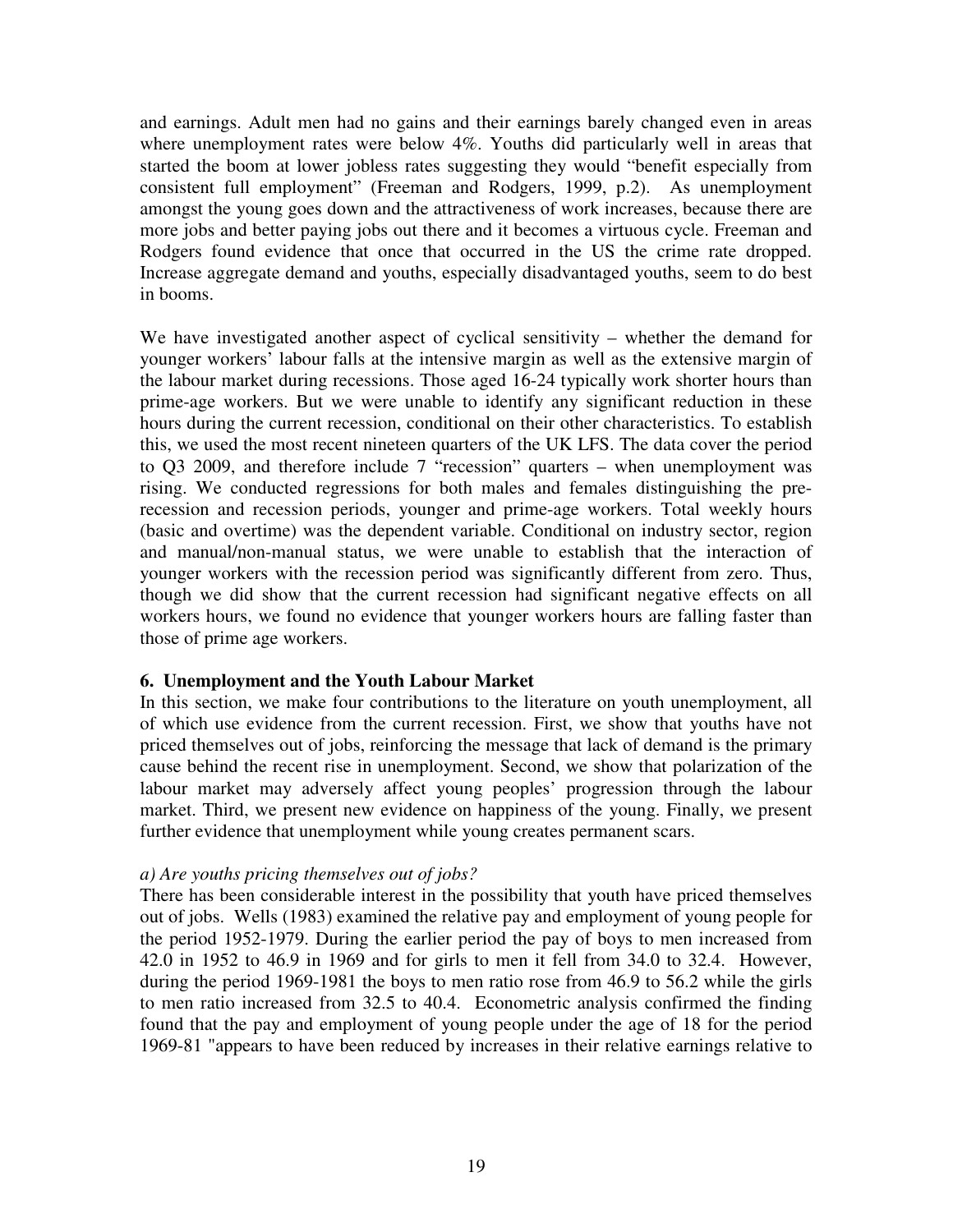and earnings. Adult men had no gains and their earnings barely changed even in areas where unemployment rates were below 4%. Youths did particularly well in areas that started the boom at lower jobless rates suggesting they would "benefit especially from consistent full employment" (Freeman and Rodgers, 1999, p.2). As unemployment amongst the young goes down and the attractiveness of work increases, because there are more jobs and better paying jobs out there and it becomes a virtuous cycle. Freeman and Rodgers found evidence that once that occurred in the US the crime rate dropped. Increase aggregate demand and youths, especially disadvantaged youths, seem to do best in booms.

We have investigated another aspect of cyclical sensitivity – whether the demand for younger workers' labour falls at the intensive margin as well as the extensive margin of the labour market during recessions. Those aged 16-24 typically work shorter hours than prime-age workers. But we were unable to identify any significant reduction in these hours during the current recession, conditional on their other characteristics. To establish this, we used the most recent nineteen quarters of the UK LFS. The data cover the period to Q3 2009, and therefore include 7 "recession" quarters – when unemployment was rising. We conducted regressions for both males and females distinguishing the pre-recession and recession periods, younger and prime-age workers. Total weekly hours (basic and overtime) was the dependent variable. Conditional on industry sector, region and manual/non-manual status, we were unable to establish that the interaction of younger workers with the recession period was significantly different from zero. Thus, though we did show that the current recession had significant negative effects on all workers hours, we found no evidence that younger workers hours are falling faster than those of prime age workers.

## 6. Unemployment and the Youth Labour Market

In this section, we make four contributions to the literature on youth unemployment, all of which use evidence from the current recession. First, we show that youths have not priced themselves out of jobs, reinforcing the message that lack of demand is the primary cause behind the recent rise in unemployment. Second, we show that polarization of the labour market may adversely affect young peoples' progression through the labour market. Third, we present new evidence on happiness of the young. Finally, we present further evidence that unemployment while young creates permanent scars.

### *a) Are youths pricing themselves out of jobs?*

There has been considerable interest in the possibility that youth have priced themselves out of jobs. Wells (1983) examined the relative pay and employment of young people for the period 1952-1979. During the earlier period the pay of boys to men increased from 42.0 in 1952 to 46.9 in 1969 and for girls to men it fell from 34.0 to 32.4. However, during the period 1969-1981 the boys to men ratio rose from 46.9 to 56.2 while the girls to men ratio increased from 32.5 to 40.4. Econometric analysis confirmed the finding found that the pay and employment of young people under the age of 18 for the period 1969-81 "appears to have been reduced by increases in their relative earnings relative to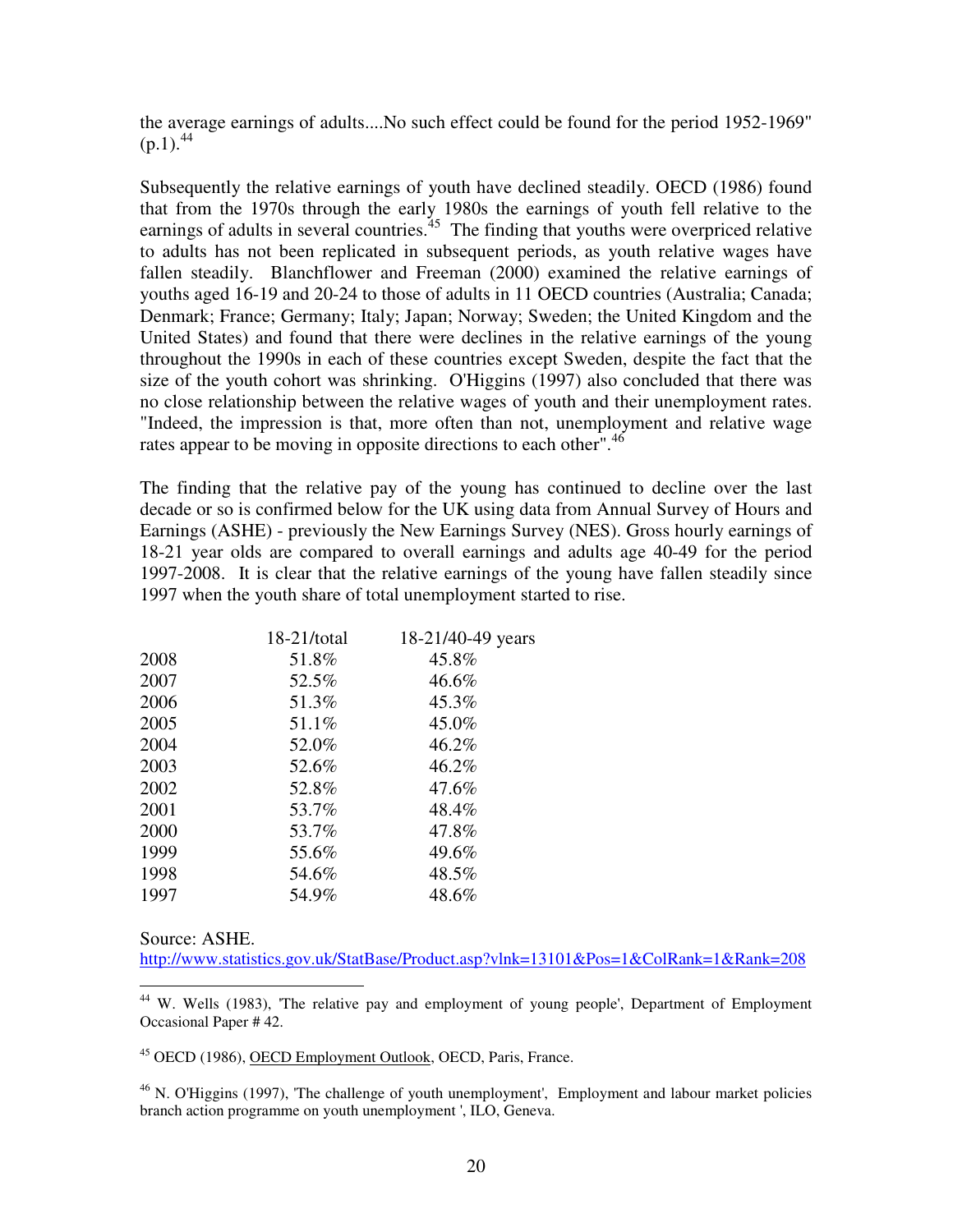the average earnings of adults....No such effect could be found for the period 1952-1969" (p.1).[44]

Subsequently the relative earnings of youth have declined steadily. OECD (1986) found that from the 1970s through the early 1980s the earnings of youth fell relative to the earnings of adults in several countries.[45] The finding that youths were overpriced relative to adults has not been replicated in subsequent periods, as youth relative wages have fallen steadily. Blanchflower and Freeman (2000) examined the relative earnings of youths aged 16-19 and 20-24 to those of adults in 11 OECD countries (Australia; Canada; Denmark; France; Germany; Italy; Japan; Norway; Sweden; the United Kingdom and the United States) and found that there were declines in the relative earnings of the young throughout the 1990s in each of these countries except Sweden, despite the fact that the size of the youth cohort was shrinking. O'Higgins (1997) also concluded that there was no close relationship between the relative wages of youth and their unemployment rates. "Indeed, the impression is that, more often than not, unemployment and relative wage rates appear to be moving in opposite directions to each other".[46]

The finding that the relative pay of the young has continued to decline over the last decade or so is confirmed below for the UK using data from Annual Survey of Hours and Earnings (ASHE) - previously the New Earnings Survey (NES). Gross hourly earnings of 18-21 year olds are compared to overall earnings and adults age 40-49 for the period 1997-2008. It is clear that the relative earnings of the young have fallen steadily since 1997 when the youth share of total unemployment started to rise.

| | 18-21/total | 18-21/40-49 years |
|---|---|---|
| 2008 | 51.8% | 45.8% |
| 2007 | 52.5% | 46.6% |
| 2006 | 51.3% | 45.3% |
| 2005 | 51.1% | 45.0% |
| 2004 | 52.0% | 46.2% |
| 2003 | 52.6% | 46.2% |
| 2002 | 52.8% | 47.6% |
| 2001 | 53.7% | 48.4% |
| 2000 | 53.7% | 47.8% |
| 1999 | 55.6% | 49.6% |
| 1998 | 54.6% | 48.5% |
| 1997 | 54.9% | 48.6% |

Source: ASHE.
http://www.statistics.gov.uk/StatBase/Product.asp?vlnk=13101&Pos=1&ColRank=1&Rank=208

[44] W. Wells (1983), 'The relative pay and employment of young people', Department of Employment Occasional Paper # 42.

[45] OECD (1986), OECD Employment Outlook, OECD, Paris, France.

[46] N. O'Higgins (1997), 'The challenge of youth unemployment', Employment and labour market policies branch action programme on youth unemployment ', ILO, Geneva.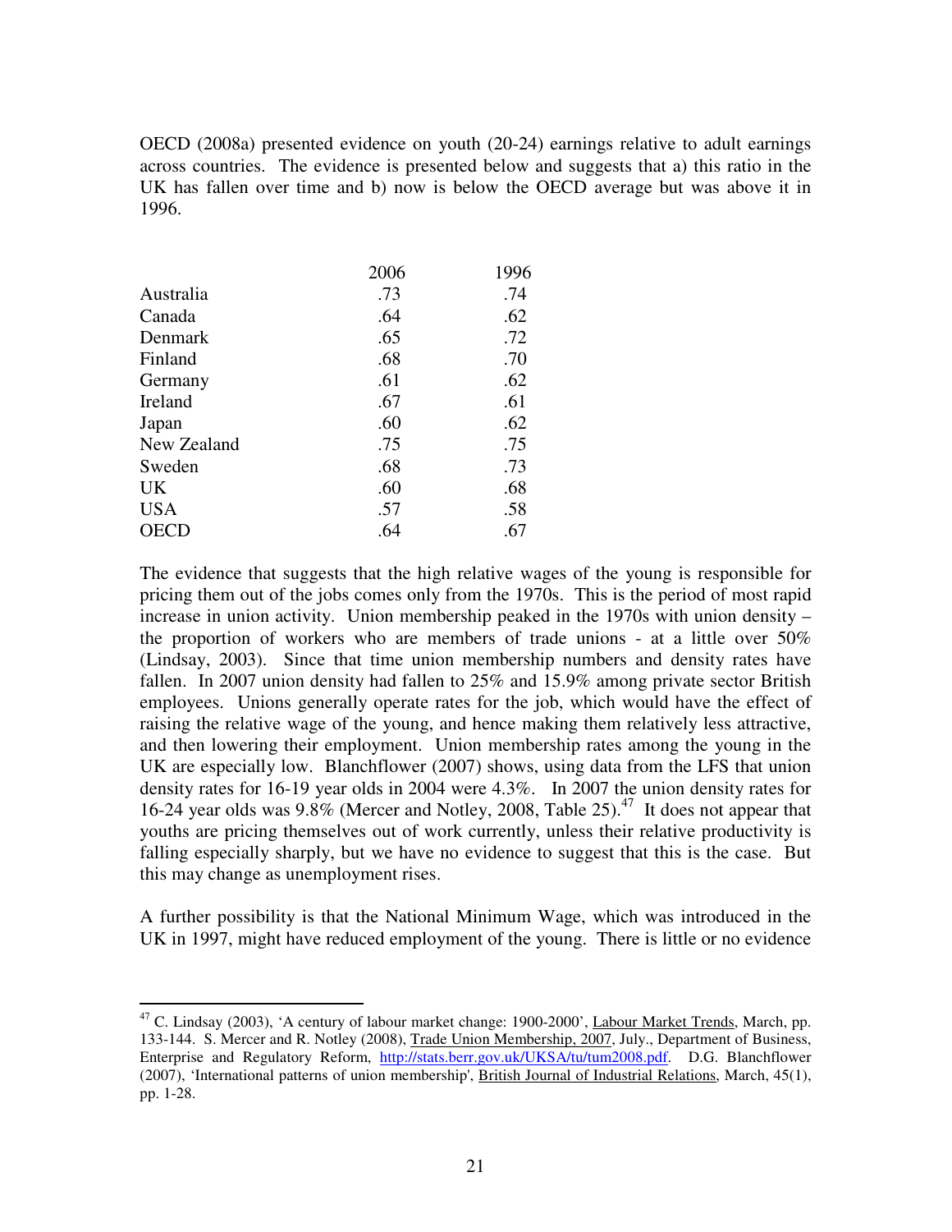OECD (2008a) presented evidence on youth (20-24) earnings relative to adult earnings across countries. The evidence is presented below and suggests that a) this ratio in the UK has fallen over time and b) now is below the OECD average but was above it in 1996.

| | 2006 | 1996 |
|---|---|---|
| Australia | .73 | .74 |
| Canada | .64 | .62 |
| Denmark | .65 | .72 |
| Finland | .68 | .70 |
| Germany | .61 | .62 |
| Ireland | .67 | .61 |
| Japan | .60 | .62 |
| New Zealand | .75 | .75 |
| Sweden | .68 | .73 |
| UK | .60 | .68 |
| USA | .57 | .58 |
| OECD | .64 | .67 |

The evidence that suggests that the high relative wages of the young is responsible for pricing them out of the jobs comes only from the 1970s. This is the period of most rapid increase in union activity. Union membership peaked in the 1970s with union density – the proportion of workers who are members of trade unions - at a little over 50% (Lindsay, 2003). Since that time union membership numbers and density rates have fallen. In 2007 union density had fallen to 25% and 15.9% among private sector British employees. Unions generally operate rates for the job, which would have the effect of raising the relative wage of the young, and hence making them relatively less attractive, and then lowering their employment. Union membership rates among the young in the UK are especially low. Blanchflower (2007) shows, using data from the LFS that union density rates for 16-19 year olds in 2004 were 4.3%. In 2007 the union density rates for 16-24 year olds was 9.8% (Mercer and Notley, 2008, Table 25).[47] It does not appear that youths are pricing themselves out of work currently, unless their relative productivity is falling especially sharply, but we have no evidence to suggest that this is the case. But this may change as unemployment rises.

A further possibility is that the National Minimum Wage, which was introduced in the UK in 1997, might have reduced employment of the young. There is little or no evidence

[47] C. Lindsay (2003), 'A century of labour market change: 1900-2000', Labour Market Trends, March, pp. 133-144. S. Mercer and R. Notley (2008), Trade Union Membership, 2007, July., Department of Business, Enterprise and Regulatory Reform, http://stats.berr.gov.uk/UKSA/tu/tum2008.pdf. D.G. Blanchflower (2007), 'International patterns of union membership', British Journal of Industrial Relations, March, 45(1), pp. 1-28.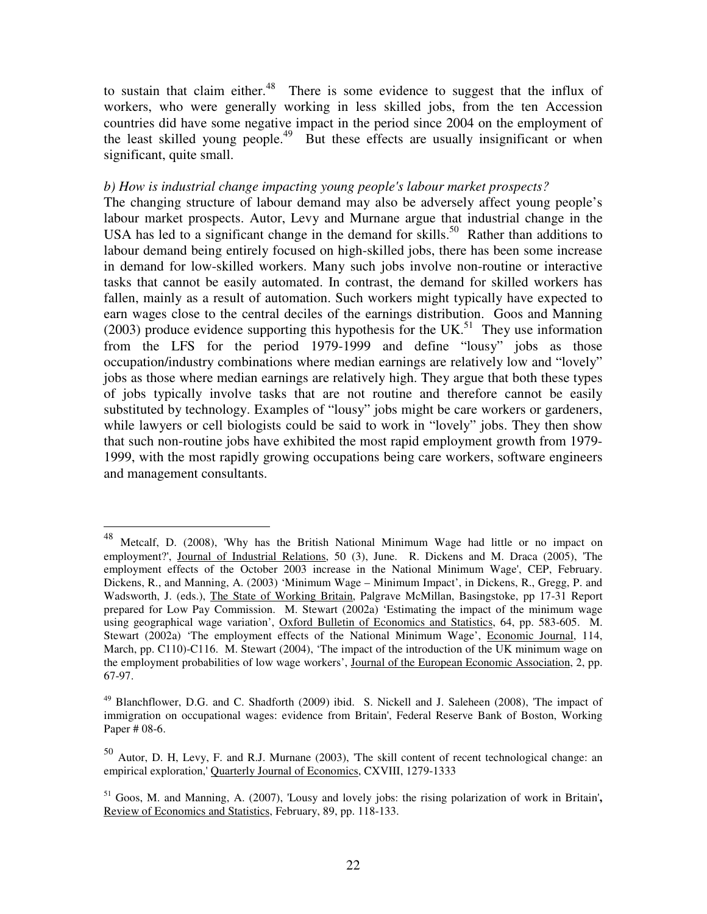to sustain that claim either.[48] There is some evidence to suggest that the influx of workers, who were generally working in less skilled jobs, from the ten Accession countries did have some negative impact in the period since 2004 on the employment of the least skilled young people.[49] But these effects are usually insignificant or when significant, quite small.

*b) How is industrial change impacting young people's labour market prospects?*

The changing structure of labour demand may also be adversely affect young people's labour market prospects. Autor, Levy and Murnane argue that industrial change in the USA has led to a significant change in the demand for skills.[50] Rather than additions to labour demand being entirely focused on high-skilled jobs, there has been some increase in demand for low-skilled workers. Many such jobs involve non-routine or interactive tasks that cannot be easily automated. In contrast, the demand for skilled workers has fallen, mainly as a result of automation. Such workers might typically have expected to earn wages close to the central deciles of the earnings distribution. Goos and Manning (2003) produce evidence supporting this hypothesis for the UK.[51] They use information from the LFS for the period 1979-1999 and define "lousy" jobs as those occupation/industry combinations where median earnings are relatively low and "lovely" jobs as those where median earnings are relatively high. They argue that both these types of jobs typically involve tasks that are not routine and therefore cannot be easily substituted by technology. Examples of "lousy" jobs might be care workers or gardeners, while lawyers or cell biologists could be said to work in "lovely" jobs. They then show that such non-routine jobs have exhibited the most rapid employment growth from 1979-1999, with the most rapidly growing occupations being care workers, software engineers and management consultants.

---

[48] Metcalf, D. (2008), 'Why has the British National Minimum Wage had little or no impact on employment?', Journal of Industrial Relations, 50 (3), June. R. Dickens and M. Draca (2005), 'The employment effects of the October 2003 increase in the National Minimum Wage', CEP, February. Dickens, R., and Manning, A. (2003) 'Minimum Wage – Minimum Impact', in Dickens, R., Gregg, P. and Wadsworth, J. (eds.), The State of Working Britain, Palgrave McMillan, Basingstoke, pp 17-31 Report prepared for Low Pay Commission. M. Stewart (2002a) 'Estimating the impact of the minimum wage using geographical wage variation', Oxford Bulletin of Economics and Statistics, 64, pp. 583-605. M. Stewart (2002a) 'The employment effects of the National Minimum Wage', Economic Journal, 114, March, pp. C110)-C116. M. Stewart (2004), 'The impact of the introduction of the UK minimum wage on the employment probabilities of low wage workers', Journal of the European Economic Association, 2, pp. 67-97.

[49] Blanchflower, D.G. and C. Shadforth (2009) ibid. S. Nickell and J. Saleheen (2008), 'The impact of immigration on occupational wages: evidence from Britain', Federal Reserve Bank of Boston, Working Paper # 08-6.

[50] Autor, D. H, Levy, F. and R.J. Murnane (2003), 'The skill content of recent technological change: an empirical exploration,' Quarterly Journal of Economics, CXVIII, 1279-1333

[51] Goos, M. and Manning, A. (2007), 'Lousy and lovely jobs: the rising polarization of work in Britain', Review of Economics and Statistics, February, 89, pp. 118-133.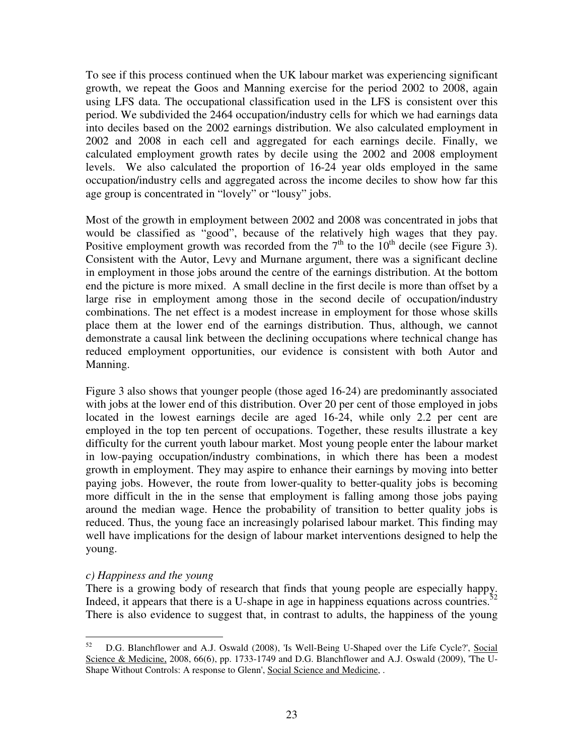To see if this process continued when the UK labour market was experiencing significant growth, we repeat the Goos and Manning exercise for the period 2002 to 2008, again using LFS data. The occupational classification used in the LFS is consistent over this period. We subdivided the 2464 occupation/industry cells for which we had earnings data into deciles based on the 2002 earnings distribution. We also calculated employment in 2002 and 2008 in each cell and aggregated for each earnings decile. Finally, we calculated employment growth rates by decile using the 2002 and 2008 employment levels. We also calculated the proportion of 16-24 year olds employed in the same occupation/industry cells and aggregated across the income deciles to show how far this age group is concentrated in "lovely" or "lousy" jobs.

Most of the growth in employment between 2002 and 2008 was concentrated in jobs that would be classified as "good", because of the relatively high wages that they pay. Positive employment growth was recorded from the 7th to the 10th decile (see Figure 3). Consistent with the Autor, Levy and Murnane argument, there was a significant decline in employment in those jobs around the centre of the earnings distribution. At the bottom end the picture is more mixed. A small decline in the first decile is more than offset by a large rise in employment among those in the second decile of occupation/industry combinations. The net effect is a modest increase in employment for those whose skills place them at the lower end of the earnings distribution. Thus, although, we cannot demonstrate a causal link between the declining occupations where technical change has reduced employment opportunities, our evidence is consistent with both Autor and Manning.

Figure 3 also shows that younger people (those aged 16-24) are predominantly associated with jobs at the lower end of this distribution. Over 20 per cent of those employed in jobs located in the lowest earnings decile are aged 16-24, while only 2.2 per cent are employed in the top ten percent of occupations. Together, these results illustrate a key difficulty for the current youth labour market. Most young people enter the labour market in low-paying occupation/industry combinations, in which there has been a modest growth in employment. They may aspire to enhance their earnings by moving into better paying jobs. However, the route from lower-quality to better-quality jobs is becoming more difficult in the in the sense that employment is falling among those jobs paying around the median wage. Hence the probability of transition to better quality jobs is reduced. Thus, the young face an increasingly polarised labour market. This finding may well have implications for the design of labour market interventions designed to help the young.

*c) Happiness and the young*

There is a growing body of research that finds that young people are especially happy. Indeed, it appears that there is a U-shape in age in happiness equations across countries.[52] There is also evidence to suggest that, in contrast to adults, the happiness of the young

---

[52] D.G. Blanchflower and A.J. Oswald (2008), 'Is Well-Being U-Shaped over the Life Cycle?', Social Science & Medicine, 2008, 66(6), pp. 1733-1749 and D.G. Blanchflower and A.J. Oswald (2009), 'The U-Shape Without Controls: A response to Glenn', Social Science and Medicine, .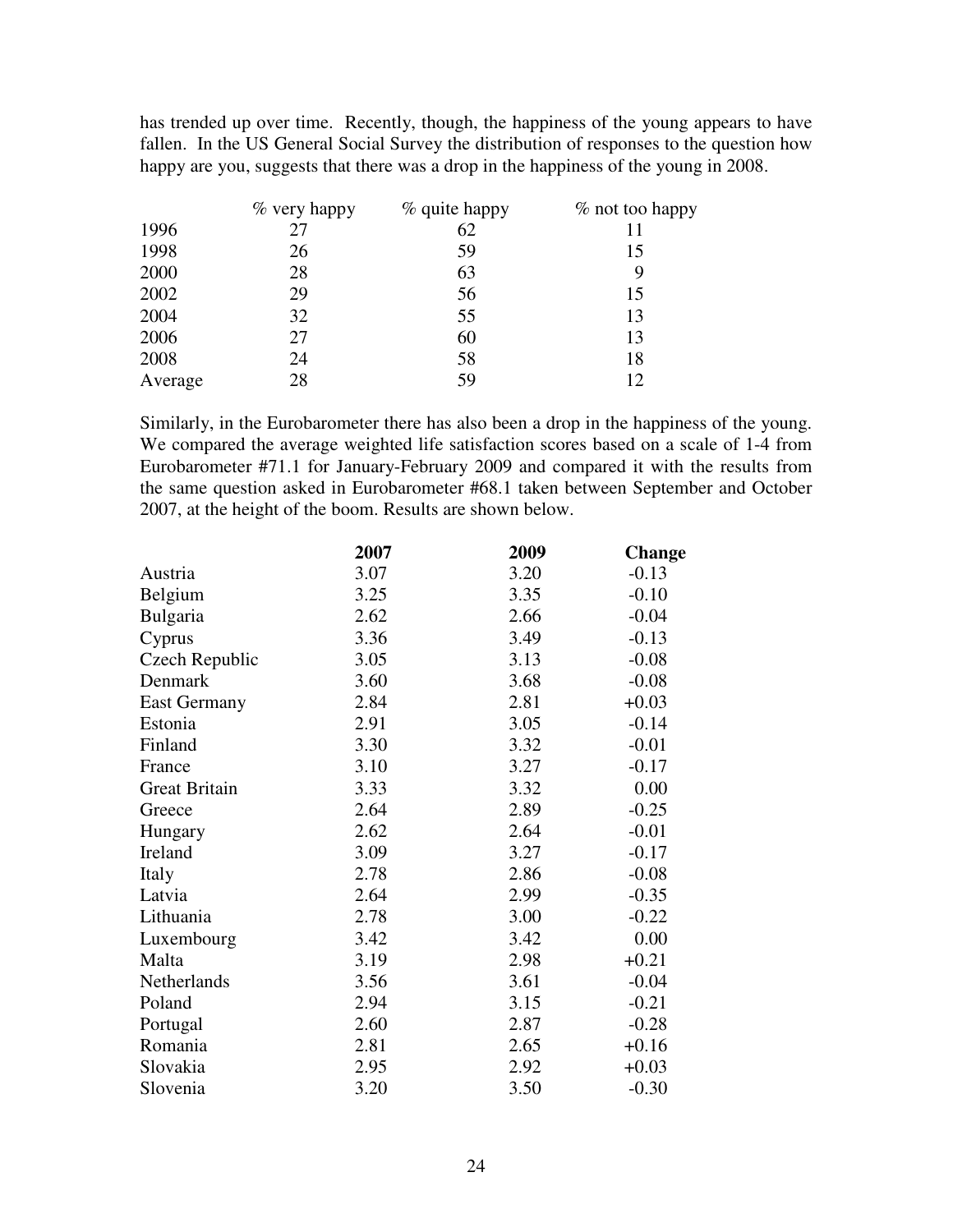has trended up over time. Recently, though, the happiness of the young appears to have fallen. In the US General Social Survey the distribution of responses to the question how happy are you, suggests that there was a drop in the happiness of the young in 2008.

| | % very happy | % quite happy | % not too happy |
|---|---|---|---|
| 1996 | 27 | 62 | 11 |
| 1998 | 26 | 59 | 15 |
| 2000 | 28 | 63 | 9 |
| 2002 | 29 | 56 | 15 |
| 2004 | 32 | 55 | 13 |
| 2006 | 27 | 60 | 13 |
| 2008 | 24 | 58 | 18 |
| Average | 28 | 59 | 12 |

Similarly, in the Eurobarometer there has also been a drop in the happiness of the young. We compared the average weighted life satisfaction scores based on a scale of 1-4 from Eurobarometer #71.1 for January-February 2009 and compared it with the results from the same question asked in Eurobarometer #68.1 taken between September and October 2007, at the height of the boom. Results are shown below.

| | **2007** | **2009** | **Change** |
|---|---|---|---|
| Austria | 3.07 | 3.20 | -0.13 |
| Belgium | 3.25 | 3.35 | -0.10 |
| Bulgaria | 2.62 | 2.66 | -0.04 |
| Cyprus | 3.36 | 3.49 | -0.13 |
| Czech Republic | 3.05 | 3.13 | -0.08 |
| Denmark | 3.60 | 3.68 | -0.08 |
| East Germany | 2.84 | 2.81 | +0.03 |
| Estonia | 2.91 | 3.05 | -0.14 |
| Finland | 3.30 | 3.32 | -0.01 |
| France | 3.10 | 3.27 | -0.17 |
| Great Britain | 3.33 | 3.32 | 0.00 |
| Greece | 2.64 | 2.89 | -0.25 |
| Hungary | 2.62 | 2.64 | -0.01 |
| Ireland | 3.09 | 3.27 | -0.17 |
| Italy | 2.78 | 2.86 | -0.08 |
| Latvia | 2.64 | 2.99 | -0.35 |
| Lithuania | 2.78 | 3.00 | -0.22 |
| Luxembourg | 3.42 | 3.42 | 0.00 |
| Malta | 3.19 | 2.98 | +0.21 |
| Netherlands | 3.56 | 3.61 | -0.04 |
| Poland | 2.94 | 3.15 | -0.21 |
| Portugal | 2.60 | 2.87 | -0.28 |
| Romania | 2.81 | 2.65 | +0.16 |
| Slovakia | 2.95 | 2.92 | +0.03 |
| Slovenia | 3.20 | 3.50 | -0.30 |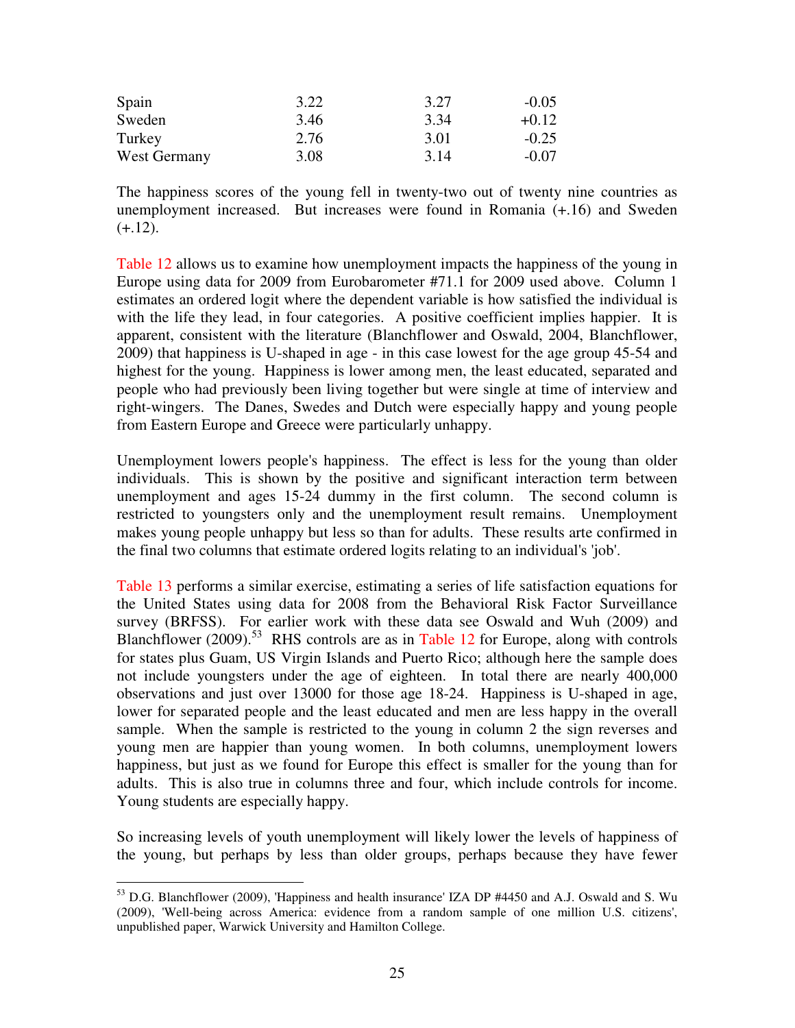| | | | |
|---|---|---|---|
| Spain | 3.22 | 3.27 | -0.05 |
| Sweden | 3.46 | 3.34 | +0.12 |
| Turkey | 2.76 | 3.01 | -0.25 |
| West Germany | 3.08 | 3.14 | -0.07 |

The happiness scores of the young fell in twenty-two out of twenty nine countries as unemployment increased. But increases were found in Romania (+.16) and Sweden (+.12).

Table 12 allows us to examine how unemployment impacts the happiness of the young in Europe using data for 2009 from Eurobarometer #71.1 for 2009 used above. Column 1 estimates an ordered logit where the dependent variable is how satisfied the individual is with the life they lead, in four categories. A positive coefficient implies happier. It is apparent, consistent with the literature (Blanchflower and Oswald, 2004, Blanchflower, 2009) that happiness is U-shaped in age - in this case lowest for the age group 45-54 and highest for the young. Happiness is lower among men, the least educated, separated and people who had previously been living together but were single at time of interview and right-wingers. The Danes, Swedes and Dutch were especially happy and young people from Eastern Europe and Greece were particularly unhappy.

Unemployment lowers people's happiness. The effect is less for the young than older individuals. This is shown by the positive and significant interaction term between unemployment and ages 15-24 dummy in the first column. The second column is restricted to youngsters only and the unemployment result remains. Unemployment makes young people unhappy but less so than for adults. These results arte confirmed in the final two columns that estimate ordered logits relating to an individual's 'job'.

Table 13 performs a similar exercise, estimating a series of life satisfaction equations for the United States using data for 2008 from the Behavioral Risk Factor Surveillance survey (BRFSS). For earlier work with these data see Oswald and Wuh (2009) and Blanchflower (2009).[53] RHS controls are as in Table 12 for Europe, along with controls for states plus Guam, US Virgin Islands and Puerto Rico; although here the sample does not include youngsters under the age of eighteen. In total there are nearly 400,000 observations and just over 13000 for those age 18-24. Happiness is U-shaped in age, lower for separated people and the least educated and men are less happy in the overall sample. When the sample is restricted to the young in column 2 the sign reverses and young men are happier than young women. In both columns, unemployment lowers happiness, but just as we found for Europe this effect is smaller for the young than for adults. This is also true in columns three and four, which include controls for income. Young students are especially happy.

So increasing levels of youth unemployment will likely lower the levels of happiness of the young, but perhaps by less than older groups, perhaps because they have fewer

[53] D.G. Blanchflower (2009), 'Happiness and health insurance' IZA DP #4450 and A.J. Oswald and S. Wu (2009), 'Well-being across America: evidence from a random sample of one million U.S. citizens', unpublished paper, Warwick University and Hamilton College.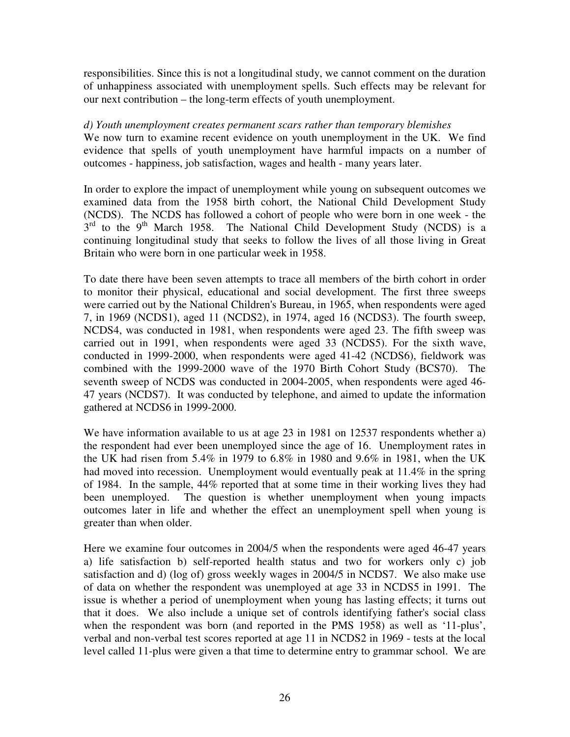responsibilities. Since this is not a longitudinal study, we cannot comment on the duration of unhappiness associated with unemployment spells. Such effects may be relevant for our next contribution – the long-term effects of youth unemployment.

*d) Youth unemployment creates permanent scars rather than temporary blemishes*
We now turn to examine recent evidence on youth unemployment in the UK. We find evidence that spells of youth unemployment have harmful impacts on a number of outcomes - happiness, job satisfaction, wages and health - many years later.

In order to explore the impact of unemployment while young on subsequent outcomes we examined data from the 1958 birth cohort, the National Child Development Study (NCDS). The NCDS has followed a cohort of people who were born in one week - the 3rd to the 9th March 1958. The National Child Development Study (NCDS) is a continuing longitudinal study that seeks to follow the lives of all those living in Great Britain who were born in one particular week in 1958.

To date there have been seven attempts to trace all members of the birth cohort in order to monitor their physical, educational and social development. The first three sweeps were carried out by the National Children's Bureau, in 1965, when respondents were aged 7, in 1969 (NCDS1), aged 11 (NCDS2), in 1974, aged 16 (NCDS3). The fourth sweep, NCDS4, was conducted in 1981, when respondents were aged 23. The fifth sweep was carried out in 1991, when respondents were aged 33 (NCDS5). For the sixth wave, conducted in 1999-2000, when respondents were aged 41-42 (NCDS6), fieldwork was combined with the 1999-2000 wave of the 1970 Birth Cohort Study (BCS70). The seventh sweep of NCDS was conducted in 2004-2005, when respondents were aged 46-47 years (NCDS7). It was conducted by telephone, and aimed to update the information gathered at NCDS6 in 1999-2000.

We have information available to us at age 23 in 1981 on 12537 respondents whether a) the respondent had ever been unemployed since the age of 16. Unemployment rates in the UK had risen from 5.4% in 1979 to 6.8% in 1980 and 9.6% in 1981, when the UK had moved into recession. Unemployment would eventually peak at 11.4% in the spring of 1984. In the sample, 44% reported that at some time in their working lives they had been unemployed. The question is whether unemployment when young impacts outcomes later in life and whether the effect an unemployment spell when young is greater than when older.

Here we examine four outcomes in 2004/5 when the respondents were aged 46-47 years a) life satisfaction b) self-reported health status and two for workers only c) job satisfaction and d) (log of) gross weekly wages in 2004/5 in NCDS7. We also make use of data on whether the respondent was unemployed at age 33 in NCDS5 in 1991. The issue is whether a period of unemployment when young has lasting effects; it turns out that it does. We also include a unique set of controls identifying father's social class when the respondent was born (and reported in the PMS 1958) as well as '11-plus', verbal and non-verbal test scores reported at age 11 in NCDS2 in 1969 - tests at the local level called 11-plus were given a that time to determine entry to grammar school. We are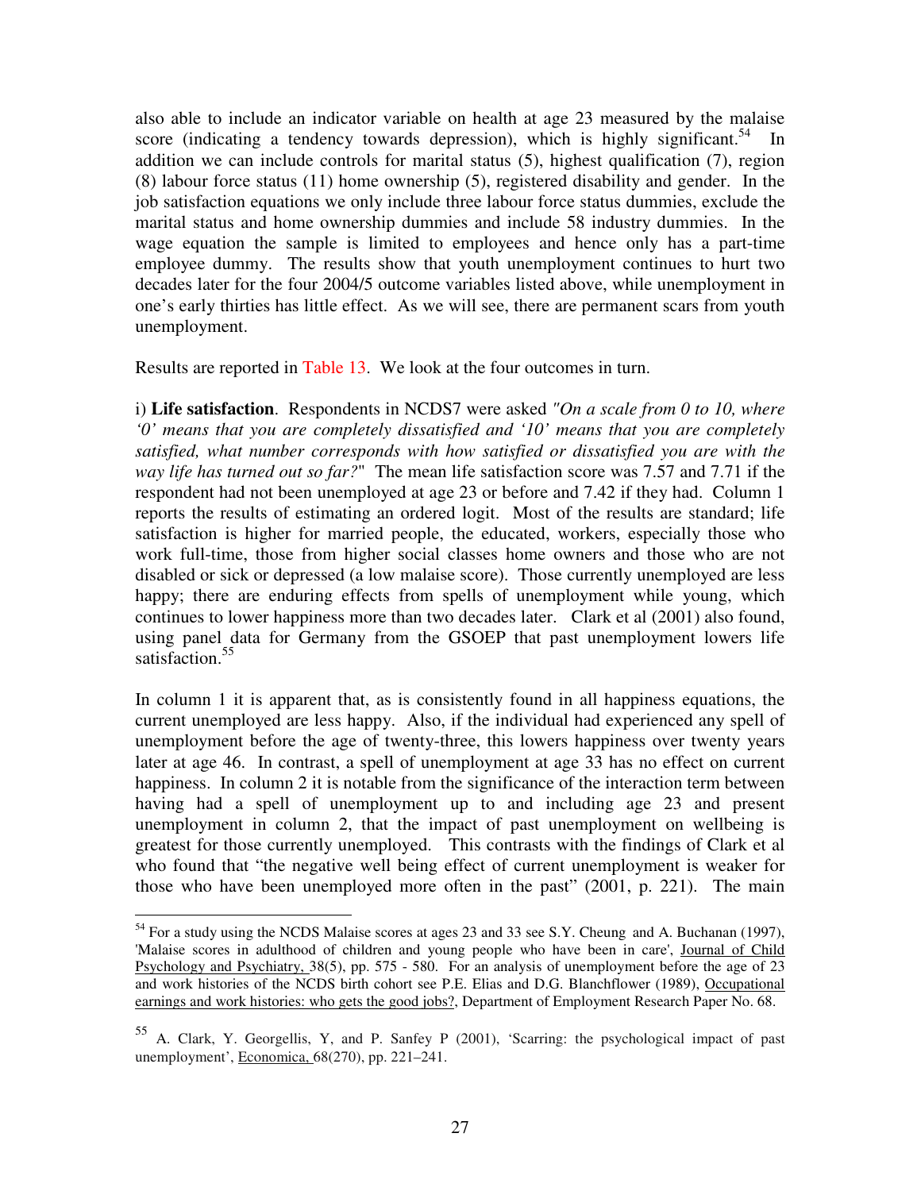also able to include an indicator variable on health at age 23 measured by the malaise score (indicating a tendency towards depression), which is highly significant.[54] In addition we can include controls for marital status (5), highest qualification (7), region (8) labour force status (11) home ownership (5), registered disability and gender. In the job satisfaction equations we only include three labour force status dummies, exclude the marital status and home ownership dummies and include 58 industry dummies. In the wage equation the sample is limited to employees and hence only has a part-time employee dummy. The results show that youth unemployment continues to hurt two decades later for the four 2004/5 outcome variables listed above, while unemployment in one's early thirties has little effect. As we will see, there are permanent scars from youth unemployment.

Results are reported in Table 13. We look at the four outcomes in turn.

i) **Life satisfaction**. Respondents in NCDS7 were asked *"On a scale from 0 to 10, where '0' means that you are completely dissatisfied and '10' means that you are completely satisfied, what number corresponds with how satisfied or dissatisfied you are with the way life has turned out so far?"* The mean life satisfaction score was 7.57 and 7.71 if the respondent had not been unemployed at age 23 or before and 7.42 if they had. Column 1 reports the results of estimating an ordered logit. Most of the results are standard; life satisfaction is higher for married people, the educated, workers, especially those who work full-time, those from higher social classes home owners and those who are not disabled or sick or depressed (a low malaise score). Those currently unemployed are less happy; there are enduring effects from spells of unemployment while young, which continues to lower happiness more than two decades later. Clark et al (2001) also found, using panel data for Germany from the GSOEP that past unemployment lowers life satisfaction.[55]

In column 1 it is apparent that, as is consistently found in all happiness equations, the current unemployed are less happy. Also, if the individual had experienced any spell of unemployment before the age of twenty-three, this lowers happiness over twenty years later at age 46. In contrast, a spell of unemployment at age 33 has no effect on current happiness. In column 2 it is notable from the significance of the interaction term between having had a spell of unemployment up to and including age 23 and present unemployment in column 2, that the impact of past unemployment on wellbeing is greatest for those currently unemployed. This contrasts with the findings of Clark et al who found that "the negative well being effect of current unemployment is weaker for those who have been unemployed more often in the past" (2001, p. 221). The main

---

[54] For a study using the NCDS Malaise scores at ages 23 and 33 see S.Y. Cheung and A. Buchanan (1997), 'Malaise scores in adulthood of children and young people who have been in care', Journal of Child Psychology and Psychiatry, 38(5), pp. 575 - 580. For an analysis of unemployment before the age of 23 and work histories of the NCDS birth cohort see P.E. Elias and D.G. Blanchflower (1989), Occupational earnings and work histories: who gets the good jobs?, Department of Employment Research Paper No. 68.

[55] A. Clark, Y. Georgellis, Y, and P. Sanfey P (2001), 'Scarring: the psychological impact of past unemployment', Economica, 68(270), pp. 221–241.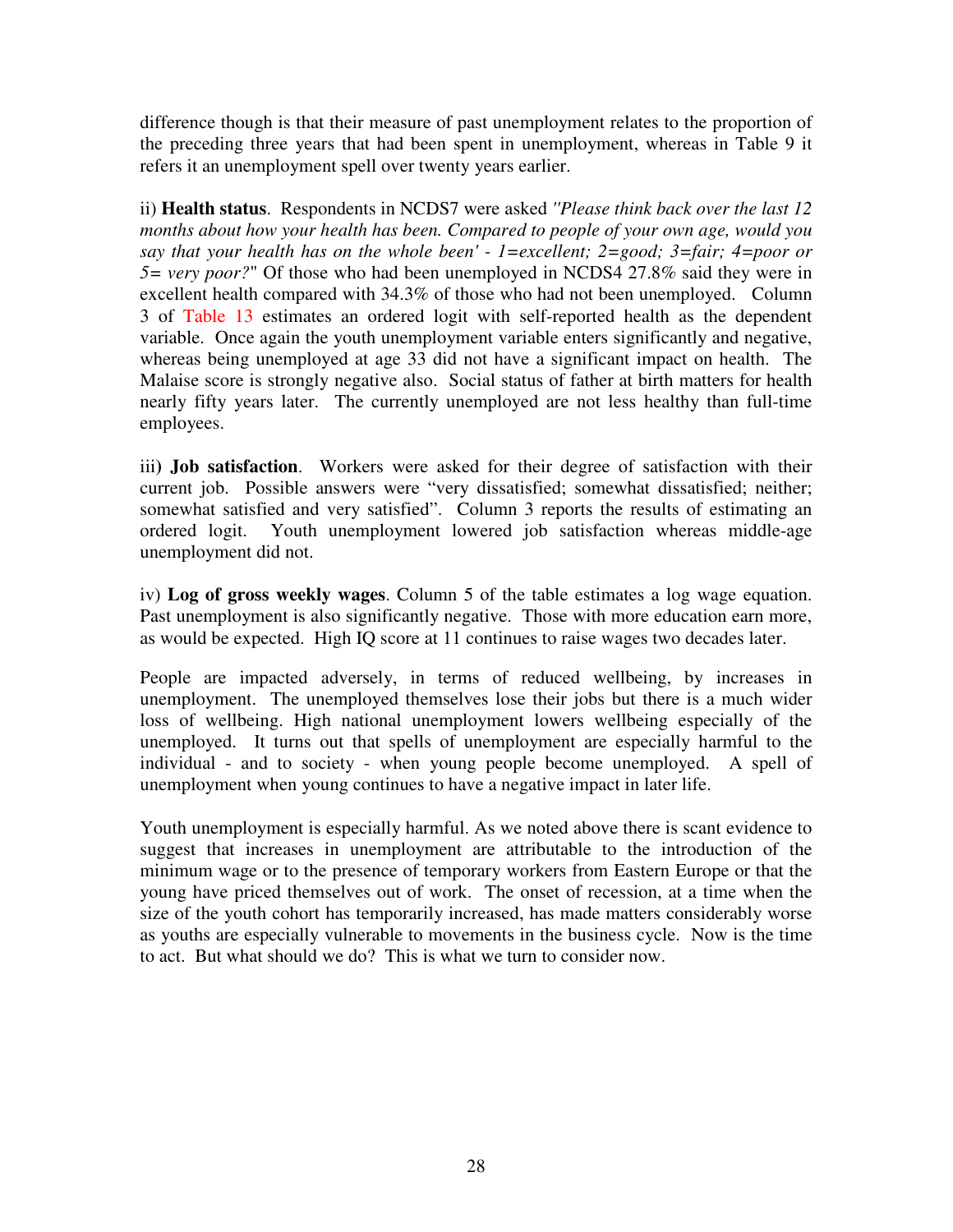difference though is that their measure of past unemployment relates to the proportion of the preceding three years that had been spent in unemployment, whereas in Table 9 it refers it an unemployment spell over twenty years earlier.

ii) **Health status**. Respondents in NCDS7 were asked *"Please think back over the last 12 months about how your health has been. Compared to people of your own age, would you say that your health has on the whole been' - 1=excellent; 2=good; 3=fair; 4=poor or 5= very poor?"* Of those who had been unemployed in NCDS4 27.8% said they were in excellent health compared with 34.3% of those who had not been unemployed. Column 3 of Table 13 estimates an ordered logit with self-reported health as the dependent variable. Once again the youth unemployment variable enters significantly and negative, whereas being unemployed at age 33 did not have a significant impact on health. The Malaise score is strongly negative also. Social status of father at birth matters for health nearly fifty years later. The currently unemployed are not less healthy than full-time employees.

iii) **Job satisfaction**. Workers were asked for their degree of satisfaction with their current job. Possible answers were "very dissatisfied; somewhat dissatisfied; neither; somewhat satisfied and very satisfied". Column 3 reports the results of estimating an ordered logit. Youth unemployment lowered job satisfaction whereas middle-age unemployment did not.

iv) **Log of gross weekly wages**. Column 5 of the table estimates a log wage equation. Past unemployment is also significantly negative. Those with more education earn more, as would be expected. High IQ score at 11 continues to raise wages two decades later.

People are impacted adversely, in terms of reduced wellbeing, by increases in unemployment. The unemployed themselves lose their jobs but there is a much wider loss of wellbeing. High national unemployment lowers wellbeing especially of the unemployed. It turns out that spells of unemployment are especially harmful to the individual - and to society - when young people become unemployed. A spell of unemployment when young continues to have a negative impact in later life.

Youth unemployment is especially harmful. As we noted above there is scant evidence to suggest that increases in unemployment are attributable to the introduction of the minimum wage or to the presence of temporary workers from Eastern Europe or that the young have priced themselves out of work. The onset of recession, at a time when the size of the youth cohort has temporarily increased, has made matters considerably worse as youths are especially vulnerable to movements in the business cycle. Now is the time to act. But what should we do? This is what we turn to consider now.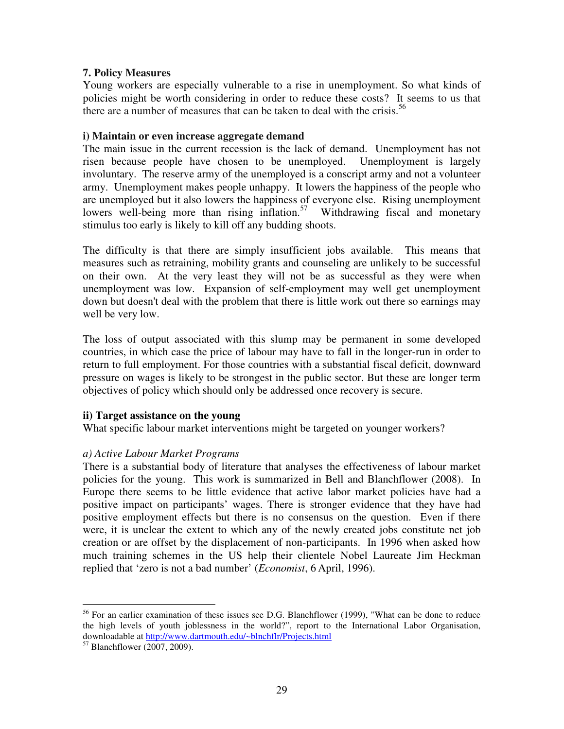## 7. Policy Measures

Young workers are especially vulnerable to a rise in unemployment. So what kinds of policies might be worth considering in order to reduce these costs? It seems to us that there are a number of measures that can be taken to deal with the crisis.[56]

### i) Maintain or even increase aggregate demand

The main issue in the current recession is the lack of demand. Unemployment has not risen because people have chosen to be unemployed. Unemployment is largely involuntary. The reserve army of the unemployed is a conscript army and not a volunteer army. Unemployment makes people unhappy. It lowers the happiness of the people who are unemployed but it also lowers the happiness of everyone else. Rising unemployment lowers well-being more than rising inflation.[57] Withdrawing fiscal and monetary stimulus too early is likely to kill off any budding shoots.

The difficulty is that there are simply insufficient jobs available. This means that measures such as retraining, mobility grants and counseling are unlikely to be successful on their own. At the very least they will not be as successful as they were when unemployment was low. Expansion of self-employment may well get unemployment down but doesn't deal with the problem that there is little work out there so earnings may well be very low.

The loss of output associated with this slump may be permanent in some developed countries, in which case the price of labour may have to fall in the longer-run in order to return to full employment. For those countries with a substantial fiscal deficit, downward pressure on wages is likely to be strongest in the public sector. But these are longer term objectives of policy which should only be addressed once recovery is secure.

### ii) Target assistance on the young

What specific labour market interventions might be targeted on younger workers?

*a) Active Labour Market Programs*

There is a substantial body of literature that analyses the effectiveness of labour market policies for the young. This work is summarized in Bell and Blanchflower (2008). In Europe there seems to be little evidence that active labor market policies have had a positive impact on participants' wages. There is stronger evidence that they have had positive employment effects but there is no consensus on the question. Even if there were, it is unclear the extent to which any of the newly created jobs constitute net job creation or are offset by the displacement of non-participants. In 1996 when asked how much training schemes in the US help their clientele Nobel Laureate Jim Heckman replied that 'zero is not a bad number' (*Economist*, 6 April, 1996).

---

[56] For an earlier examination of these issues see D.G. Blanchflower (1999), "What can be done to reduce the high levels of youth joblessness in the world?", report to the International Labor Organisation, downloadable at http://www.dartmouth.edu/~blnchflr/Projects.html

[57] Blanchflower (2007, 2009).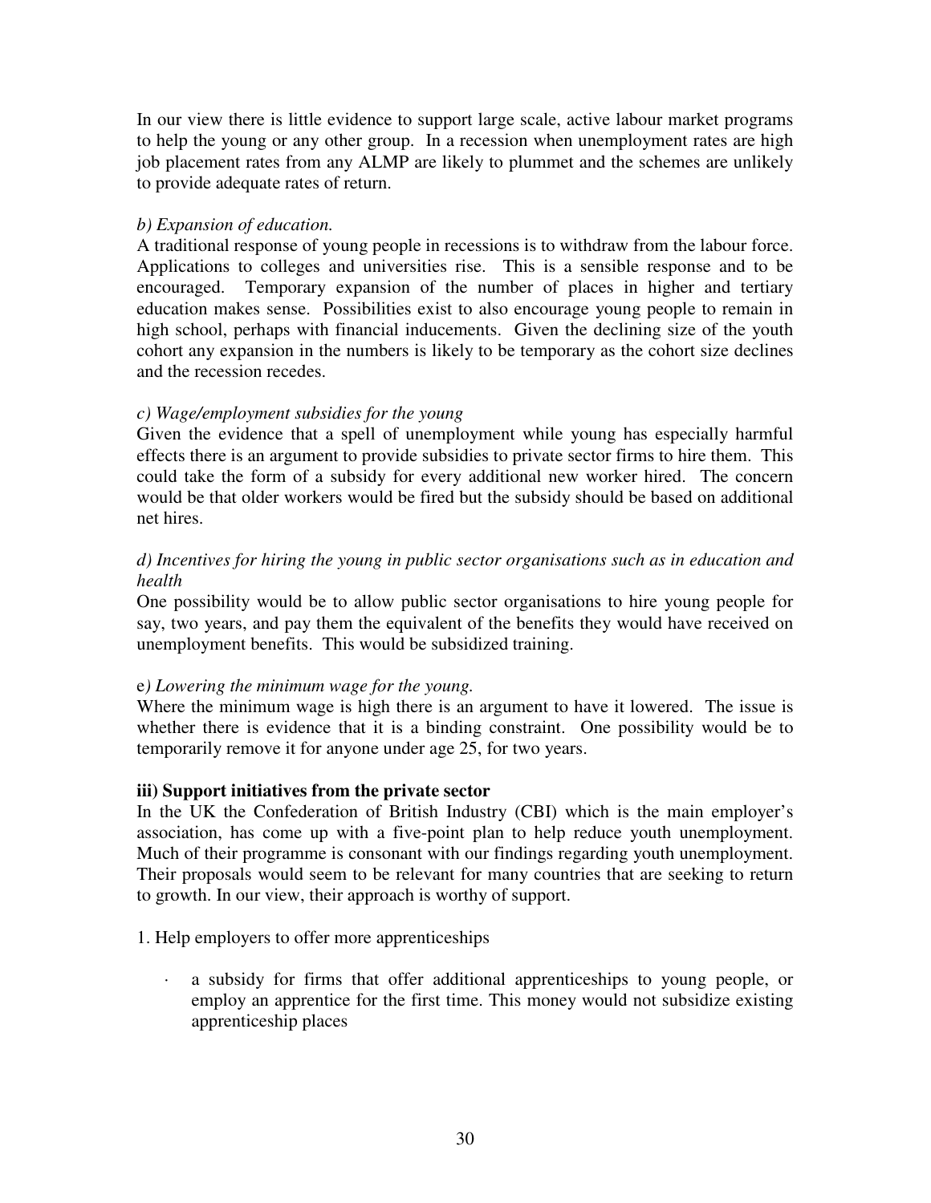In our view there is little evidence to support large scale, active labour market programs to help the young or any other group. In a recession when unemployment rates are high job placement rates from any ALMP are likely to plummet and the schemes are unlikely to provide adequate rates of return.

*b) Expansion of education.*

A traditional response of young people in recessions is to withdraw from the labour force. Applications to colleges and universities rise. This is a sensible response and to be encouraged. Temporary expansion of the number of places in higher and tertiary education makes sense. Possibilities exist to also encourage young people to remain in high school, perhaps with financial inducements. Given the declining size of the youth cohort any expansion in the numbers is likely to be temporary as the cohort size declines and the recession recedes.

*c) Wage/employment subsidies for the young*

Given the evidence that a spell of unemployment while young has especially harmful effects there is an argument to provide subsidies to private sector firms to hire them. This could take the form of a subsidy for every additional new worker hired. The concern would be that older workers would be fired but the subsidy should be based on additional net hires.

*d) Incentives for hiring the young in public sector organisations such as in education and health*

One possibility would be to allow public sector organisations to hire young people for say, two years, and pay them the equivalent of the benefits they would have received on unemployment benefits. This would be subsidized training.

e*) Lowering the minimum wage for the young.*

Where the minimum wage is high there is an argument to have it lowered. The issue is whether there is evidence that it is a binding constraint. One possibility would be to temporarily remove it for anyone under age 25, for two years.

**iii) Support initiatives from the private sector**

In the UK the Confederation of British Industry (CBI) which is the main employer's association, has come up with a five-point plan to help reduce youth unemployment. Much of their programme is consonant with our findings regarding youth unemployment. Their proposals would seem to be relevant for many countries that are seeking to return to growth. In our view, their approach is worthy of support.

1. Help employers to offer more apprenticeships

- a subsidy for firms that offer additional apprenticeships to young people, or employ an apprentice for the first time. This money would not subsidize existing apprenticeship places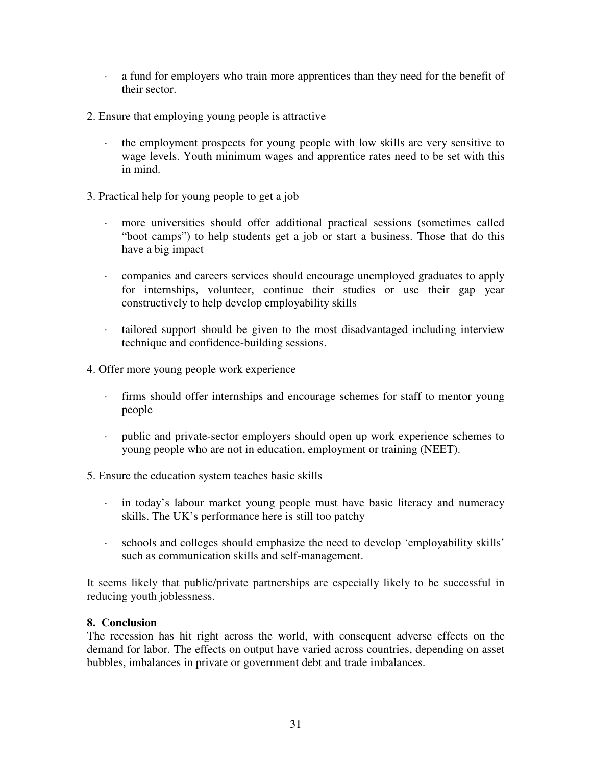- a fund for employers who train more apprentices than they need for the benefit of their sector.

2. Ensure that employing young people is attractive

   - the employment prospects for young people with low skills are very sensitive to wage levels. Youth minimum wages and apprentice rates need to be set with this in mind.

3. Practical help for young people to get a job

   - more universities should offer additional practical sessions (sometimes called "boot camps") to help students get a job or start a business. Those that do this have a big impact

   - companies and careers services should encourage unemployed graduates to apply for internships, volunteer, continue their studies or use their gap year constructively to help develop employability skills

   - tailored support should be given to the most disadvantaged including interview technique and confidence-building sessions.

4. Offer more young people work experience

   - firms should offer internships and encourage schemes for staff to mentor young people

   - public and private-sector employers should open up work experience schemes to young people who are not in education, employment or training (NEET).

5. Ensure the education system teaches basic skills

   - in today's labour market young people must have basic literacy and numeracy skills. The UK's performance here is still too patchy

   - schools and colleges should emphasize the need to develop 'employability skills' such as communication skills and self-management.

It seems likely that public/private partnerships are especially likely to be successful in reducing youth joblessness.

## 8. Conclusion

The recession has hit right across the world, with consequent adverse effects on the demand for labor. The effects on output have varied across countries, depending on asset bubbles, imbalances in private or government debt and trade imbalances.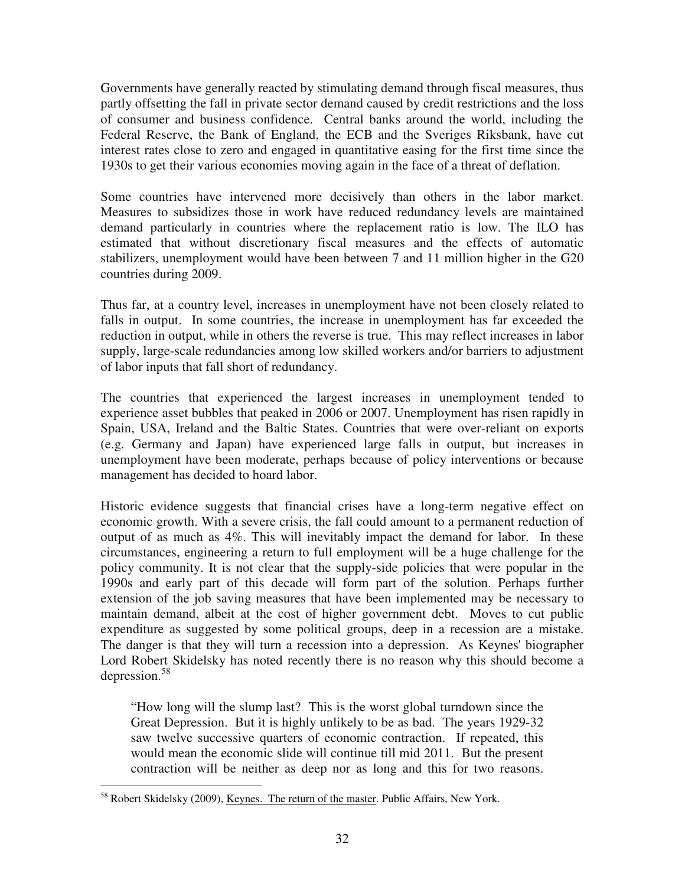Governments have generally reacted by stimulating demand through fiscal measures, thus partly offsetting the fall in private sector demand caused by credit restrictions and the loss of consumer and business confidence. Central banks around the world, including the Federal Reserve, the Bank of England, the ECB and the Sveriges Riksbank, have cut interest rates close to zero and engaged in quantitative easing for the first time since the 1930s to get their various economies moving again in the face of a threat of deflation.

Some countries have intervened more decisively than others in the labor market. Measures to subsidizes those in work have reduced redundancy levels are maintained demand particularly in countries where the replacement ratio is low. The ILO has estimated that without discretionary fiscal measures and the effects of automatic stabilizers, unemployment would have been between 7 and 11 million higher in the G20 countries during 2009.

Thus far, at a country level, increases in unemployment have not been closely related to falls in output. In some countries, the increase in unemployment has far exceeded the reduction in output, while in others the reverse is true. This may reflect increases in labor supply, large-scale redundancies among low skilled workers and/or barriers to adjustment of labor inputs that fall short of redundancy.

The countries that experienced the largest increases in unemployment tended to experience asset bubbles that peaked in 2006 or 2007. Unemployment has risen rapidly in Spain, USA, Ireland and the Baltic States. Countries that were over-reliant on exports (e.g. Germany and Japan) have experienced large falls in output, but increases in unemployment have been moderate, perhaps because of policy interventions or because management has decided to hoard labor.

Historic evidence suggests that financial crises have a long-term negative effect on economic growth. With a severe crisis, the fall could amount to a permanent reduction of output of as much as 4%. This will inevitably impact the demand for labor. In these circumstances, engineering a return to full employment will be a huge challenge for the policy community. It is not clear that the supply-side policies that were popular in the 1990s and early part of this decade will form part of the solution. Perhaps further extension of the job saving measures that have been implemented may be necessary to maintain demand, albeit at the cost of higher government debt. Moves to cut public expenditure as suggested by some political groups, deep in a recession are a mistake. The danger is that they will turn a recession into a depression. As Keynes' biographer Lord Robert Skidelsky has noted recently there is no reason why this should become a depression.[58]

> "How long will the slump last? This is the worst global turndown since the Great Depression. But it is highly unlikely to be as bad. The years 1929-32 saw twelve successive quarters of economic contraction. If repeated, this would mean the economic slide will continue till mid 2011. But the present contraction will be neither as deep nor as long and this for two reasons.

[58] Robert Skidelsky (2009), Keynes. The return of the master. Public Affairs, New York.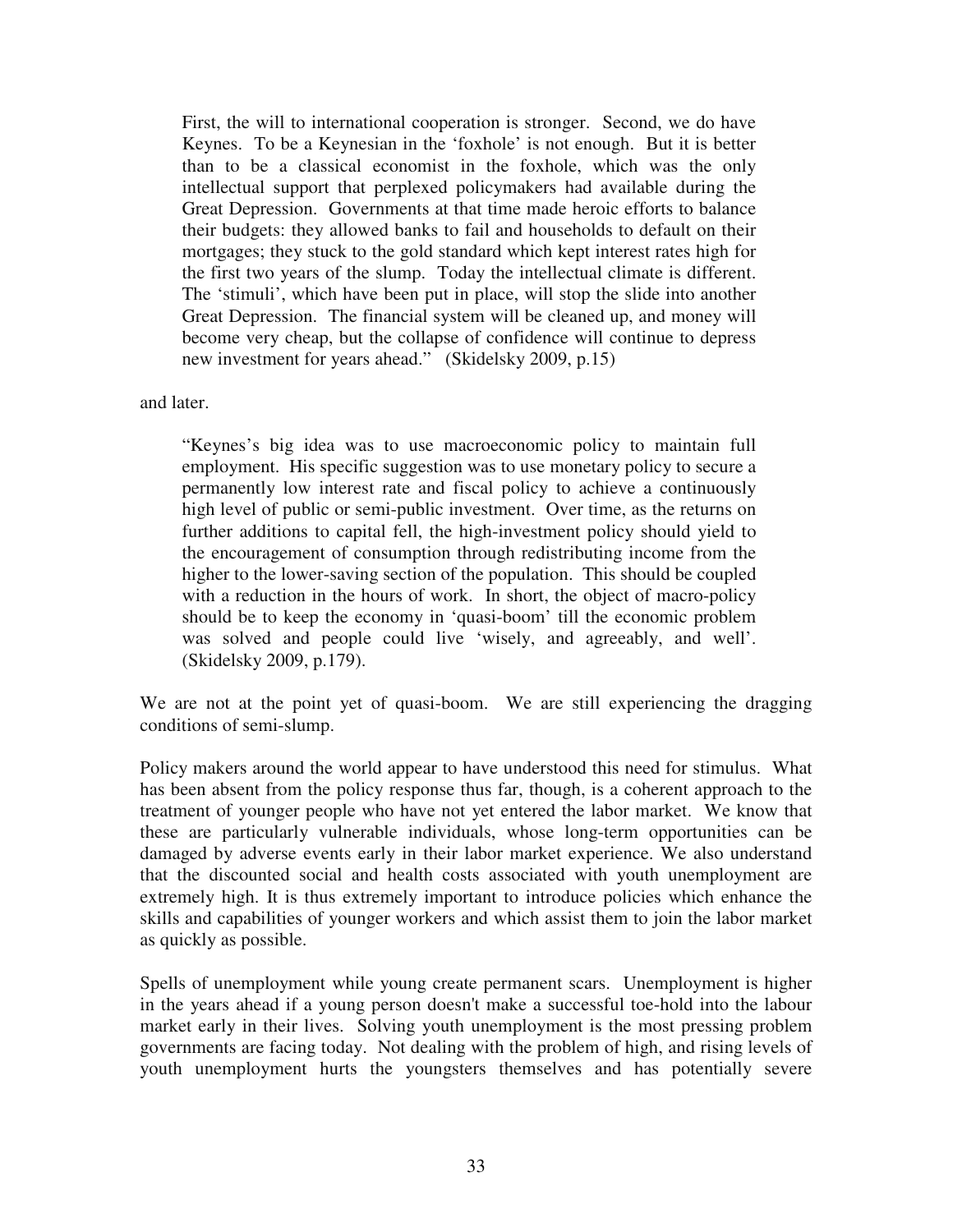> First, the will to international cooperation is stronger. Second, we do have Keynes. To be a Keynesian in the 'foxhole' is not enough. But it is better than to be a classical economist in the foxhole, which was the only intellectual support that perplexed policymakers had available during the Great Depression. Governments at that time made heroic efforts to balance their budgets: they allowed banks to fail and households to default on their mortgages; they stuck to the gold standard which kept interest rates high for the first two years of the slump. Today the intellectual climate is different. The 'stimuli', which have been put in place, will stop the slide into another Great Depression. The financial system will be cleaned up, and money will become very cheap, but the collapse of confidence will continue to depress new investment for years ahead." (Skidelsky 2009, p.15)

and later.

> "Keynes's big idea was to use macroeconomic policy to maintain full employment. His specific suggestion was to use monetary policy to secure a permanently low interest rate and fiscal policy to achieve a continuously high level of public or semi-public investment. Over time, as the returns on further additions to capital fell, the high-investment policy should yield to the encouragement of consumption through redistributing income from the higher to the lower-saving section of the population. This should be coupled with a reduction in the hours of work. In short, the object of macro-policy should be to keep the economy in 'quasi-boom' till the economic problem was solved and people could live 'wisely, and agreeably, and well'. (Skidelsky 2009, p.179).

We are not at the point yet of quasi-boom. We are still experiencing the dragging conditions of semi-slump.

Policy makers around the world appear to have understood this need for stimulus. What has been absent from the policy response thus far, though, is a coherent approach to the treatment of younger people who have not yet entered the labor market. We know that these are particularly vulnerable individuals, whose long-term opportunities can be damaged by adverse events early in their labor market experience. We also understand that the discounted social and health costs associated with youth unemployment are extremely high. It is thus extremely important to introduce policies which enhance the skills and capabilities of younger workers and which assist them to join the labor market as quickly as possible.

Spells of unemployment while young create permanent scars. Unemployment is higher in the years ahead if a young person doesn't make a successful toe-hold into the labour market early in their lives. Solving youth unemployment is the most pressing problem governments are facing today. Not dealing with the problem of high, and rising levels of youth unemployment hurts the youngsters themselves and has potentially severe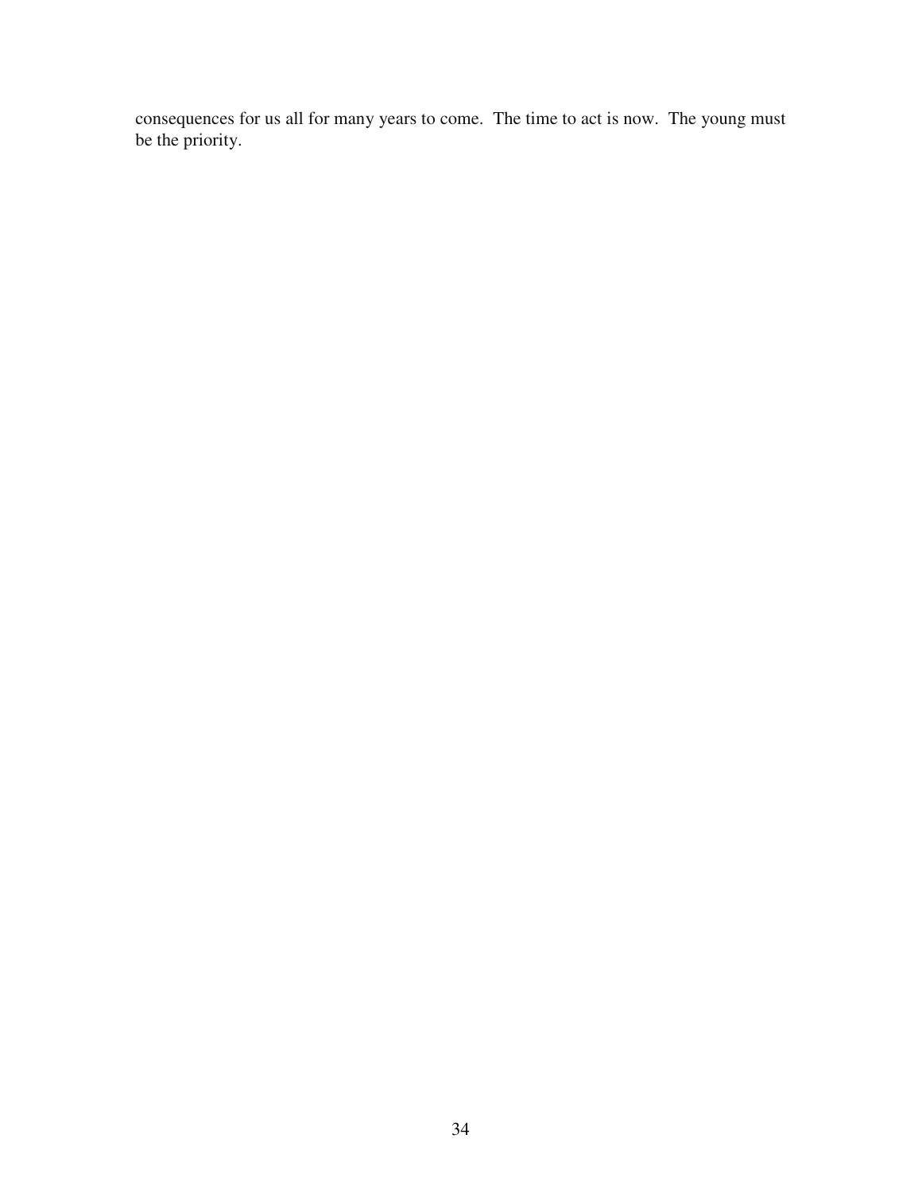consequences for us all for many years to come. The time to act is now. The young must be the priority.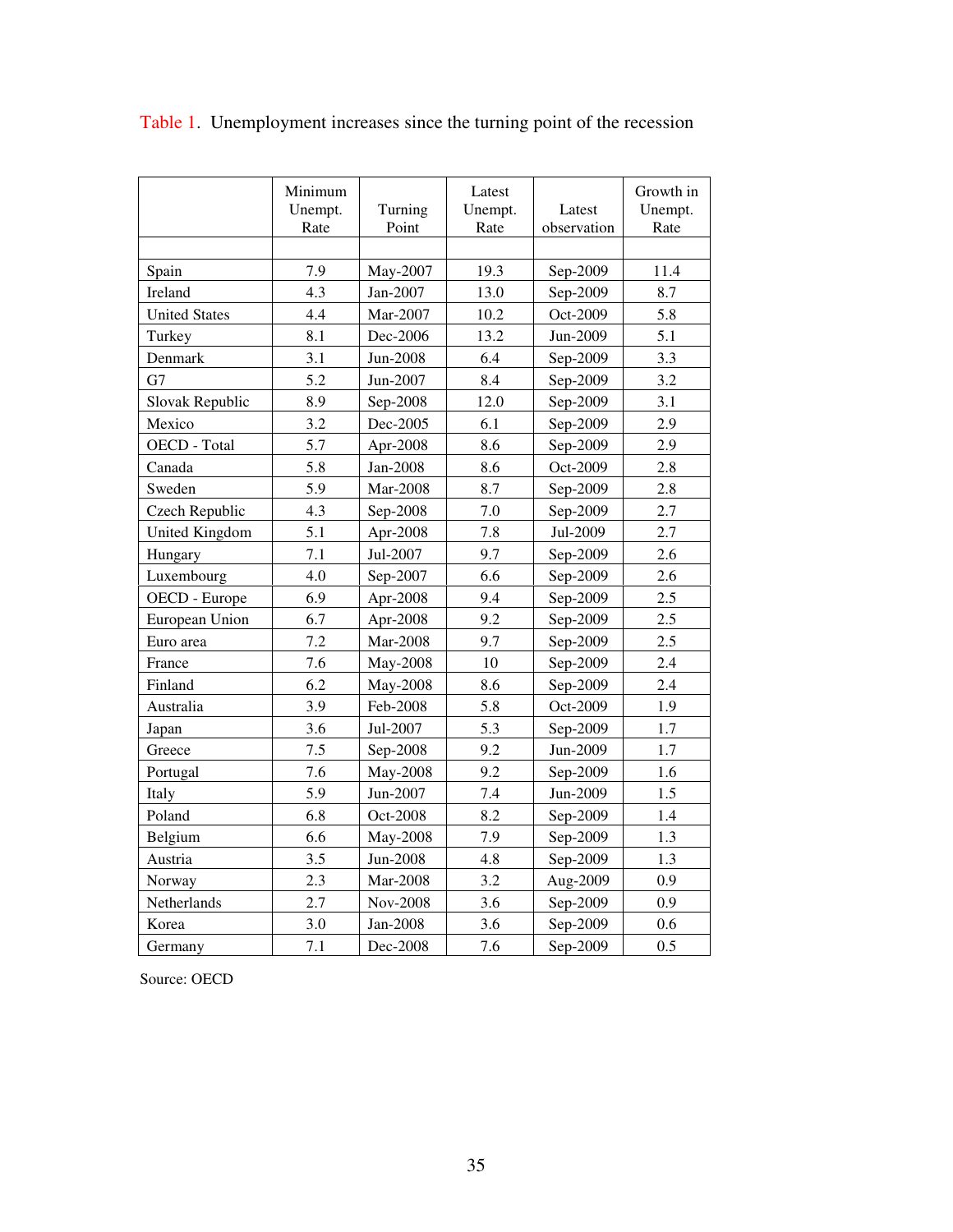Table 1. Unemployment increases since the turning point of the recession

| | Minimum Unempt. Rate | Turning Point | Latest Unempt. Rate | Latest observation | Growth in Unempt. Rate |
|---|---|---|---|---|---|
| | | | | | |
| Spain | 7.9 | May-2007 | 19.3 | Sep-2009 | 11.4 |
| Ireland | 4.3 | Jan-2007 | 13.0 | Sep-2009 | 8.7 |
| United States | 4.4 | Mar-2007 | 10.2 | Oct-2009 | 5.8 |
| Turkey | 8.1 | Dec-2006 | 13.2 | Jun-2009 | 5.1 |
| Denmark | 3.1 | Jun-2008 | 6.4 | Sep-2009 | 3.3 |
| G7 | 5.2 | Jun-2007 | 8.4 | Sep-2009 | 3.2 |
| Slovak Republic | 8.9 | Sep-2008 | 12.0 | Sep-2009 | 3.1 |
| Mexico | 3.2 | Dec-2005 | 6.1 | Sep-2009 | 2.9 |
| OECD - Total | 5.7 | Apr-2008 | 8.6 | Sep-2009 | 2.9 |
| Canada | 5.8 | Jan-2008 | 8.6 | Oct-2009 | 2.8 |
| Sweden | 5.9 | Mar-2008 | 8.7 | Sep-2009 | 2.8 |
| Czech Republic | 4.3 | Sep-2008 | 7.0 | Sep-2009 | 2.7 |
| United Kingdom | 5.1 | Apr-2008 | 7.8 | Jul-2009 | 2.7 |
| Hungary | 7.1 | Jul-2007 | 9.7 | Sep-2009 | 2.6 |
| Luxembourg | 4.0 | Sep-2007 | 6.6 | Sep-2009 | 2.6 |
| OECD - Europe | 6.9 | Apr-2008 | 9.4 | Sep-2009 | 2.5 |
| European Union | 6.7 | Apr-2008 | 9.2 | Sep-2009 | 2.5 |
| Euro area | 7.2 | Mar-2008 | 9.7 | Sep-2009 | 2.5 |
| France | 7.6 | May-2008 | 10 | Sep-2009 | 2.4 |
| Finland | 6.2 | May-2008 | 8.6 | Sep-2009 | 2.4 |
| Australia | 3.9 | Feb-2008 | 5.8 | Oct-2009 | 1.9 |
| Japan | 3.6 | Jul-2007 | 5.3 | Sep-2009 | 1.7 |
| Greece | 7.5 | Sep-2008 | 9.2 | Jun-2009 | 1.7 |
| Portugal | 7.6 | May-2008 | 9.2 | Sep-2009 | 1.6 |
| Italy | 5.9 | Jun-2007 | 7.4 | Jun-2009 | 1.5 |
| Poland | 6.8 | Oct-2008 | 8.2 | Sep-2009 | 1.4 |
| Belgium | 6.6 | May-2008 | 7.9 | Sep-2009 | 1.3 |
| Austria | 3.5 | Jun-2008 | 4.8 | Sep-2009 | 1.3 |
| Norway | 2.3 | Mar-2008 | 3.2 | Aug-2009 | 0.9 |
| Netherlands | 2.7 | Nov-2008 | 3.6 | Sep-2009 | 0.9 |
| Korea | 3.0 | Jan-2008 | 3.6 | Sep-2009 | 0.6 |
| Germany | 7.1 | Dec-2008 | 7.6 | Sep-2009 | 0.5 |

Source: OECD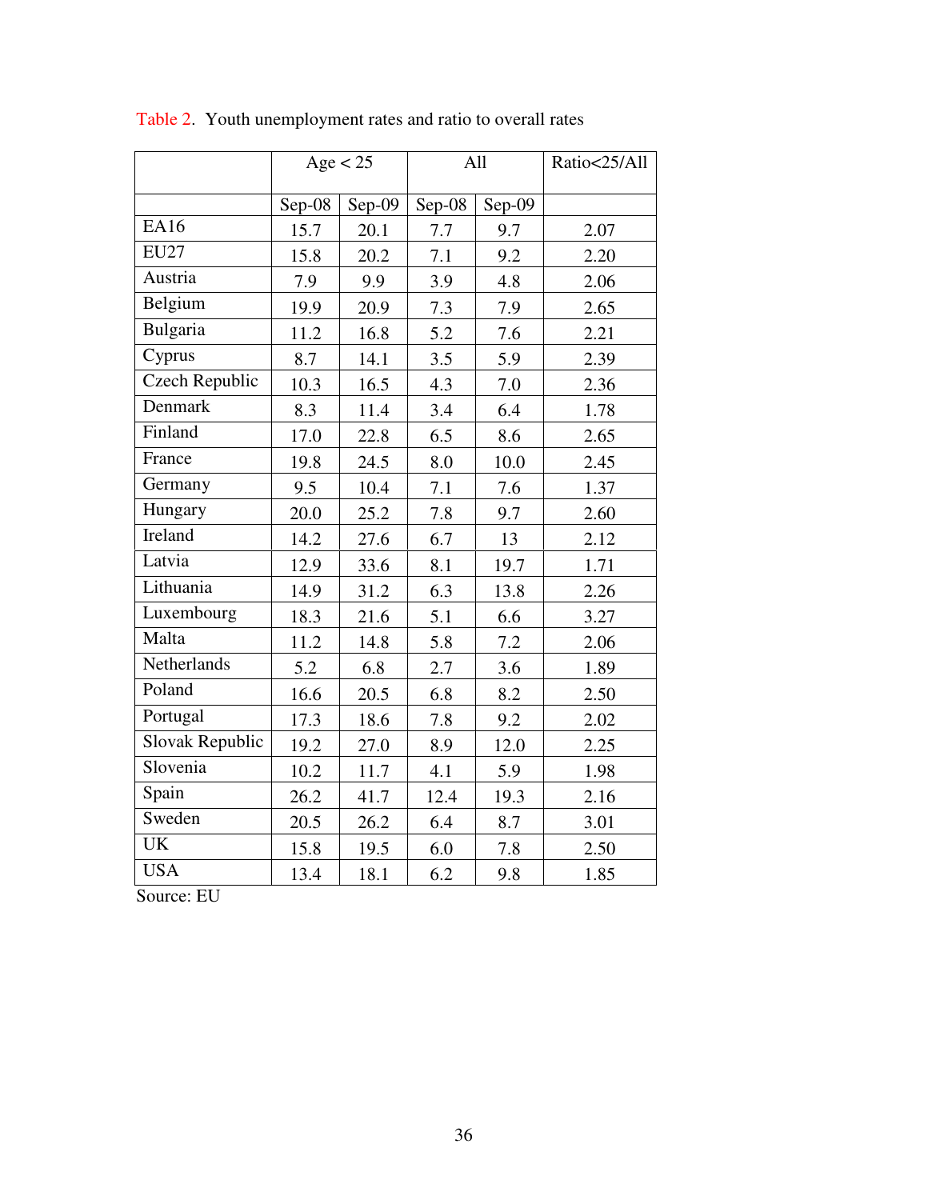Table 2. Youth unemployment rates and ratio to overall rates

| | Age < 25 | | All | | Ratio<25/All |
|---|---|---|---|---|---|
| | Sep-08 | Sep-09 | Sep-08 | Sep-09 | |
| EA16 | 15.7 | 20.1 | 7.7 | 9.7 | 2.07 |
| EU27 | 15.8 | 20.2 | 7.1 | 9.2 | 2.20 |
| Austria | 7.9 | 9.9 | 3.9 | 4.8 | 2.06 |
| Belgium | 19.9 | 20.9 | 7.3 | 7.9 | 2.65 |
| Bulgaria | 11.2 | 16.8 | 5.2 | 7.6 | 2.21 |
| Cyprus | 8.7 | 14.1 | 3.5 | 5.9 | 2.39 |
| Czech Republic | 10.3 | 16.5 | 4.3 | 7.0 | 2.36 |
| Denmark | 8.3 | 11.4 | 3.4 | 6.4 | 1.78 |
| Finland | 17.0 | 22.8 | 6.5 | 8.6 | 2.65 |
| France | 19.8 | 24.5 | 8.0 | 10.0 | 2.45 |
| Germany | 9.5 | 10.4 | 7.1 | 7.6 | 1.37 |
| Hungary | 20.0 | 25.2 | 7.8 | 9.7 | 2.60 |
| Ireland | 14.2 | 27.6 | 6.7 | 13 | 2.12 |
| Latvia | 12.9 | 33.6 | 8.1 | 19.7 | 1.71 |
| Lithuania | 14.9 | 31.2 | 6.3 | 13.8 | 2.26 |
| Luxembourg | 18.3 | 21.6 | 5.1 | 6.6 | 3.27 |
| Malta | 11.2 | 14.8 | 5.8 | 7.2 | 2.06 |
| Netherlands | 5.2 | 6.8 | 2.7 | 3.6 | 1.89 |
| Poland | 16.6 | 20.5 | 6.8 | 8.2 | 2.50 |
| Portugal | 17.3 | 18.6 | 7.8 | 9.2 | 2.02 |
| Slovak Republic | 19.2 | 27.0 | 8.9 | 12.0 | 2.25 |
| Slovenia | 10.2 | 11.7 | 4.1 | 5.9 | 1.98 |
| Spain | 26.2 | 41.7 | 12.4 | 19.3 | 2.16 |
| Sweden | 20.5 | 26.2 | 6.4 | 8.7 | 3.01 |
| UK | 15.8 | 19.5 | 6.0 | 7.8 | 2.50 |
| USA | 13.4 | 18.1 | 6.2 | 9.8 | 1.85 |

Source: EU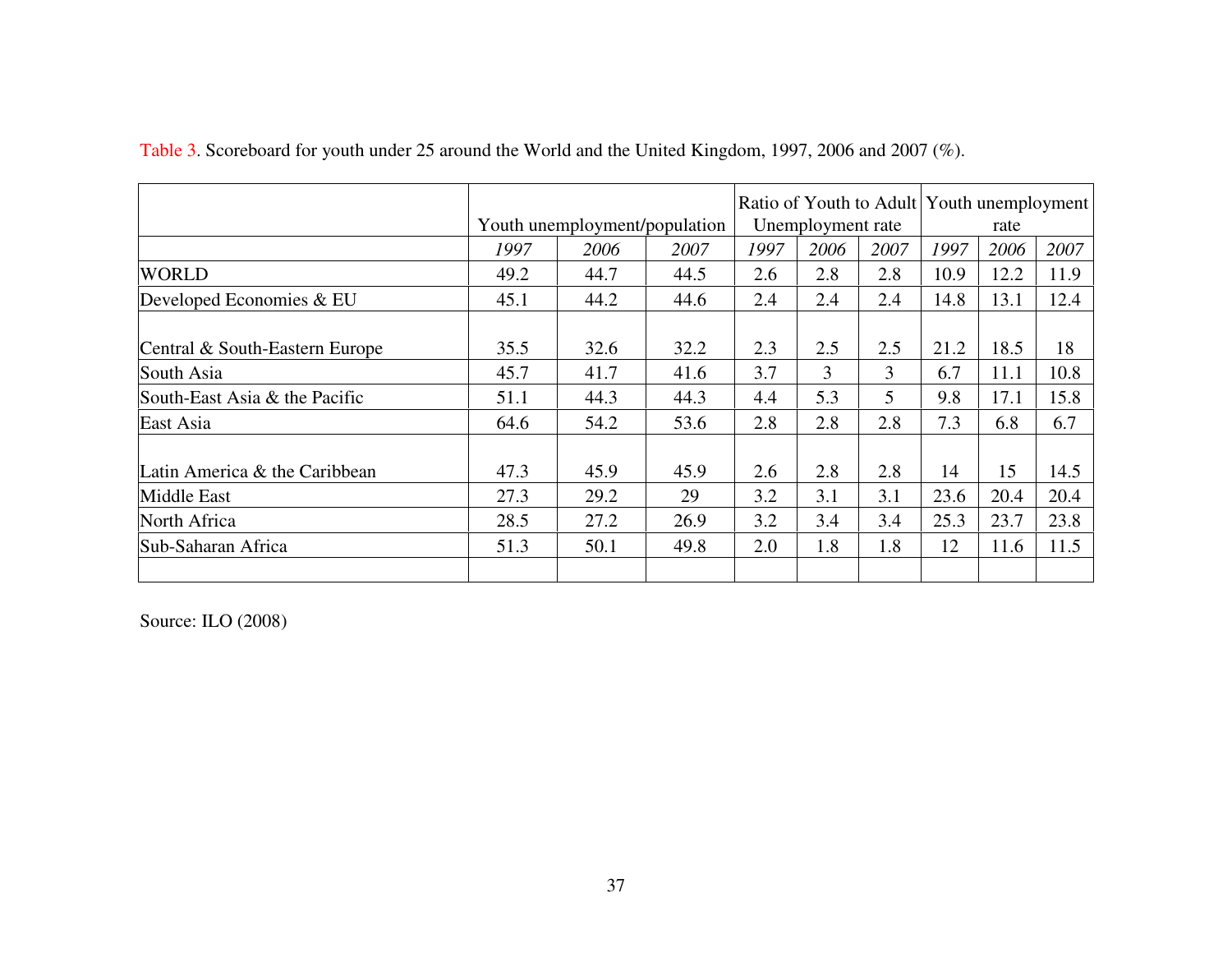Table 3. Scoreboard for youth under 25 around the World and the United Kingdom, 1997, 2006 and 2007 (%).

| | Youth unemployment/population | | | Ratio of Youth to Adult Unemployment rate | | | Youth unemployment rate | | |
|---|---|---|---|---|---|---|---|---|---|
| | *1997* | *2006* | *2007* | *1997* | *2006* | *2007* | *1997* | *2006* | *2007* |
| WORLD | 49.2 | 44.7 | 44.5 | 2.6 | 2.8 | 2.8 | 10.9 | 12.2 | 11.9 |
| Developed Economies & EU | 45.1 | 44.2 | 44.6 | 2.4 | 2.4 | 2.4 | 14.8 | 13.1 | 12.4 |
| Central & South-Eastern Europe | 35.5 | 32.6 | 32.2 | 2.3 | 2.5 | 2.5 | 21.2 | 18.5 | 18 |
| South Asia | 45.7 | 41.7 | 41.6 | 3.7 | 3 | 3 | 6.7 | 11.1 | 10.8 |
| South-East Asia & the Pacific | 51.1 | 44.3 | 44.3 | 4.4 | 5.3 | 5 | 9.8 | 17.1 | 15.8 |
| East Asia | 64.6 | 54.2 | 53.6 | 2.8 | 2.8 | 2.8 | 7.3 | 6.8 | 6.7 |
| Latin America & the Caribbean | 47.3 | 45.9 | 45.9 | 2.6 | 2.8 | 2.8 | 14 | 15 | 14.5 |
| Middle East | 27.3 | 29.2 | 29 | 3.2 | 3.1 | 3.1 | 23.6 | 20.4 | 20.4 |
| North Africa | 28.5 | 27.2 | 26.9 | 3.2 | 3.4 | 3.4 | 25.3 | 23.7 | 23.8 |
| Sub-Saharan Africa | 51.3 | 50.1 | 49.8 | 2.0 | 1.8 | 1.8 | 12 | 11.6 | 11.5 |

Source: ILO (2008)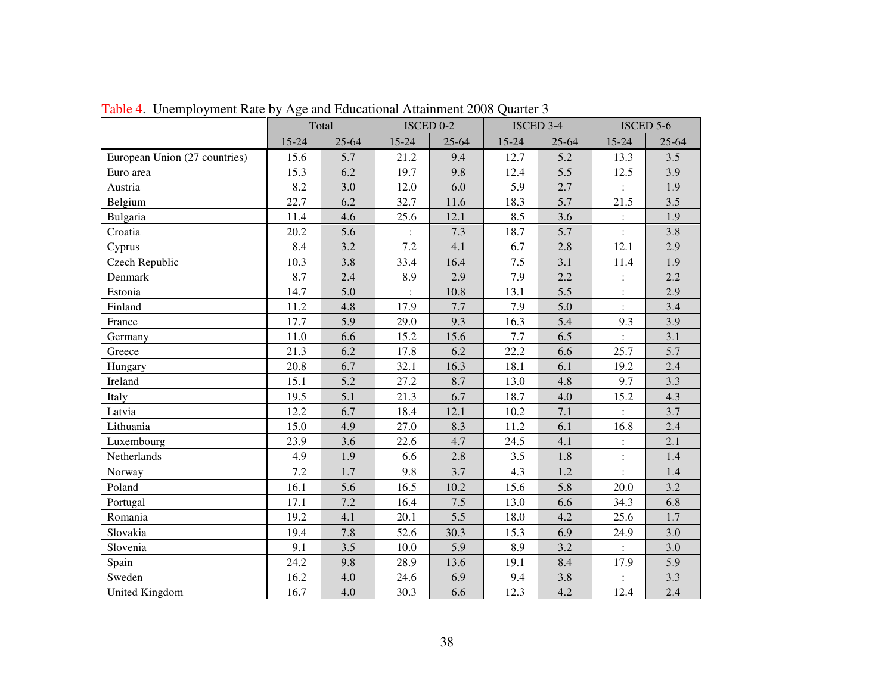Table 4. Unemployment Rate by Age and Educational Attainment 2008 Quarter 3

| | Total | | ISCED 0-2 | | ISCED 3-4 | | ISCED 5-6 | |
|---|---|---|---|---|---|---|---|---|
| | 15-24 | 25-64 | 15-24 | 25-64 | 15-24 | 25-64 | 15-24 | 25-64 |
| European Union (27 countries) | 15.6 | 5.7 | 21.2 | 9.4 | 12.7 | 5.2 | 13.3 | 3.5 |
| Euro area | 15.3 | 6.2 | 19.7 | 9.8 | 12.4 | 5.5 | 12.5 | 3.9 |
| Austria | 8.2 | 3.0 | 12.0 | 6.0 | 5.9 | 2.7 | : | 1.9 |
| Belgium | 22.7 | 6.2 | 32.7 | 11.6 | 18.3 | 5.7 | 21.5 | 3.5 |
| Bulgaria | 11.4 | 4.6 | 25.6 | 12.1 | 8.5 | 3.6 | : | 1.9 |
| Croatia | 20.2 | 5.6 | : | 7.3 | 18.7 | 5.7 | : | 3.8 |
| Cyprus | 8.4 | 3.2 | 7.2 | 4.1 | 6.7 | 2.8 | 12.1 | 2.9 |
| Czech Republic | 10.3 | 3.8 | 33.4 | 16.4 | 7.5 | 3.1 | 11.4 | 1.9 |
| Denmark | 8.7 | 2.4 | 8.9 | 2.9 | 7.9 | 2.2 | : | 2.2 |
| Estonia | 14.7 | 5.0 | : | 10.8 | 13.1 | 5.5 | : | 2.9 |
| Finland | 11.2 | 4.8 | 17.9 | 7.7 | 7.9 | 5.0 | : | 3.4 |
| France | 17.7 | 5.9 | 29.0 | 9.3 | 16.3 | 5.4 | 9.3 | 3.9 |
| Germany | 11.0 | 6.6 | 15.2 | 15.6 | 7.7 | 6.5 | : | 3.1 |
| Greece | 21.3 | 6.2 | 17.8 | 6.2 | 22.2 | 6.6 | 25.7 | 5.7 |
| Hungary | 20.8 | 6.7 | 32.1 | 16.3 | 18.1 | 6.1 | 19.2 | 2.4 |
| Ireland | 15.1 | 5.2 | 27.2 | 8.7 | 13.0 | 4.8 | 9.7 | 3.3 |
| Italy | 19.5 | 5.1 | 21.3 | 6.7 | 18.7 | 4.0 | 15.2 | 4.3 |
| Latvia | 12.2 | 6.7 | 18.4 | 12.1 | 10.2 | 7.1 | : | 3.7 |
| Lithuania | 15.0 | 4.9 | 27.0 | 8.3 | 11.2 | 6.1 | 16.8 | 2.4 |
| Luxembourg | 23.9 | 3.6 | 22.6 | 4.7 | 24.5 | 4.1 | : | 2.1 |
| Netherlands | 4.9 | 1.9 | 6.6 | 2.8 | 3.5 | 1.8 | : | 1.4 |
| Norway | 7.2 | 1.7 | 9.8 | 3.7 | 4.3 | 1.2 | : | 1.4 |
| Poland | 16.1 | 5.6 | 16.5 | 10.2 | 15.6 | 5.8 | 20.0 | 3.2 |
| Portugal | 17.1 | 7.2 | 16.4 | 7.5 | 13.0 | 6.6 | 34.3 | 6.8 |
| Romania | 19.2 | 4.1 | 20.1 | 5.5 | 18.0 | 4.2 | 25.6 | 1.7 |
| Slovakia | 19.4 | 7.8 | 52.6 | 30.3 | 15.3 | 6.9 | 24.9 | 3.0 |
| Slovenia | 9.1 | 3.5 | 10.0 | 5.9 | 8.9 | 3.2 | : | 3.0 |
| Spain | 24.2 | 9.8 | 28.9 | 13.6 | 19.1 | 8.4 | 17.9 | 5.9 |
| Sweden | 16.2 | 4.0 | 24.6 | 6.9 | 9.4 | 3.8 | : | 3.3 |
| United Kingdom | 16.7 | 4.0 | 30.3 | 6.6 | 12.3 | 4.2 | 12.4 | 2.4 |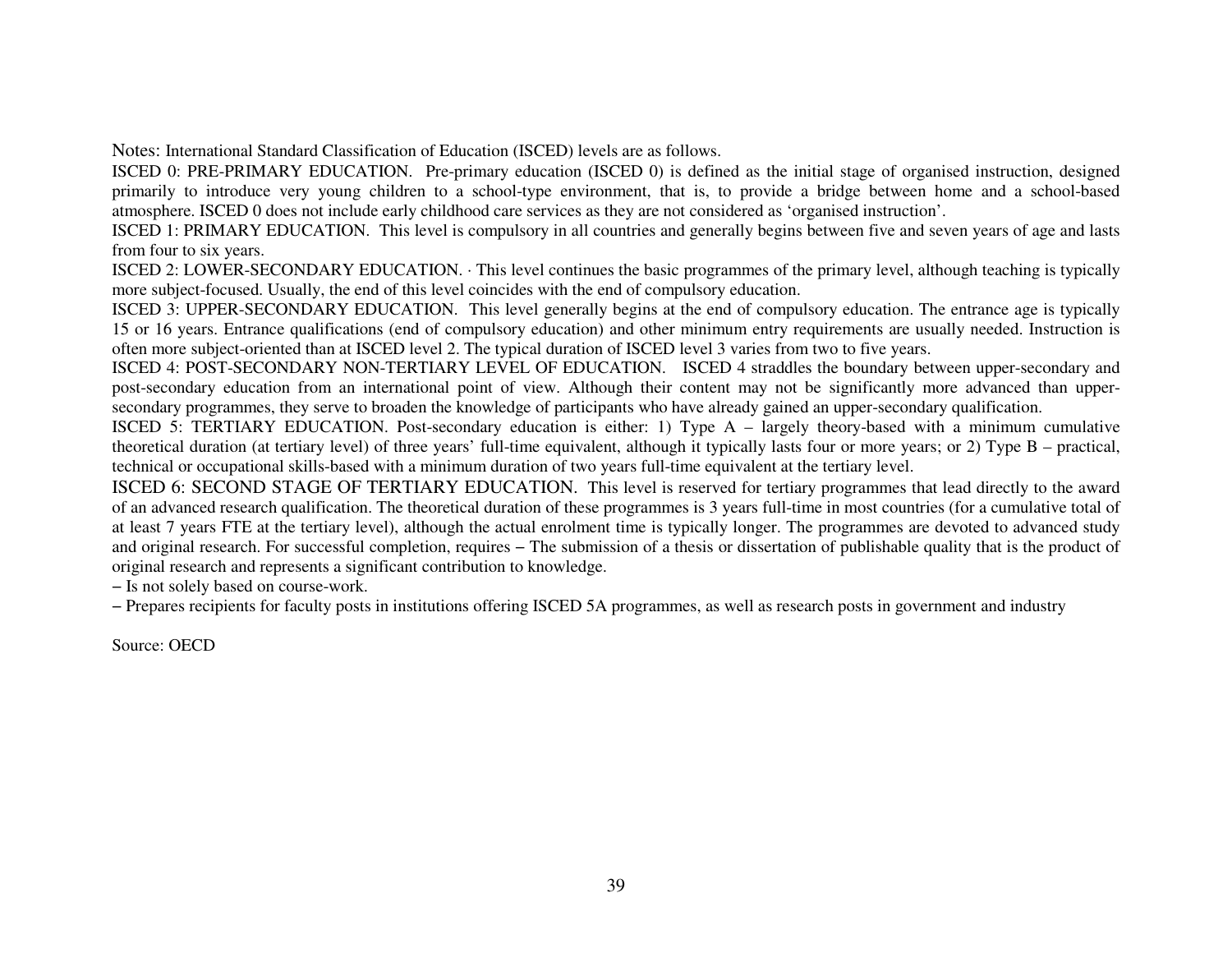Notes: International Standard Classification of Education (ISCED) levels are as follows.

ISCED 0: PRE-PRIMARY EDUCATION. Pre-primary education (ISCED 0) is defined as the initial stage of organised instruction, designed primarily to introduce very young children to a school-type environment, that is, to provide a bridge between home and a school-based atmosphere. ISCED 0 does not include early childhood care services as they are not considered as 'organised instruction'.

ISCED 1: PRIMARY EDUCATION. This level is compulsory in all countries and generally begins between five and seven years of age and lasts from four to six years.

ISCED 2: LOWER-SECONDARY EDUCATION. · This level continues the basic programmes of the primary level, although teaching is typically more subject-focused. Usually, the end of this level coincides with the end of compulsory education.

ISCED 3: UPPER-SECONDARY EDUCATION. This level generally begins at the end of compulsory education. The entrance age is typically 15 or 16 years. Entrance qualifications (end of compulsory education) and other minimum entry requirements are usually needed. Instruction is often more subject-oriented than at ISCED level 2. The typical duration of ISCED level 3 varies from two to five years.

ISCED 4: POST-SECONDARY NON-TERTIARY LEVEL OF EDUCATION. ISCED 4 straddles the boundary between upper-secondary and post-secondary education from an international point of view. Although their content may not be significantly more advanced than upper-secondary programmes, they serve to broaden the knowledge of participants who have already gained an upper-secondary qualification.

ISCED 5: TERTIARY EDUCATION. Post-secondary education is either: 1) Type A – largely theory-based with a minimum cumulative theoretical duration (at tertiary level) of three years' full-time equivalent, although it typically lasts four or more years; or 2) Type B – practical, technical or occupational skills-based with a minimum duration of two years full-time equivalent at the tertiary level.

ISCED 6: SECOND STAGE OF TERTIARY EDUCATION. This level is reserved for tertiary programmes that lead directly to the award of an advanced research qualification. The theoretical duration of these programmes is 3 years full-time in most countries (for a cumulative total of at least 7 years FTE at the tertiary level), although the actual enrolment time is typically longer. The programmes are devoted to advanced study and original research. For successful completion, requires – The submission of a thesis or dissertation of publishable quality that is the product of original research and represents a significant contribution to knowledge.

– Is not solely based on course-work.

– Prepares recipients for faculty posts in institutions offering ISCED 5A programmes, as well as research posts in government and industry

Source: OECD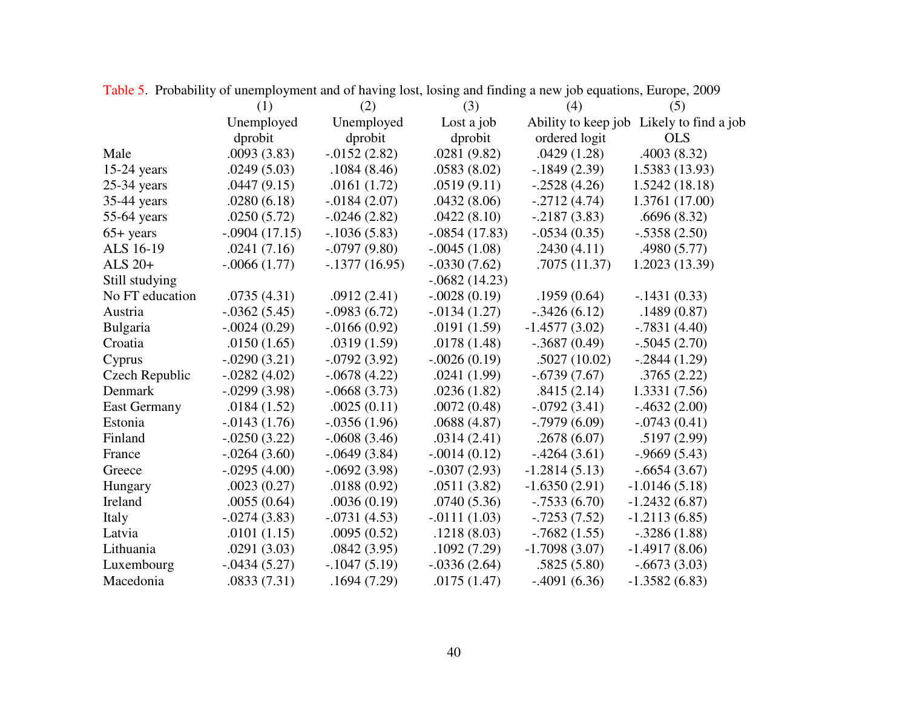Table 5. Probability of unemployment and of having lost, losing and finding a new job equations, Europe, 2009

| | (1) | (2) | (3) | (4) | (5) |
|---|---|---|---|---|---|
| | Unemployed | Unemployed | Lost a job | Ability to keep job | Likely to find a job |
| | dprobit | dprobit | dprobit | ordered logit | OLS |
| Male | .0093 (3.83) | -.0152 (2.82) | .0281 (9.82) | .0429 (1.28) | .4003 (8.32) |
| 15-24 years | .0249 (5.03) | .1084 (8.46) | .0583 (8.02) | -.1849 (2.39) | 1.5383 (13.93) |
| 25-34 years | .0447 (9.15) | .0161 (1.72) | .0519 (9.11) | -.2528 (4.26) | 1.5242 (18.18) |
| 35-44 years | .0280 (6.18) | -.0184 (2.07) | .0432 (8.06) | -.2712 (4.74) | 1.3761 (17.00) |
| 55-64 years | .0250 (5.72) | -.0246 (2.82) | .0422 (8.10) | -.2187 (3.83) | .6696 (8.32) |
| 65+ years | -.0904 (17.15) | -.1036 (5.83) | -.0854 (17.83) | -.0534 (0.35) | -.5358 (2.50) |
| ALS 16-19 | .0241 (7.16) | -.0797 (9.80) | -.0045 (1.08) | .2430 (4.11) | .4980 (5.77) |
| ALS 20+ | -.0066 (1.77) | -.1377 (16.95) | -.0330 (7.62) | .7075 (11.37) | 1.2023 (13.39) |
| Still studying | | | -.0682 (14.23) | | |
| No FT education | .0735 (4.31) | .0912 (2.41) | -.0028 (0.19) | .1959 (0.64) | -.1431 (0.33) |
| Austria | -.0362 (5.45) | -.0983 (6.72) | -.0134 (1.27) | -.3426 (6.12) | .1489 (0.87) |
| Bulgaria | -.0024 (0.29) | -.0166 (0.92) | .0191 (1.59) | -1.4577 (3.02) | -.7831 (4.40) |
| Croatia | .0150 (1.65) | .0319 (1.59) | .0178 (1.48) | -.3687 (0.49) | -.5045 (2.70) |
| Cyprus | -.0290 (3.21) | -.0792 (3.92) | -.0026 (0.19) | .5027 (10.02) | -.2844 (1.29) |
| Czech Republic | -.0282 (4.02) | -.0678 (4.22) | .0241 (1.99) | -.6739 (7.67) | .3765 (2.22) |
| Denmark | -.0299 (3.98) | -.0668 (3.73) | .0236 (1.82) | .8415 (2.14) | 1.3331 (7.56) |
| East Germany | .0184 (1.52) | .0025 (0.11) | .0072 (0.48) | -.0792 (3.41) | -.4632 (2.00) |
| Estonia | -.0143 (1.76) | -.0356 (1.96) | .0688 (4.87) | -.7979 (6.09) | -.0743 (0.41) |
| Finland | -.0250 (3.22) | -.0608 (3.46) | .0314 (2.41) | .2678 (6.07) | .5197 (2.99) |
| France | -.0264 (3.60) | -.0649 (3.84) | -.0014 (0.12) | -.4264 (3.61) | -.9669 (5.43) |
| Greece | -.0295 (4.00) | -.0692 (3.98) | -.0307 (2.93) | -1.2814 (5.13) | -.6654 (3.67) |
| Hungary | .0023 (0.27) | .0188 (0.92) | .0511 (3.82) | -1.6350 (2.91) | -1.0146 (5.18) |
| Ireland | .0055 (0.64) | .0036 (0.19) | .0740 (5.36) | -.7533 (6.70) | -1.2432 (6.87) |
| Italy | -.0274 (3.83) | -.0731 (4.53) | -.0111 (1.03) | -.7253 (7.52) | -1.2113 (6.85) |
| Latvia | .0101 (1.15) | .0095 (0.52) | .1218 (8.03) | -.7682 (1.55) | -.3286 (1.88) |
| Lithuania | .0291 (3.03) | .0842 (3.95) | .1092 (7.29) | -1.7098 (3.07) | -1.4917 (8.06) |
| Luxembourg | -.0434 (5.27) | -.1047 (5.19) | -.0336 (2.64) | .5825 (5.80) | -.6673 (3.03) |
| Macedonia | .0833 (7.31) | .1694 (7.29) | .0175 (1.47) | -.4091 (6.36) | -1.3582 (6.83) |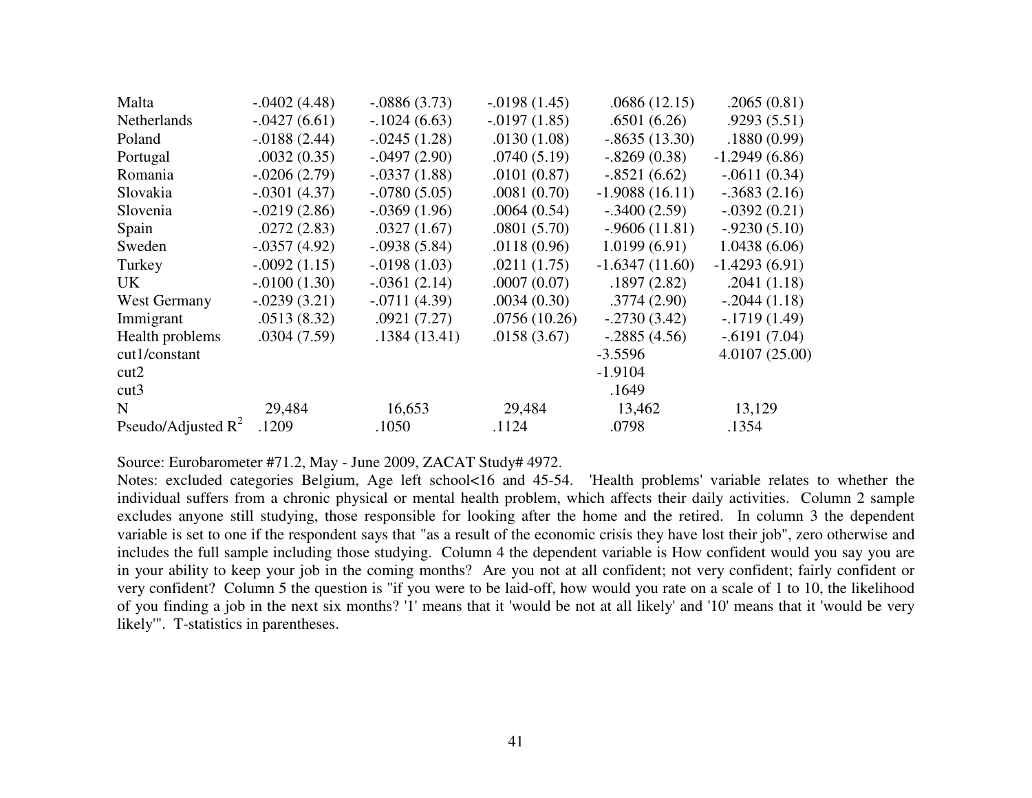| | | | | | |
|---|---|---|---|---|---|
| Malta | -.0402 (4.48) | -.0886 (3.73) | -.0198 (1.45) | .0686 (12.15) | .2065 (0.81) |
| Netherlands | -.0427 (6.61) | -.1024 (6.63) | -.0197 (1.85) | .6501 (6.26) | .9293 (5.51) |
| Poland | -.0188 (2.44) | -.0245 (1.28) | .0130 (1.08) | -.8635 (13.30) | .1880 (0.99) |
| Portugal | .0032 (0.35) | -.0497 (2.90) | .0740 (5.19) | -.8269 (0.38) | -1.2949 (6.86) |
| Romania | -.0206 (2.79) | -.0337 (1.88) | .0101 (0.87) | -.8521 (6.62) | -.0611 (0.34) |
| Slovakia | -.0301 (4.37) | -.0780 (5.05) | .0081 (0.70) | -1.9088 (16.11) | -.3683 (2.16) |
| Slovenia | -.0219 (2.86) | -.0369 (1.96) | .0064 (0.54) | -.3400 (2.59) | -.0392 (0.21) |
| Spain | .0272 (2.83) | .0327 (1.67) | .0801 (5.70) | -.9606 (11.81) | -.9230 (5.10) |
| Sweden | -.0357 (4.92) | -.0938 (5.84) | .0118 (0.96) | 1.0199 (6.91) | 1.0438 (6.06) |
| Turkey | -.0092 (1.15) | -.0198 (1.03) | .0211 (1.75) | -1.6347 (11.60) | -1.4293 (6.91) |
| UK | -.0100 (1.30) | -.0361 (2.14) | .0007 (0.07) | .1897 (2.82) | .2041 (1.18) |
| West Germany | -.0239 (3.21) | -.0711 (4.39) | .0034 (0.30) | .3774 (2.90) | -.2044 (1.18) |
| Immigrant | .0513 (8.32) | .0921 (7.27) | .0756 (10.26) | -.2730 (3.42) | -.1719 (1.49) |
| Health problems | .0304 (7.59) | .1384 (13.41) | .0158 (3.67) | -.2885 (4.56) | -.6191 (7.04) |
| cut1/constant | | | | -3.5596 | 4.0107 (25.00) |
| cut2 | | | | -1.9104 | |
| cut3 | | | | .1649 | |
| N | 29,484 | 16,653 | 29,484 | 13,462 | 13,129 |
| Pseudo/Adjusted $R^2$ | .1209 | .1050 | .1124 | .0798 | .1354 |

Source: Eurobarometer #71.2, May - June 2009, ZACAT Study# 4972.

Notes: excluded categories Belgium, Age left school<16 and 45-54. 'Health problems' variable relates to whether the individual suffers from a chronic physical or mental health problem, which affects their daily activities. Column 2 sample excludes anyone still studying, those responsible for looking after the home and the retired. In column 3 the dependent variable is set to one if the respondent says that "as a result of the economic crisis they have lost their job", zero otherwise and includes the full sample including those studying. Column 4 the dependent variable is How confident would you say you are in your ability to keep your job in the coming months? Are you not at all confident; not very confident; fairly confident or very confident? Column 5 the question is "if you were to be laid-off, how would you rate on a scale of 1 to 10, the likelihood of you finding a job in the next six months? '1' means that it 'would be not at all likely' and '10' means that it 'would be very likely'". T-statistics in parentheses.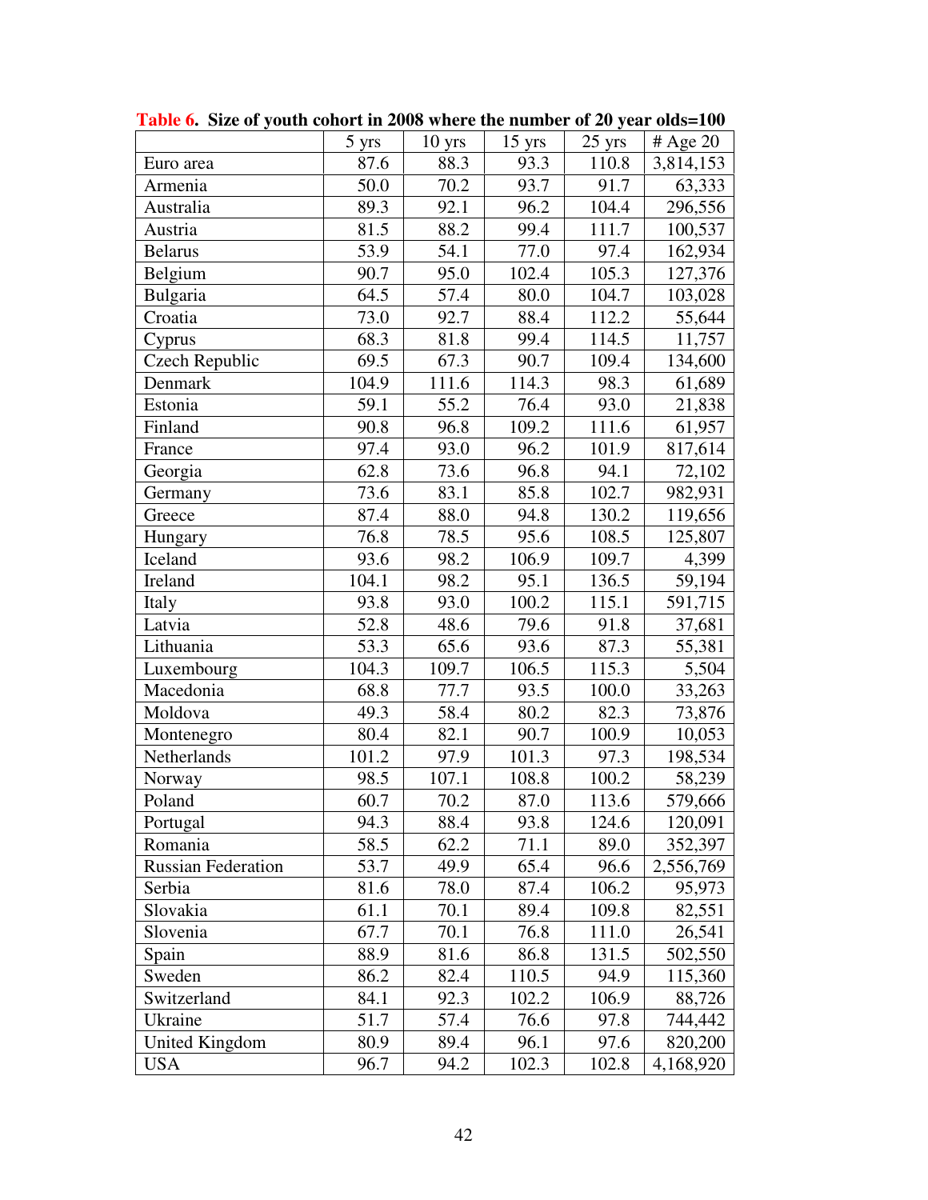**Table 6. Size of youth cohort in 2008 where the number of 20 year olds=100**

| | 5 yrs | 10 yrs | 15 yrs | 25 yrs | # Age 20 |
|---|---|---|---|---|---|
| Euro area | 87.6 | 88.3 | 93.3 | 110.8 | 3,814,153 |
| Armenia | 50.0 | 70.2 | 93.7 | 91.7 | 63,333 |
| Australia | 89.3 | 92.1 | 96.2 | 104.4 | 296,556 |
| Austria | 81.5 | 88.2 | 99.4 | 111.7 | 100,537 |
| Belarus | 53.9 | 54.1 | 77.0 | 97.4 | 162,934 |
| Belgium | 90.7 | 95.0 | 102.4 | 105.3 | 127,376 |
| Bulgaria | 64.5 | 57.4 | 80.0 | 104.7 | 103,028 |
| Croatia | 73.0 | 92.7 | 88.4 | 112.2 | 55,644 |
| Cyprus | 68.3 | 81.8 | 99.4 | 114.5 | 11,757 |
| Czech Republic | 69.5 | 67.3 | 90.7 | 109.4 | 134,600 |
| Denmark | 104.9 | 111.6 | 114.3 | 98.3 | 61,689 |
| Estonia | 59.1 | 55.2 | 76.4 | 93.0 | 21,838 |
| Finland | 90.8 | 96.8 | 109.2 | 111.6 | 61,957 |
| France | 97.4 | 93.0 | 96.2 | 101.9 | 817,614 |
| Georgia | 62.8 | 73.6 | 96.8 | 94.1 | 72,102 |
| Germany | 73.6 | 83.1 | 85.8 | 102.7 | 982,931 |
| Greece | 87.4 | 88.0 | 94.8 | 130.2 | 119,656 |
| Hungary | 76.8 | 78.5 | 95.6 | 108.5 | 125,807 |
| Iceland | 93.6 | 98.2 | 106.9 | 109.7 | 4,399 |
| Ireland | 104.1 | 98.2 | 95.1 | 136.5 | 59,194 |
| Italy | 93.8 | 93.0 | 100.2 | 115.1 | 591,715 |
| Latvia | 52.8 | 48.6 | 79.6 | 91.8 | 37,681 |
| Lithuania | 53.3 | 65.6 | 93.6 | 87.3 | 55,381 |
| Luxembourg | 104.3 | 109.7 | 106.5 | 115.3 | 5,504 |
| Macedonia | 68.8 | 77.7 | 93.5 | 100.0 | 33,263 |
| Moldova | 49.3 | 58.4 | 80.2 | 82.3 | 73,876 |
| Montenegro | 80.4 | 82.1 | 90.7 | 100.9 | 10,053 |
| Netherlands | 101.2 | 97.9 | 101.3 | 97.3 | 198,534 |
| Norway | 98.5 | 107.1 | 108.8 | 100.2 | 58,239 |
| Poland | 60.7 | 70.2 | 87.0 | 113.6 | 579,666 |
| Portugal | 94.3 | 88.4 | 93.8 | 124.6 | 120,091 |
| Romania | 58.5 | 62.2 | 71.1 | 89.0 | 352,397 |
| Russian Federation | 53.7 | 49.9 | 65.4 | 96.6 | 2,556,769 |
| Serbia | 81.6 | 78.0 | 87.4 | 106.2 | 95,973 |
| Slovakia | 61.1 | 70.1 | 89.4 | 109.8 | 82,551 |
| Slovenia | 67.7 | 70.1 | 76.8 | 111.0 | 26,541 |
| Spain | 88.9 | 81.6 | 86.8 | 131.5 | 502,550 |
| Sweden | 86.2 | 82.4 | 110.5 | 94.9 | 115,360 |
| Switzerland | 84.1 | 92.3 | 102.2 | 106.9 | 88,726 |
| Ukraine | 51.7 | 57.4 | 76.6 | 97.8 | 744,442 |
| United Kingdom | 80.9 | 89.4 | 96.1 | 97.6 | 820,200 |
| USA | 96.7 | 94.2 | 102.3 | 102.8 | 4,168,920 |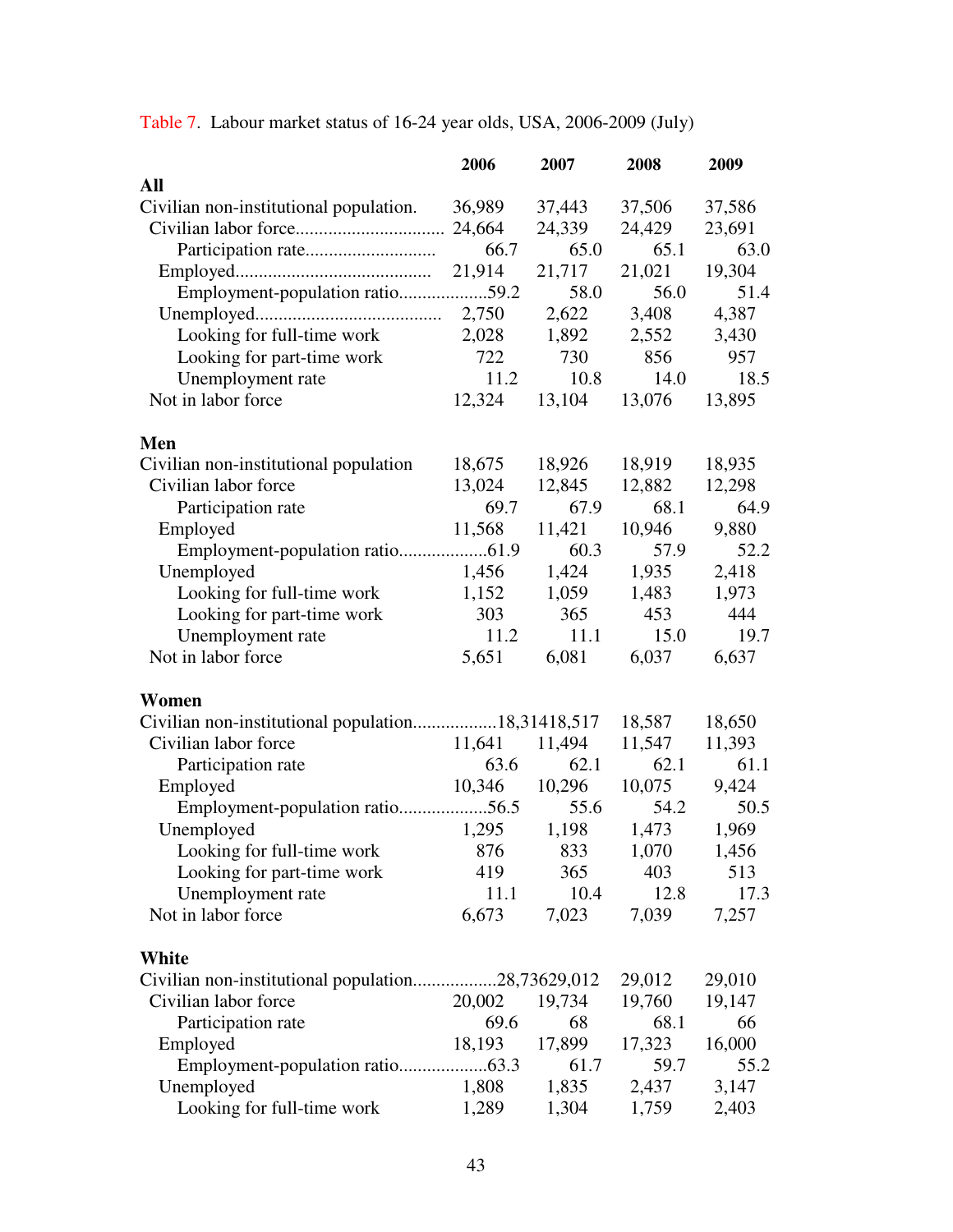Table 7. Labour market status of 16-24 year olds, USA, 2006-2009 (July)

| | 2006 | 2007 | 2008 | 2009 |
|---|---|---|---|---|
| **All** | | | | |
| Civilian non-institutional population | 36,989 | 37,443 | 37,506 | 37,586 |
| Civilian labor force | 24,664 | 24,339 | 24,429 | 23,691 |
| Participation rate | 66.7 | 65.0 | 65.1 | 63.0 |
| Employed | 21,914 | 21,717 | 21,021 | 19,304 |
| Employment-population ratio | 59.2 | 58.0 | 56.0 | 51.4 |
| Unemployed | 2,750 | 2,622 | 3,408 | 4,387 |
| Looking for full-time work | 2,028 | 1,892 | 2,552 | 3,430 |
| Looking for part-time work | 722 | 730 | 856 | 957 |
| Unemployment rate | 11.2 | 10.8 | 14.0 | 18.5 |
| Not in labor force | 12,324 | 13,104 | 13,076 | 13,895 |
| **Men** | | | | |
| Civilian non-institutional population | 18,675 | 18,926 | 18,919 | 18,935 |
| Civilian labor force | 13,024 | 12,845 | 12,882 | 12,298 |
| Participation rate | 69.7 | 67.9 | 68.1 | 64.9 |
| Employed | 11,568 | 11,421 | 10,946 | 9,880 |
| Employment-population ratio | 61.9 | 60.3 | 57.9 | 52.2 |
| Unemployed | 1,456 | 1,424 | 1,935 | 2,418 |
| Looking for full-time work | 1,152 | 1,059 | 1,483 | 1,973 |
| Looking for part-time work | 303 | 365 | 453 | 444 |
| Unemployment rate | 11.2 | 11.1 | 15.0 | 19.7 |
| Not in labor force | 5,651 | 6,081 | 6,037 | 6,637 |
| **Women** | | | | |
| Civilian non-institutional population | 18,314 | 18,517 | 18,587 | 18,650 |
| Civilian labor force | 11,641 | 11,494 | 11,547 | 11,393 |
| Participation rate | 63.6 | 62.1 | 62.1 | 61.1 |
| Employed | 10,346 | 10,296 | 10,075 | 9,424 |
| Employment-population ratio | 56.5 | 55.6 | 54.2 | 50.5 |
| Unemployed | 1,295 | 1,198 | 1,473 | 1,969 |
| Looking for full-time work | 876 | 833 | 1,070 | 1,456 |
| Looking for part-time work | 419 | 365 | 403 | 513 |
| Unemployment rate | 11.1 | 10.4 | 12.8 | 17.3 |
| Not in labor force | 6,673 | 7,023 | 7,039 | 7,257 |
| **White** | | | | |
| Civilian non-institutional population | 28,736 | 29,012 | 29,012 | 29,010 |
| Civilian labor force | 20,002 | 19,734 | 19,760 | 19,147 |
| Participation rate | 69.6 | 68 | 68.1 | 66 |
| Employed | 18,193 | 17,899 | 17,323 | 16,000 |
| Employment-population ratio | 63.3 | 61.7 | 59.7 | 55.2 |
| Unemployed | 1,808 | 1,835 | 2,437 | 3,147 |
| Looking for full-time work | 1,289 | 1,304 | 1,759 | 2,403 |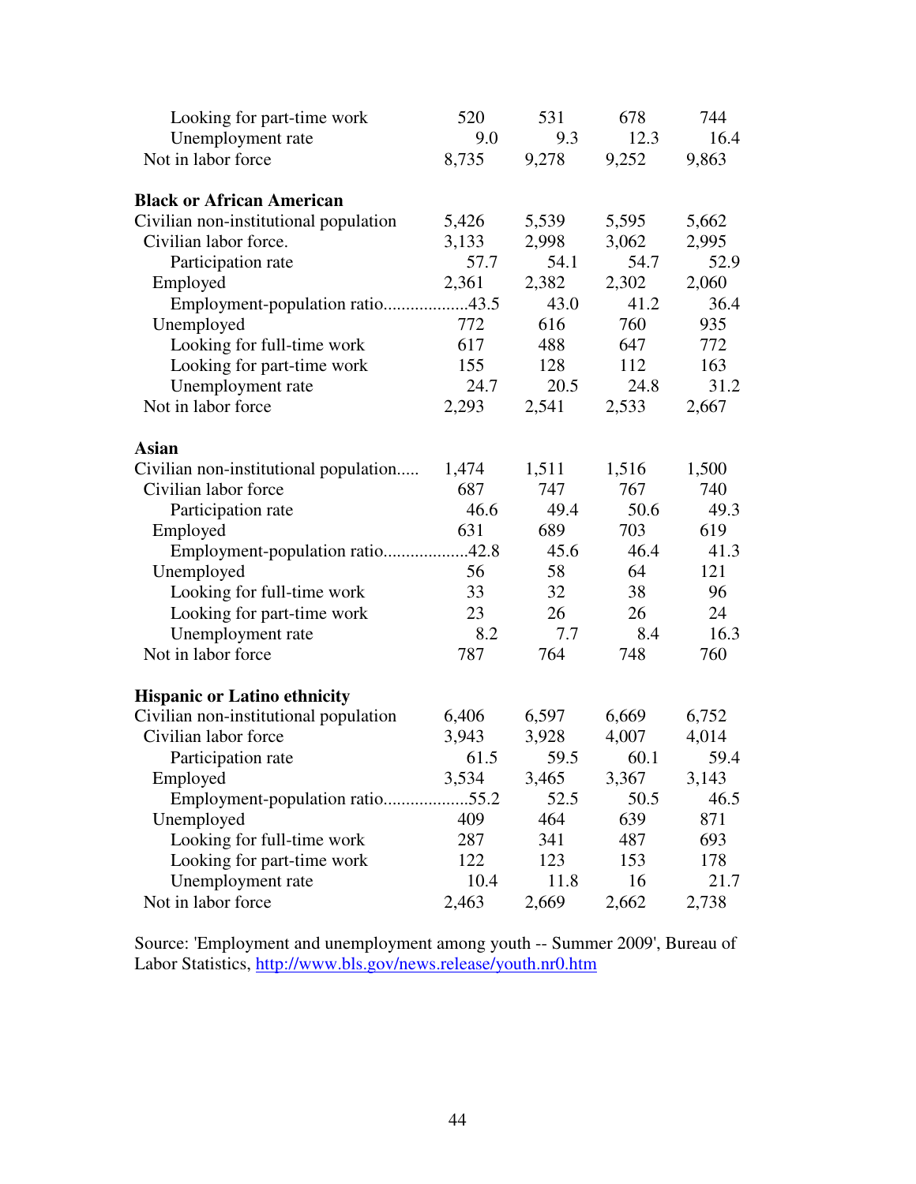| | | | | |
|---|---|---|---|---|
| Looking for part-time work | 520 | 531 | 678 | 744 |
| Unemployment rate | 9.0 | 9.3 | 12.3 | 16.4 |
| Not in labor force | 8,735 | 9,278 | 9,252 | 9,863 |
| **Black or African American** | | | | |
| Civilian non-institutional population | 5,426 | 5,539 | 5,595 | 5,662 |
| Civilian labor force. | 3,133 | 2,998 | 3,062 | 2,995 |
| Participation rate | 57.7 | 54.1 | 54.7 | 52.9 |
| Employed | 2,361 | 2,382 | 2,302 | 2,060 |
| Employment-population ratio.................. | 43.5 | 43.0 | 41.2 | 36.4 |
| Unemployed | 772 | 616 | 760 | 935 |
| Looking for full-time work | 617 | 488 | 647 | 772 |
| Looking for part-time work | 155 | 128 | 112 | 163 |
| Unemployment rate | 24.7 | 20.5 | 24.8 | 31.2 |
| Not in labor force | 2,293 | 2,541 | 2,533 | 2,667 |
| **Asian** | | | | |
| Civilian non-institutional population..... | 1,474 | 1,511 | 1,516 | 1,500 |
| Civilian labor force | 687 | 747 | 767 | 740 |
| Participation rate | 46.6 | 49.4 | 50.6 | 49.3 |
| Employed | 631 | 689 | 703 | 619 |
| Employment-population ratio.................. | 42.8 | 45.6 | 46.4 | 41.3 |
| Unemployed | 56 | 58 | 64 | 121 |
| Looking for full-time work | 33 | 32 | 38 | 96 |
| Looking for part-time work | 23 | 26 | 26 | 24 |
| Unemployment rate | 8.2 | 7.7 | 8.4 | 16.3 |
| Not in labor force | 787 | 764 | 748 | 760 |
| **Hispanic or Latino ethnicity** | | | | |
| Civilian non-institutional population | 6,406 | 6,597 | 6,669 | 6,752 |
| Civilian labor force | 3,943 | 3,928 | 4,007 | 4,014 |
| Participation rate | 61.5 | 59.5 | 60.1 | 59.4 |
| Employed | 3,534 | 3,465 | 3,367 | 3,143 |
| Employment-population ratio.................. | 55.2 | 52.5 | 50.5 | 46.5 |
| Unemployed | 409 | 464 | 639 | 871 |
| Looking for full-time work | 287 | 341 | 487 | 693 |
| Looking for part-time work | 122 | 123 | 153 | 178 |
| Unemployment rate | 10.4 | 11.8 | 16 | 21.7 |
| Not in labor force | 2,463 | 2,669 | 2,662 | 2,738 |

Source: 'Employment and unemployment among youth -- Summer 2009', Bureau of Labor Statistics, http://www.bls.gov/news.release/youth.nr0.htm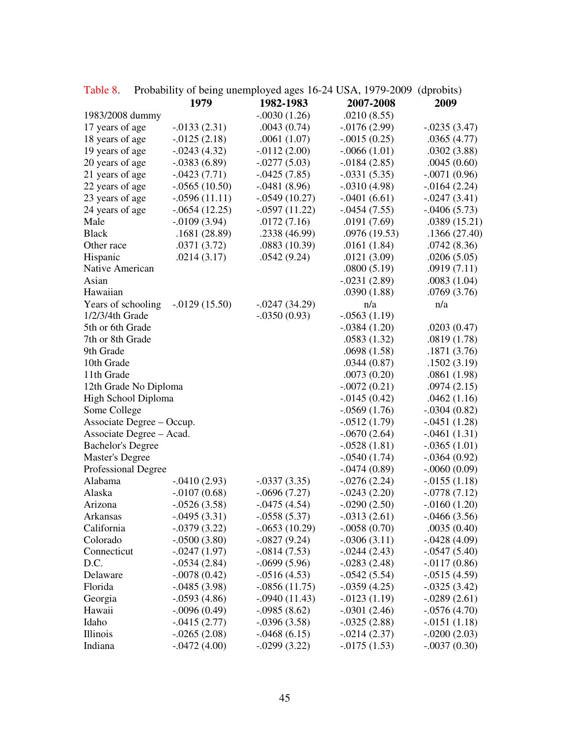Table 8. Probability of being unemployed ages 16-24 USA, 1979-2009 (dprobits)

| | 1979 | 1982-1983 | 2007-2008 | 2009 |
|---|---|---|---|---|
| 1983/2008 dummy | | -.0030 (1.26) | .0210 (8.55) | |
| 17 years of age | -.0133 (2.31) | .0043 (0.74) | -.0176 (2.99) | -.0235 (3.47) |
| 18 years of age | -.0125 (2.18) | .0061 (1.07) | -.0015 (0.25) | .0365 (4.77) |
| 19 years of age | -.0243 (4.32) | -.0112 (2.00) | -.0066 (1.01) | .0302 (3.88) |
| 20 years of age | -.0383 (6.89) | -.0277 (5.03) | -.0184 (2.85) | .0045 (0.60) |
| 21 years of age | -.0423 (7.71) | -.0425 (7.85) | -.0331 (5.35) | -.0071 (0.96) |
| 22 years of age | -.0565 (10.50) | -.0481 (8.96) | -.0310 (4.98) | -.0164 (2.24) |
| 23 years of age | -.0596 (11.11) | -.0549 (10.27) | -.0401 (6.61) | -.0247 (3.41) |
| 24 years of age | -.0654 (12.25) | -.0597 (11.22) | -.0454 (7.55) | -.0406 (5.73) |
| Male | -.0109 (3.94) | .0172 (7.16) | .0191 (7.69) | .0389 (15.21) |
| Black | .1681 (28.89) | .2338 (46.99) | .0976 (19.53) | .1366 (27.40) |
| Other race | .0371 (3.72) | .0883 (10.39) | .0161 (1.84) | .0742 (8.36) |
| Hispanic | .0214 (3.17) | .0542 (9.24) | .0121 (3.09) | .0206 (5.05) |
| Native American | | | .0800 (5.19) | .0919 (7.11) |
| Asian | | | -.0231 (2.89) | .0083 (1.04) |
| Hawaiian | | | .0390 (1.88) | .0769 (3.76) |
| Years of schooling | -.0129 (15.50) | -.0247 (34.29) | n/a | n/a |
| 1/2/3/4th Grade | | -.0350 (0.93) | -.0563 (1.19) | |
| 5th or 6th Grade | | | -.0384 (1.20) | .0203 (0.47) |
| 7th or 8th Grade | | | .0583 (1.32) | .0819 (1.78) |
| 9th Grade | | | .0698 (1.58) | .1871 (3.76) |
| 10th Grade | | | .0344 (0.87) | .1502 (3.19) |
| 11th Grade | | | .0073 (0.20) | .0861 (1.98) |
| 12th Grade No Diploma | | | -.0072 (0.21) | .0974 (2.15) |
| High School Diploma | | | -.0145 (0.42) | .0462 (1.16) |
| Some College | | | -.0569 (1.76) | -.0304 (0.82) |
| Associate Degree – Occup. | | | -.0512 (1.79) | -.0451 (1.28) |
| Associate Degree – Acad. | | | -.0670 (2.64) | -.0461 (1.31) |
| Bachelor's Degree | | | -.0528 (1.81) | -.0365 (1.01) |
| Master's Degree | | | -.0540 (1.74) | -.0364 (0.92) |
| Professional Degree | | | -.0474 (0.89) | -.0060 (0.09) |
| Alabama | -.0410 (2.93) | -.0337 (3.35) | -.0276 (2.24) | -.0155 (1.18) |
| Alaska | -.0107 (0.68) | -.0696 (7.27) | -.0243 (2.20) | -.0778 (7.12) |
| Arizona | -.0526 (3.58) | -.0475 (4.54) | -.0290 (2.50) | -.0160 (1.20) |
| Arkansas | -.0495 (3.31) | -.0558 (5.37) | -.0313 (2.61) | -.0466 (3.56) |
| California | -.0379 (3.22) | -.0653 (10.29) | -.0058 (0.70) | .0035 (0.40) |
| Colorado | -.0500 (3.80) | -.0827 (9.24) | -.0306 (3.11) | -.0428 (4.09) |
| Connecticut | -.0247 (1.97) | -.0814 (7.53) | -.0244 (2.43) | -.0547 (5.40) |
| D.C. | -.0534 (2.84) | -.0699 (5.96) | -.0283 (2.48) | -.0117 (0.86) |
| Delaware | -.0078 (0.42) | -.0516 (4.53) | -.0542 (5.54) | -.0515 (4.59) |
| Florida | -.0485 (3.98) | -.0856 (11.75) | -.0359 (4.25) | -.0325 (3.42) |
| Georgia | -.0593 (4.86) | -.0940 (11.43) | -.0123 (1.19) | -.0289 (2.61) |
| Hawaii | -.0096 (0.49) | -.0985 (8.62) | -.0301 (2.46) | -.0576 (4.70) |
| Idaho | -.0415 (2.77) | -.0396 (3.58) | -.0325 (2.88) | -.0151 (1.18) |
| Illinois | -.0265 (2.08) | -.0468 (6.15) | -.0214 (2.37) | -.0200 (2.03) |
| Indiana | -.0472 (4.00) | -.0299 (3.22) | -.0175 (1.53) | -.0037 (0.30) |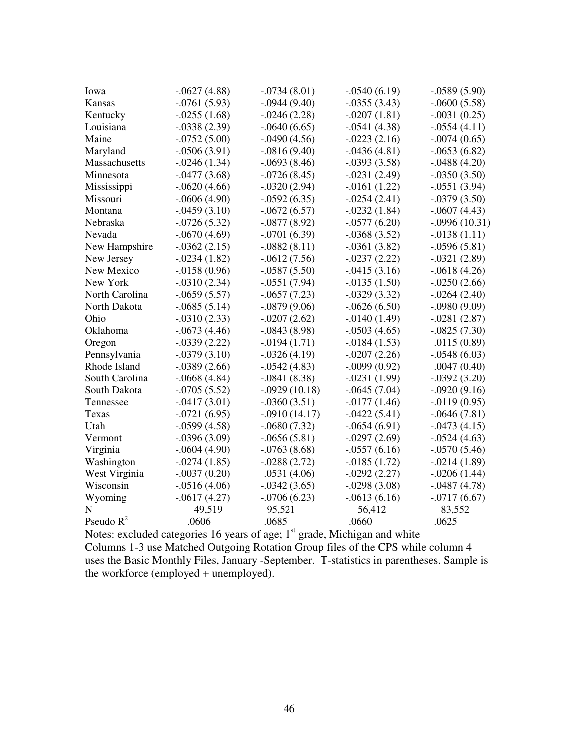| | | | | |
|---|---|---|---|---|
| Iowa | -.0627 (4.88) | -.0734 (8.01) | -.0540 (6.19) | -.0589 (5.90) |
| Kansas | -.0761 (5.93) | -.0944 (9.40) | -.0355 (3.43) | -.0600 (5.58) |
| Kentucky | -.0255 (1.68) | -.0246 (2.28) | -.0207 (1.81) | -.0031 (0.25) |
| Louisiana | -.0338 (2.39) | -.0640 (6.65) | -.0541 (4.38) | -.0554 (4.11) |
| Maine | -.0752 (5.00) | -.0490 (4.56) | -.0223 (2.16) | -.0074 (0.65) |
| Maryland | -.0506 (3.91) | -.0816 (9.40) | -.0436 (4.81) | -.0653 (6.82) |
| Massachusetts | -.0246 (1.34) | -.0693 (8.46) | -.0393 (3.58) | -.0488 (4.20) |
| Minnesota | -.0477 (3.68) | -.0726 (8.45) | -.0231 (2.49) | -.0350 (3.50) |
| Mississippi | -.0620 (4.66) | -.0320 (2.94) | -.0161 (1.22) | -.0551 (3.94) |
| Missouri | -.0606 (4.90) | -.0592 (6.35) | -.0254 (2.41) | -.0379 (3.50) |
| Montana | -.0459 (3.10) | -.0672 (6.57) | -.0232 (1.84) | -.0607 (4.43) |
| Nebraska | -.0726 (5.32) | -.0877 (8.92) | -.0577 (6.20) | -.0996 (10.31) |
| Nevada | -.0670 (4.69) | -.0701 (6.39) | -.0368 (3.52) | -.0138 (1.11) |
| New Hampshire | -.0362 (2.15) | -.0882 (8.11) | -.0361 (3.82) | -.0596 (5.81) |
| New Jersey | -.0234 (1.82) | -.0612 (7.56) | -.0237 (2.22) | -.0321 (2.89) |
| New Mexico | -.0158 (0.96) | -.0587 (5.50) | -.0415 (3.16) | -.0618 (4.26) |
| New York | -.0310 (2.34) | -.0551 (7.94) | -.0135 (1.50) | -.0250 (2.66) |
| North Carolina | -.0659 (5.57) | -.0657 (7.23) | -.0329 (3.32) | -.0264 (2.40) |
| North Dakota | -.0685 (5.14) | -.0879 (9.06) | -.0626 (6.50) | -.0980 (9.09) |
| Ohio | -.0310 (2.33) | -.0207 (2.62) | -.0140 (1.49) | -.0281 (2.87) |
| Oklahoma | -.0673 (4.46) | -.0843 (8.98) | -.0503 (4.65) | -.0825 (7.30) |
| Oregon | -.0339 (2.22) | -.0194 (1.71) | -.0184 (1.53) | .0115 (0.89) |
| Pennsylvania | -.0379 (3.10) | -.0326 (4.19) | -.0207 (2.26) | -.0548 (6.03) |
| Rhode Island | -.0389 (2.66) | -.0542 (4.83) | -.0099 (0.92) | .0047 (0.40) |
| South Carolina | -.0668 (4.84) | -.0841 (8.38) | -.0231 (1.99) | -.0392 (3.20) |
| South Dakota | -.0705 (5.52) | -.0929 (10.18) | -.0645 (7.04) | -.0920 (9.16) |
| Tennessee | -.0417 (3.01) | -.0360 (3.51) | -.0177 (1.46) | -.0119 (0.95) |
| Texas | -.0721 (6.95) | -.0910 (14.17) | -.0422 (5.41) | -.0646 (7.81) |
| Utah | -.0599 (4.58) | -.0680 (7.32) | -.0654 (6.91) | -.0473 (4.15) |
| Vermont | -.0396 (3.09) | -.0656 (5.81) | -.0297 (2.69) | -.0524 (4.63) |
| Virginia | -.0604 (4.90) | -.0763 (8.68) | -.0557 (6.16) | -.0570 (5.46) |
| Washington | -.0274 (1.85) | -.0288 (2.72) | -.0185 (1.72) | -.0214 (1.89) |
| West Virginia | -.0037 (0.20) | .0531 (4.06) | -.0292 (2.27) | -.0206 (1.44) |
| Wisconsin | -.0516 (4.06) | -.0342 (3.65) | -.0298 (3.08) | -.0487 (4.78) |
| Wyoming | -.0617 (4.27) | -.0706 (6.23) | -.0613 (6.16) | -.0717 (6.67) |
| N | 49,519 | 95,521 | 56,412 | 83,552 |
| Pseudo $R^2$ | .0606 | .0685 | .0660 | .0625 |

Notes: excluded categories 16 years of age; 1st grade, Michigan and white

Columns 1-3 use Matched Outgoing Rotation Group files of the CPS while column 4 uses the Basic Monthly Files, January -September. T-statistics in parentheses. Sample is the workforce (employed + unemployed).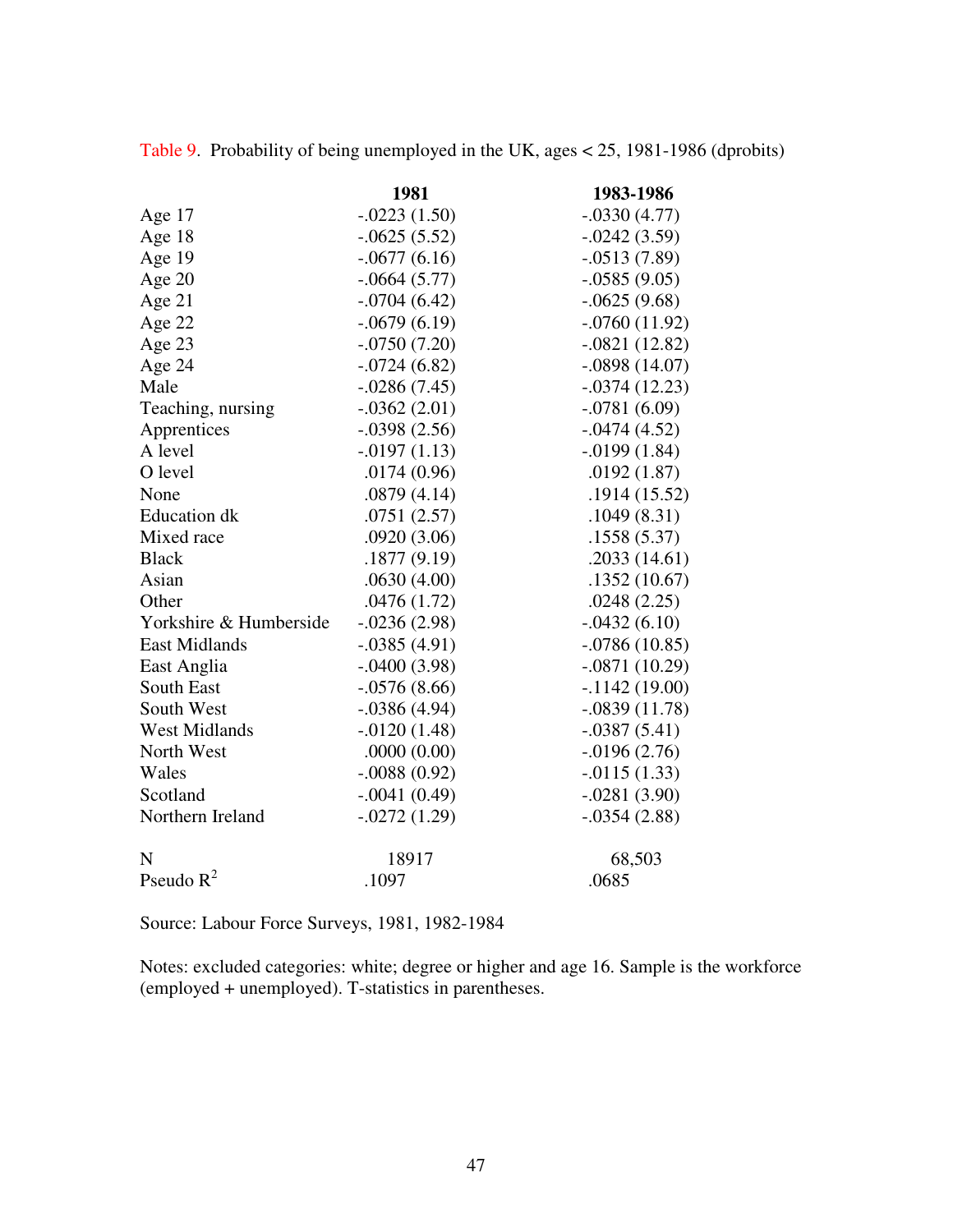Table 9. Probability of being unemployed in the UK, ages < 25, 1981-1986 (dprobits)

| | **1981** | **1983-1986** |
|---|---|---|
| Age 17 | -.0223 (1.50) | -.0330 (4.77) |
| Age 18 | -.0625 (5.52) | -.0242 (3.59) |
| Age 19 | -.0677 (6.16) | -.0513 (7.89) |
| Age 20 | -.0664 (5.77) | -.0585 (9.05) |
| Age 21 | -.0704 (6.42) | -.0625 (9.68) |
| Age 22 | -.0679 (6.19) | -.0760 (11.92) |
| Age 23 | -.0750 (7.20) | -.0821 (12.82) |
| Age 24 | -.0724 (6.82) | -.0898 (14.07) |
| Male | -.0286 (7.45) | -.0374 (12.23) |
| Teaching, nursing | -.0362 (2.01) | -.0781 (6.09) |
| Apprentices | -.0398 (2.56) | -.0474 (4.52) |
| A level | -.0197 (1.13) | -.0199 (1.84) |
| O level | .0174 (0.96) | .0192 (1.87) |
| None | .0879 (4.14) | .1914 (15.52) |
| Education dk | .0751 (2.57) | .1049 (8.31) |
| Mixed race | .0920 (3.06) | .1558 (5.37) |
| Black | .1877 (9.19) | .2033 (14.61) |
| Asian | .0630 (4.00) | .1352 (10.67) |
| Other | .0476 (1.72) | .0248 (2.25) |
| Yorkshire & Humberside | -.0236 (2.98) | -.0432 (6.10) |
| East Midlands | -.0385 (4.91) | -.0786 (10.85) |
| East Anglia | -.0400 (3.98) | -.0871 (10.29) |
| South East | -.0576 (8.66) | -.1142 (19.00) |
| South West | -.0386 (4.94) | -.0839 (11.78) |
| West Midlands | -.0120 (1.48) | -.0387 (5.41) |
| North West | .0000 (0.00) | -.0196 (2.76) |
| Wales | -.0088 (0.92) | -.0115 (1.33) |
| Scotland | -.0041 (0.49) | -.0281 (3.90) |
| Northern Ireland | -.0272 (1.29) | -.0354 (2.88) |
| | | |
| N | 18917 | 68,503 |
| Pseudo $R^2$ | .1097 | .0685 |

Source: Labour Force Surveys, 1981, 1982-1984

Notes: excluded categories: white; degree or higher and age 16. Sample is the workforce (employed + unemployed). T-statistics in parentheses.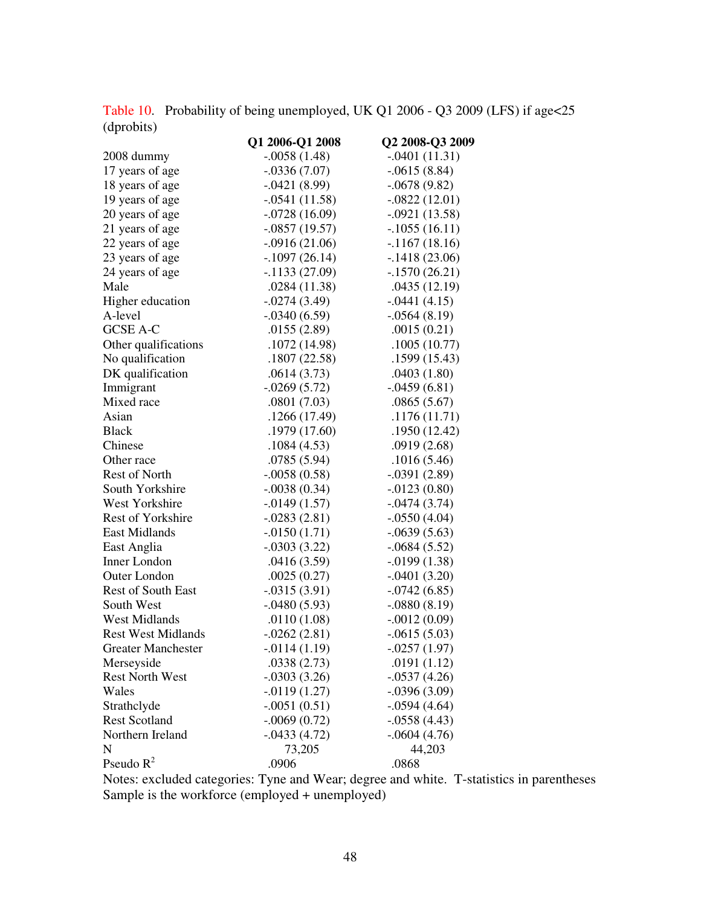Table 10. Probability of being unemployed, UK Q1 2006 - Q3 2009 (LFS) if age<25 (dprobits)

| | Q1 2006-Q1 2008 | Q2 2008-Q3 2009 |
|---|---|---|
| 2008 dummy | -.0058 (1.48) | -.0401 (11.31) |
| 17 years of age | -.0336 (7.07) | -.0615 (8.84) |
| 18 years of age | -.0421 (8.99) | -.0678 (9.82) |
| 19 years of age | -.0541 (11.58) | -.0822 (12.01) |
| 20 years of age | -.0728 (16.09) | -.0921 (13.58) |
| 21 years of age | -.0857 (19.57) | -.1055 (16.11) |
| 22 years of age | -.0916 (21.06) | -.1167 (18.16) |
| 23 years of age | -.1097 (26.14) | -.1418 (23.06) |
| 24 years of age | -.1133 (27.09) | -.1570 (26.21) |
| Male | .0284 (11.38) | .0435 (12.19) |
| Higher education | -.0274 (3.49) | -.0441 (4.15) |
| A-level | -.0340 (6.59) | -.0564 (8.19) |
| GCSE A-C | .0155 (2.89) | .0015 (0.21) |
| Other qualifications | .1072 (14.98) | .1005 (10.77) |
| No qualification | .1807 (22.58) | .1599 (15.43) |
| DK qualification | .0614 (3.73) | .0403 (1.80) |
| Immigrant | -.0269 (5.72) | -.0459 (6.81) |
| Mixed race | .0801 (7.03) | .0865 (5.67) |
| Asian | .1266 (17.49) | .1176 (11.71) |
| Black | .1979 (17.60) | .1950 (12.42) |
| Chinese | .1084 (4.53) | .0919 (2.68) |
| Other race | .0785 (5.94) | .1016 (5.46) |
| Rest of North | -.0058 (0.58) | -.0391 (2.89) |
| South Yorkshire | -.0038 (0.34) | -.0123 (0.80) |
| West Yorkshire | -.0149 (1.57) | -.0474 (3.74) |
| Rest of Yorkshire | -.0283 (2.81) | -.0550 (4.04) |
| East Midlands | -.0150 (1.71) | -.0639 (5.63) |
| East Anglia | -.0303 (3.22) | -.0684 (5.52) |
| Inner London | .0416 (3.59) | -.0199 (1.38) |
| Outer London | .0025 (0.27) | -.0401 (3.20) |
| Rest of South East | -.0315 (3.91) | -.0742 (6.85) |
| South West | -.0480 (5.93) | -.0880 (8.19) |
| West Midlands | .0110 (1.08) | -.0012 (0.09) |
| Rest West Midlands | -.0262 (2.81) | -.0615 (5.03) |
| Greater Manchester | -.0114 (1.19) | -.0257 (1.97) |
| Merseyside | .0338 (2.73) | .0191 (1.12) |
| Rest North West | -.0303 (3.26) | -.0537 (4.26) |
| Wales | -.0119 (1.27) | -.0396 (3.09) |
| Strathclyde | -.0051 (0.51) | -.0594 (4.64) |
| Rest Scotland | -.0069 (0.72) | -.0558 (4.43) |
| Northern Ireland | -.0433 (4.72) | -.0604 (4.76) |
| N | 73,205 | 44,203 |
| Pseudo $R^2$ | .0906 | .0868 |

Notes: excluded categories: Tyne and Wear; degree and white. T-statistics in parentheses
Sample is the workforce (employed + unemployed)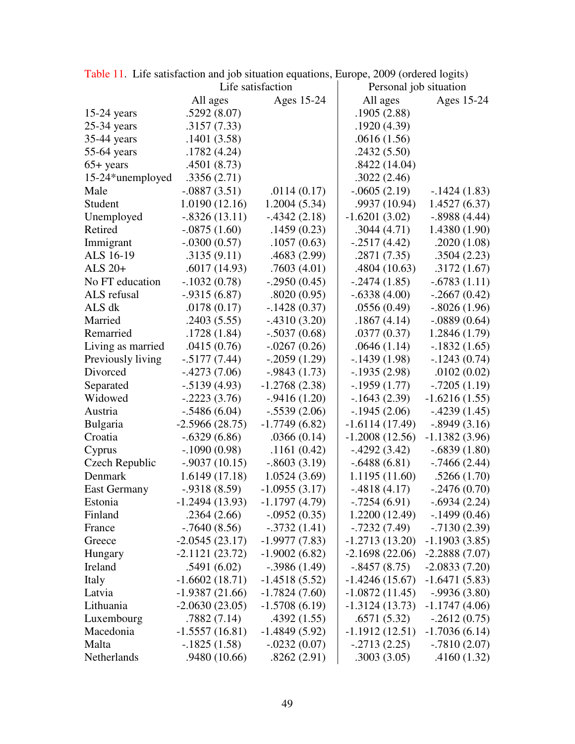Table 11. Life satisfaction and job situation equations, Europe, 2009 (ordered logits)

| | Life satisfaction | | Personal job situation | |
|---|---|---|---|---|
| | All ages | Ages 15-24 | All ages | Ages 15-24 |
| 15-24 years | .5292 (8.07) | | .1905 (2.88) | |
| 25-34 years | .3157 (7.33) | | .1920 (4.39) | |
| 35-44 years | .1401 (3.58) | | .0616 (1.56) | |
| 55-64 years | .1782 (4.24) | | .2432 (5.50) | |
| 65+ years | .4501 (8.73) | | .8422 (14.04) | |
| 15-24*unemployed | .3356 (2.71) | | .3022 (2.46) | |
| Male | -.0887 (3.51) | .0114 (0.17) | -.0605 (2.19) | -.1424 (1.83) |
| Student | 1.0190 (12.16) | 1.2004 (5.34) | .9937 (10.94) | 1.4527 (6.37) |
| Unemployed | -.8326 (13.11) | -.4342 (2.18) | -1.6201 (3.02) | -.8988 (4.44) |
| Retired | -.0875 (1.60) | .1459 (0.23) | .3044 (4.71) | 1.4380 (1.90) |
| Immigrant | -.0300 (0.57) | .1057 (0.63) | -.2517 (4.42) | .2020 (1.08) |
| ALS 16-19 | .3135 (9.11) | .4683 (2.99) | .2871 (7.35) | .3504 (2.23) |
| ALS 20+ | .6017 (14.93) | .7603 (4.01) | .4804 (10.63) | .3172 (1.67) |
| No FT education | -.1032 (0.78) | -.2950 (0.45) | -.2474 (1.85) | -.6783 (1.11) |
| ALS refusal | -.9315 (6.87) | .8020 (0.95) | -.6338 (4.00) | -.2667 (0.42) |
| ALS dk | .0178 (0.17) | -.1428 (0.37) | .0556 (0.49) | -.8026 (1.96) |
| Married | .2403 (5.55) | -.4310 (3.20) | .1867 (4.14) | -.0889 (0.64) |
| Remarried | .1728 (1.84) | -.5037 (0.68) | .0377 (0.37) | 1.2846 (1.79) |
| Living as married | .0415 (0.76) | -.0267 (0.26) | .0646 (1.14) | -.1832 (1.65) |
| Previously living | -.5177 (7.44) | -.2059 (1.29) | -.1439 (1.98) | -.1243 (0.74) |
| Divorced | -.4273 (7.06) | -.9843 (1.73) | -.1935 (2.98) | .0102 (0.02) |
| Separated | -.5139 (4.93) | -1.2768 (2.38) | -.1959 (1.77) | -.7205 (1.19) |
| Widowed | -.2223 (3.76) | -.9416 (1.20) | -.1643 (2.39) | -1.6216 (1.55) |
| Austria | -.5486 (6.04) | -.5539 (2.06) | -.1945 (2.06) | -.4239 (1.45) |
| Bulgaria | -2.5966 (28.75) | -1.7749 (6.82) | -1.6114 (17.49) | -.8949 (3.16) |
| Croatia | -.6329 (6.86) | .0366 (0.14) | -1.2008 (12.56) | -1.1382 (3.96) |
| Cyprus | -.1090 (0.98) | .1161 (0.42) | -.4292 (3.42) | -.6839 (1.80) |
| Czech Republic | -.9037 (10.15) | -.8603 (3.19) | -.6488 (6.81) | -.7466 (2.44) |
| Denmark | 1.6149 (17.18) | 1.0524 (3.69) | 1.1195 (11.60) | .5266 (1.70) |
| East Germany | -.9318 (8.59) | -1.0955 (3.17) | -.4818 (4.17) | -.2476 (0.70) |
| Estonia | -1.2494 (13.93) | -1.1797 (4.79) | -.7254 (6.91) | -.6934 (2.24) |
| Finland | .2364 (2.66) | -.0952 (0.35) | 1.2200 (12.49) | -.1499 (0.46) |
| France | -.7640 (8.56) | -.3732 (1.41) | -.7232 (7.49) | -.7130 (2.39) |
| Greece | -2.0545 (23.17) | -1.9977 (7.83) | -1.2713 (13.20) | -1.1903 (3.85) |
| Hungary | -2.1121 (23.72) | -1.9002 (6.82) | -2.1698 (22.06) | -2.2888 (7.07) |
| Ireland | .5491 (6.02) | -.3986 (1.49) | -.8457 (8.75) | -2.0833 (7.20) |
| Italy | -1.6602 (18.71) | -1.4518 (5.52) | -1.4246 (15.67) | -1.6471 (5.83) |
| Latvia | -1.9387 (21.66) | -1.7824 (7.60) | -1.0872 (11.45) | -.9936 (3.80) |
| Lithuania | -2.0630 (23.05) | -1.5708 (6.19) | -1.3124 (13.73) | -1.1747 (4.06) |
| Luxembourg | .7882 (7.14) | .4392 (1.55) | .6571 (5.32) | -.2612 (0.75) |
| Macedonia | -1.5557 (16.81) | -1.4849 (5.92) | -1.1912 (12.51) | -1.7036 (6.14) |
| Malta | -.1825 (1.58) | -.0232 (0.07) | -.2713 (2.25) | -.7810 (2.07) |
| Netherlands | .9480 (10.66) | .8262 (2.91) | .3003 (3.05) | .4160 (1.32) |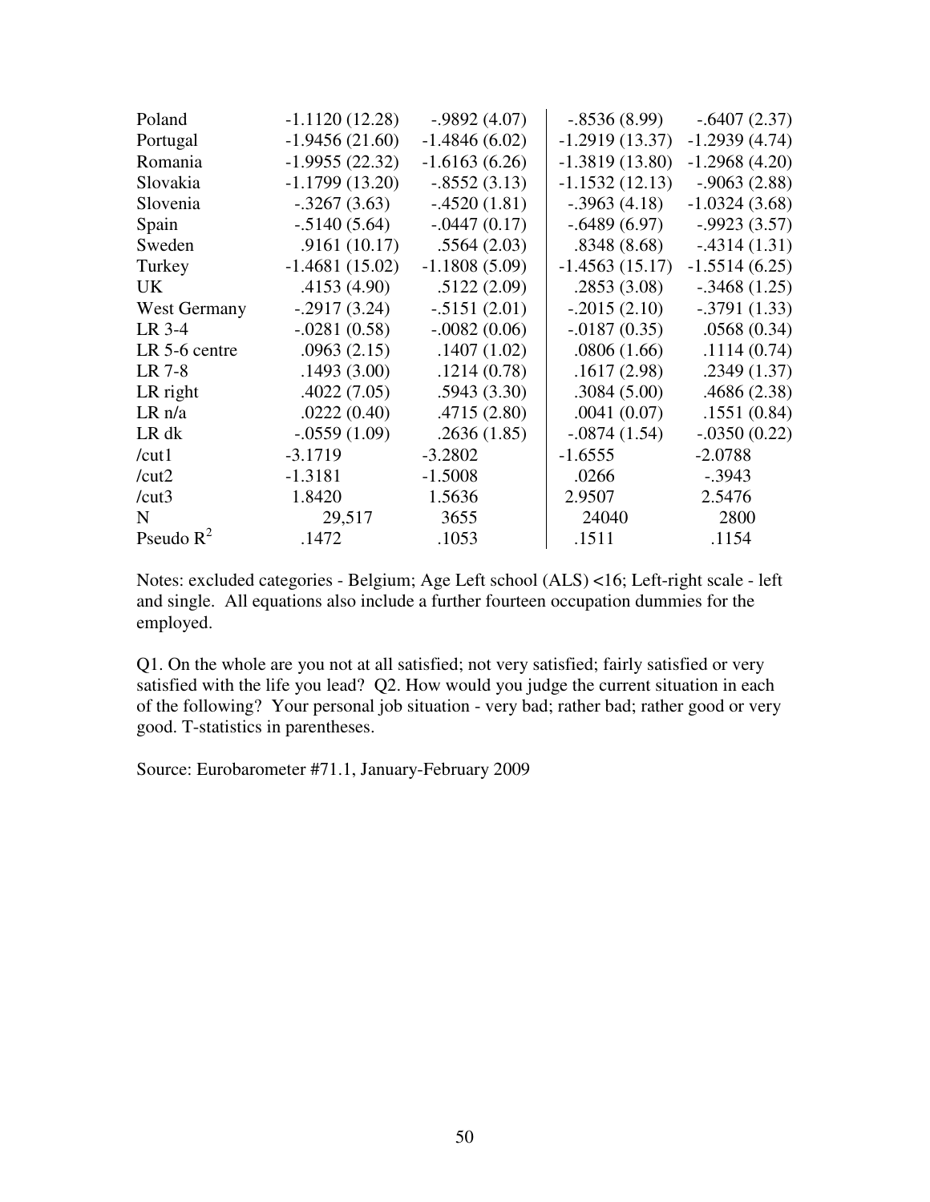| | | | | |
|---|---|---|---|---|
| Poland | -1.1120 (12.28) | -.9892 (4.07) | -.8536 (8.99) | -.6407 (2.37) |
| Portugal | -1.9456 (21.60) | -1.4846 (6.02) | -1.2919 (13.37) | -1.2939 (4.74) |
| Romania | -1.9955 (22.32) | -1.6163 (6.26) | -1.3819 (13.80) | -1.2968 (4.20) |
| Slovakia | -1.1799 (13.20) | -.8552 (3.13) | -1.1532 (12.13) | -.9063 (2.88) |
| Slovenia | -.3267 (3.63) | -.4520 (1.81) | -.3963 (4.18) | -1.0324 (3.68) |
| Spain | -.5140 (5.64) | -.0447 (0.17) | -.6489 (6.97) | -.9923 (3.57) |
| Sweden | .9161 (10.17) | .5564 (2.03) | .8348 (8.68) | -.4314 (1.31) |
| Turkey | -1.4681 (15.02) | -1.1808 (5.09) | -1.4563 (15.17) | -1.5514 (6.25) |
| UK | .4153 (4.90) | .5122 (2.09) | .2853 (3.08) | -.3468 (1.25) |
| West Germany | -.2917 (3.24) | -.5151 (2.01) | -.2015 (2.10) | -.3791 (1.33) |
| LR 3-4 | -.0281 (0.58) | -.0082 (0.06) | -.0187 (0.35) | .0568 (0.34) |
| LR 5-6 centre | .0963 (2.15) | .1407 (1.02) | .0806 (1.66) | .1114 (0.74) |
| LR 7-8 | .1493 (3.00) | .1214 (0.78) | .1617 (2.98) | .2349 (1.37) |
| LR right | .4022 (7.05) | .5943 (3.30) | .3084 (5.00) | .4686 (2.38) |
| LR n/a | .0222 (0.40) | .4715 (2.80) | .0041 (0.07) | .1551 (0.84) |
| LR dk | -.0559 (1.09) | .2636 (1.85) | -.0874 (1.54) | -.0350 (0.22) |
| /cut1 | -3.1719 | -3.2802 | -1.6555 | -2.0788 |
| /cut2 | -1.3181 | -1.5008 | .0266 | -.3943 |
| /cut3 | 1.8420 | 1.5636 | 2.9507 | 2.5476 |
| N | 29,517 | 3655 | 24040 | 2800 |
| Pseudo $R^2$ | .1472 | .1053 | .1511 | .1154 |

Notes: excluded categories - Belgium; Age Left school (ALS) <16; Left-right scale - left and single. All equations also include a further fourteen occupation dummies for the employed.

Q1. On the whole are you not at all satisfied; not very satisfied; fairly satisfied or very satisfied with the life you lead? Q2. How would you judge the current situation in each of the following? Your personal job situation - very bad; rather bad; rather good or very good. T-statistics in parentheses.

Source: Eurobarometer #71.1, January-February 2009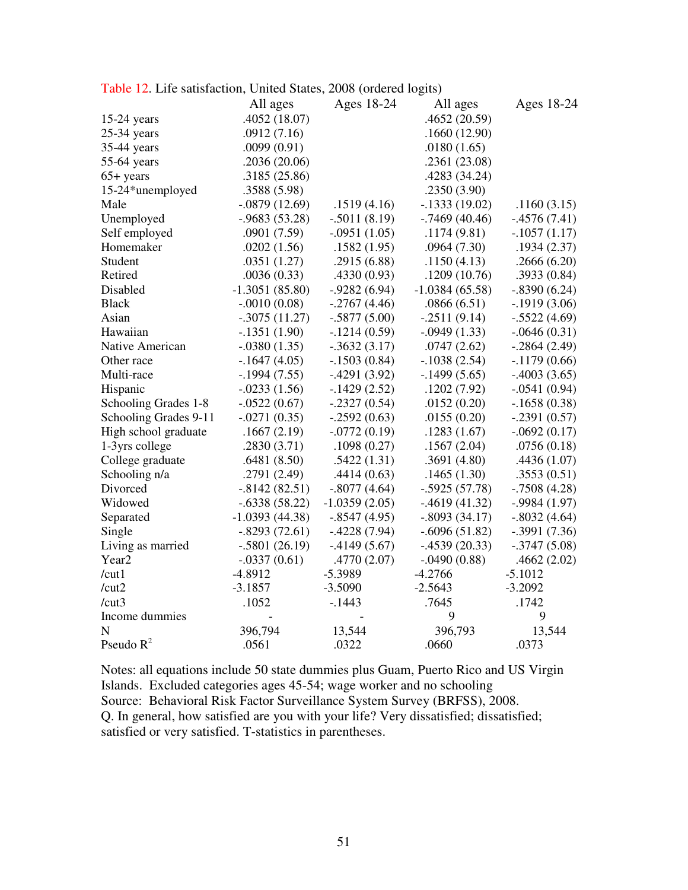Table 12. Life satisfaction, United States, 2008 (ordered logits)

| | All ages | Ages 18-24 | All ages | Ages 18-24 |
|---|---|---|---|---|
| 15-24 years | .4052 (18.07) | | .4652 (20.59) | |
| 25-34 years | .0912 (7.16) | | .1660 (12.90) | |
| 35-44 years | .0099 (0.91) | | .0180 (1.65) | |
| 55-64 years | .2036 (20.06) | | .2361 (23.08) | |
| 65+ years | .3185 (25.86) | | .4283 (34.24) | |
| 15-24*unemployed | .3588 (5.98) | | .2350 (3.90) | |
| Male | -.0879 (12.69) | .1519 (4.16) | -.1333 (19.02) | .1160 (3.15) |
| Unemployed | -.9683 (53.28) | -.5011 (8.19) | -.7469 (40.46) | -.4576 (7.41) |
| Self employed | .0901 (7.59) | -.0951 (1.05) | .1174 (9.81) | -.1057 (1.17) |
| Homemaker | .0202 (1.56) | .1582 (1.95) | .0964 (7.30) | .1934 (2.37) |
| Student | .0351 (1.27) | .2915 (6.88) | .1150 (4.13) | .2666 (6.20) |
| Retired | .0036 (0.33) | .4330 (0.93) | .1209 (10.76) | .3933 (0.84) |
| Disabled | -1.3051 (85.80) | -.9282 (6.94) | -1.0384 (65.58) | -.8390 (6.24) |
| Black | -.0010 (0.08) | -.2767 (4.46) | .0866 (6.51) | -.1919 (3.06) |
| Asian | -.3075 (11.27) | -.5877 (5.00) | -.2511 (9.14) | -.5522 (4.69) |
| Hawaiian | -.1351 (1.90) | -.1214 (0.59) | -.0949 (1.33) | -.0646 (0.31) |
| Native American | -.0380 (1.35) | -.3632 (3.17) | .0747 (2.62) | -.2864 (2.49) |
| Other race | -.1647 (4.05) | -.1503 (0.84) | -.1038 (2.54) | -.1179 (0.66) |
| Multi-race | -.1994 (7.55) | -.4291 (3.92) | -.1499 (5.65) | -.4003 (3.65) |
| Hispanic | -.0233 (1.56) | -.1429 (2.52) | .1202 (7.92) | -.0541 (0.94) |
| Schooling Grades 1-8 | -.0522 (0.67) | -.2327 (0.54) | .0152 (0.20) | -.1658 (0.38) |
| Schooling Grades 9-11 | -.0271 (0.35) | -.2592 (0.63) | .0155 (0.20) | -.2391 (0.57) |
| High school graduate | .1667 (2.19) | -.0772 (0.19) | .1283 (1.67) | -.0692 (0.17) |
| 1-3yrs college | .2830 (3.71) | .1098 (0.27) | .1567 (2.04) | .0756 (0.18) |
| College graduate | .6481 (8.50) | .5422 (1.31) | .3691 (4.80) | .4436 (1.07) |
| Schooling n/a | .2791 (2.49) | .4414 (0.63) | .1465 (1.30) | .3553 (0.51) |
| Divorced | -.8142 (82.51) | -.8077 (4.64) | -.5925 (57.78) | -.7508 (4.28) |
| Widowed | -.6338 (58.22) | -1.0359 (2.05) | -.4619 (41.32) | -.9984 (1.97) |
| Separated | -1.0393 (44.38) | -.8547 (4.95) | -.8093 (34.17) | -.8032 (4.64) |
| Single | -.8293 (72.61) | -.4228 (7.94) | -.6096 (51.82) | -.3991 (7.36) |
| Living as married | -.5801 (26.19) | -.4149 (5.67) | -.4539 (20.33) | -.3747 (5.08) |
| Year2 | -.0337 (0.61) | .4770 (2.07) | -.0490 (0.88) | .4662 (2.02) |
| /cut1 | -4.8912 | -5.3989 | -4.2766 | -5.1012 |
| /cut2 | -3.1857 | -3.5090 | -2.5643 | -3.2092 |
| /cut3 | .1052 | -.1443 | .7645 | .1742 |
| Income dummies | - | - | 9 | 9 |
| N | 396,794 | 13,544 | 396,793 | 13,544 |
| Pseudo $R^2$ | .0561 | .0322 | .0660 | .0373 |

Notes: all equations include 50 state dummies plus Guam, Puerto Rico and US Virgin Islands. Excluded categories ages 45-54; wage worker and no schooling
Source: Behavioral Risk Factor Surveillance System Survey (BRFSS), 2008.
Q. In general, how satisfied are you with your life? Very dissatisfied; dissatisfied; satisfied or very satisfied. T-statistics in parentheses.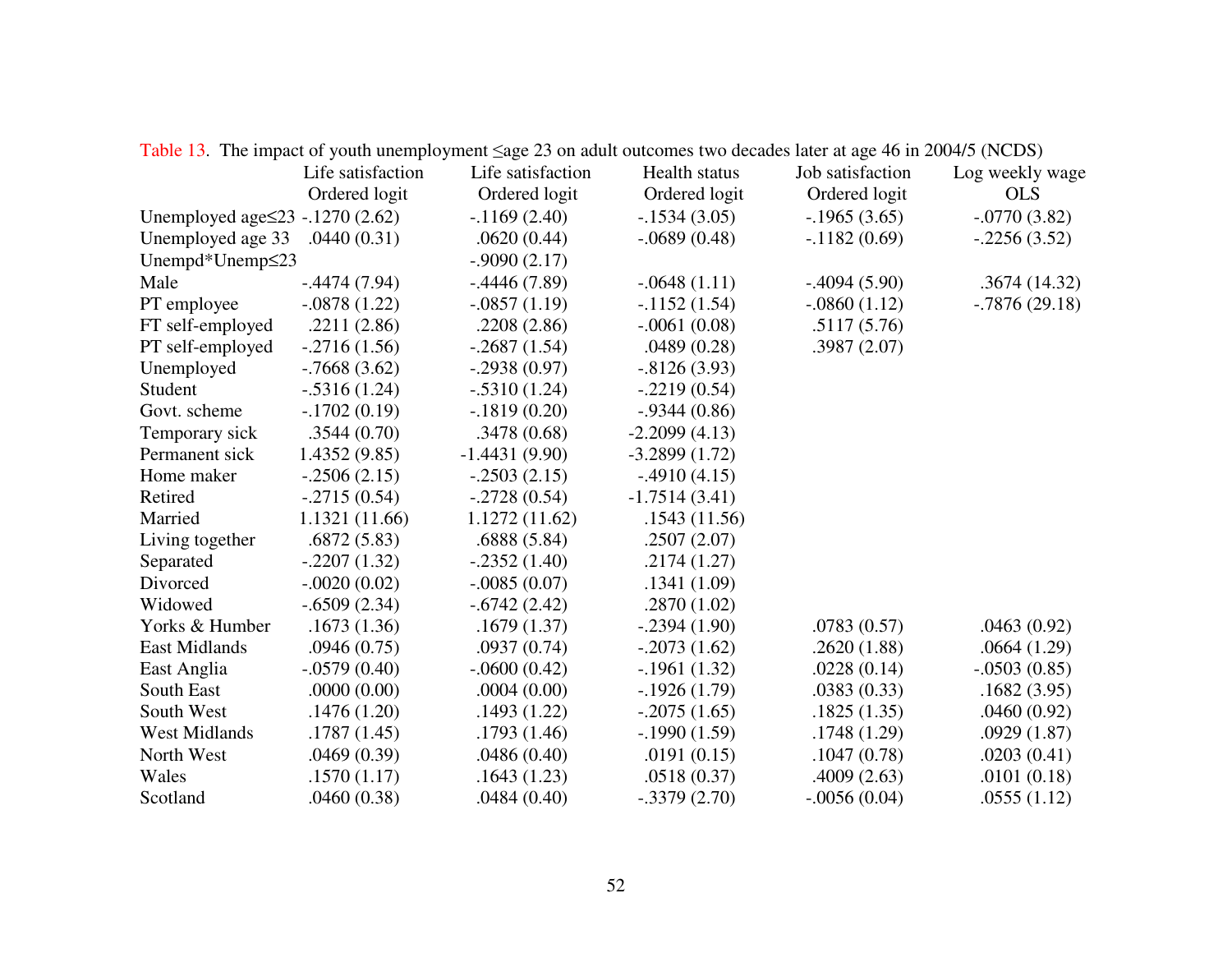Table 13. The impact of youth unemployment ≤age 23 on adult outcomes two decades later at age 46 in 2004/5 (NCDS)

| | Life satisfaction Ordered logit | Life satisfaction Ordered logit | Health status Ordered logit | Job satisfaction Ordered logit | Log weekly wage OLS |
|---|---|---|---|---|---|
| Unemployed age≤23 | -.1270 (2.62) | -.1169 (2.40) | -.1534 (3.05) | -.1965 (3.65) | -.0770 (3.82) |
| Unemployed age 33 | .0440 (0.31) | .0620 (0.44) | -.0689 (0.48) | -.1182 (0.69) | -.2256 (3.52) |
| Unempd*Unemp≤23 | | -.9090 (2.17) | | | |
| Male | -.4474 (7.94) | -.4446 (7.89) | -.0648 (1.11) | -.4094 (5.90) | .3674 (14.32) |
| PT employee | -.0878 (1.22) | -.0857 (1.19) | -.1152 (1.54) | -.0860 (1.12) | -.7876 (29.18) |
| FT self-employed | .2211 (2.86) | .2208 (2.86) | -.0061 (0.08) | .5117 (5.76) | |
| PT self-employed | -.2716 (1.56) | -.2687 (1.54) | .0489 (0.28) | .3987 (2.07) | |
| Unemployed | -.7668 (3.62) | -.2938 (0.97) | -.8126 (3.93) | | |
| Student | -.5316 (1.24) | -.5310 (1.24) | -.2219 (0.54) | | |
| Govt. scheme | -.1702 (0.19) | -.1819 (0.20) | -.9344 (0.86) | | |
| Temporary sick | .3544 (0.70) | .3478 (0.68) | -2.2099 (4.13) | | |
| Permanent sick | 1.4352 (9.85) | -1.4431 (9.90) | -3.2899 (1.72) | | |
| Home maker | -.2506 (2.15) | -.2503 (2.15) | -.4910 (4.15) | | |
| Retired | -.2715 (0.54) | -.2728 (0.54) | -1.7514 (3.41) | | |
| Married | 1.1321 (11.66) | 1.1272 (11.62) | .1543 (11.56) | | |
| Living together | .6872 (5.83) | .6888 (5.84) | .2507 (2.07) | | |
| Separated | -.2207 (1.32) | -.2352 (1.40) | .2174 (1.27) | | |
| Divorced | -.0020 (0.02) | -.0085 (0.07) | .1341 (1.09) | | |
| Widowed | -.6509 (2.34) | -.6742 (2.42) | .2870 (1.02) | | |
| Yorks & Humber | .1673 (1.36) | .1679 (1.37) | -.2394 (1.90) | .0783 (0.57) | .0463 (0.92) |
| East Midlands | .0946 (0.75) | .0937 (0.74) | -.2073 (1.62) | .2620 (1.88) | .0664 (1.29) |
| East Anglia | -.0579 (0.40) | -.0600 (0.42) | -.1961 (1.32) | .0228 (0.14) | -.0503 (0.85) |
| South East | .0000 (0.00) | .0004 (0.00) | -.1926 (1.79) | .0383 (0.33) | .1682 (3.95) |
| South West | .1476 (1.20) | .1493 (1.22) | -.2075 (1.65) | .1825 (1.35) | .0460 (0.92) |
| West Midlands | .1787 (1.45) | .1793 (1.46) | -.1990 (1.59) | .1748 (1.29) | .0929 (1.87) |
| North West | .0469 (0.39) | .0486 (0.40) | .0191 (0.15) | .1047 (0.78) | .0203 (0.41) |
| Wales | .1570 (1.17) | .1643 (1.23) | .0518 (0.37) | .4009 (2.63) | .0101 (0.18) |
| Scotland | .0460 (0.38) | .0484 (0.40) | -.3379 (2.70) | -.0056 (0.04) | .0555 (1.12) |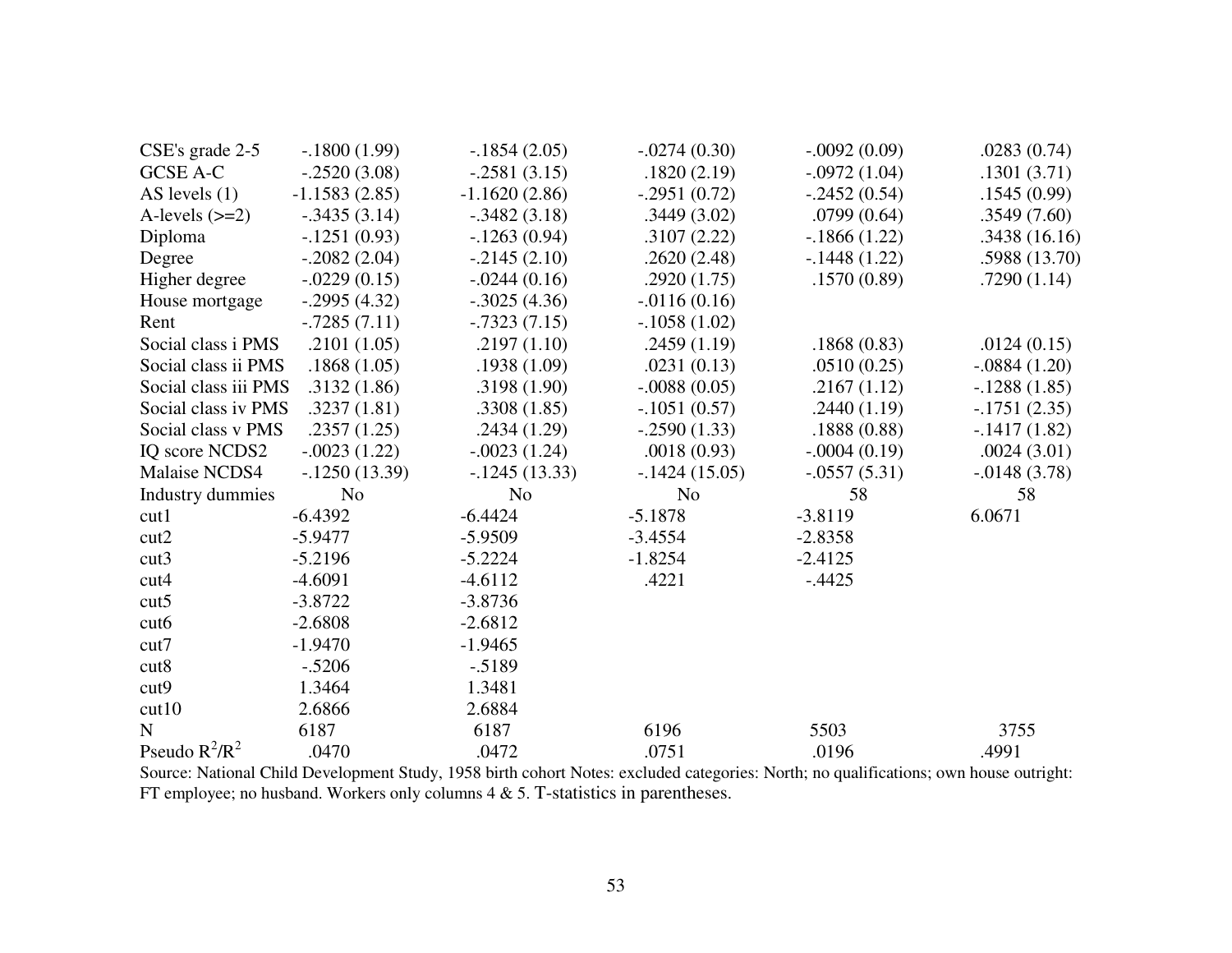| | | | | | |
|---|---|---|---|---|---|
| CSE's grade 2-5 | -.1800 (1.99) | -.1854 (2.05) | -.0274 (0.30) | -.0092 (0.09) | .0283 (0.74) |
| GCSE A-C | -.2520 (3.08) | -.2581 (3.15) | .1820 (2.19) | -.0972 (1.04) | .1301 (3.71) |
| AS levels (1) | -1.1583 (2.85) | -1.1620 (2.86) | -.2951 (0.72) | -.2452 (0.54) | .1545 (0.99) |
| A-levels (>=2) | -.3435 (3.14) | -.3482 (3.18) | .3449 (3.02) | .0799 (0.64) | .3549 (7.60) |
| Diploma | -.1251 (0.93) | -.1263 (0.94) | .3107 (2.22) | -.1866 (1.22) | .3438 (16.16) |
| Degree | -.2082 (2.04) | -.2145 (2.10) | .2620 (2.48) | -.1448 (1.22) | .5988 (13.70) |
| Higher degree | -.0229 (0.15) | -.0244 (0.16) | .2920 (1.75) | .1570 (0.89) | .7290 (1.14) |
| House mortgage | -.2995 (4.32) | -.3025 (4.36) | -.0116 (0.16) | | |
| Rent | -.7285 (7.11) | -.7323 (7.15) | -.1058 (1.02) | | |
| Social class i PMS | .2101 (1.05) | .2197 (1.10) | .2459 (1.19) | .1868 (0.83) | .0124 (0.15) |
| Social class ii PMS | .1868 (1.05) | .1938 (1.09) | .0231 (0.13) | .0510 (0.25) | -.0884 (1.20) |
| Social class iii PMS | .3132 (1.86) | .3198 (1.90) | -.0088 (0.05) | .2167 (1.12) | -.1288 (1.85) |
| Social class iv PMS | .3237 (1.81) | .3308 (1.85) | -.1051 (0.57) | .2440 (1.19) | -.1751 (2.35) |
| Social class v PMS | .2357 (1.25) | .2434 (1.29) | -.2590 (1.33) | .1888 (0.88) | -.1417 (1.82) |
| IQ score NCDS2 | -.0023 (1.22) | -.0023 (1.24) | .0018 (0.93) | -.0004 (0.19) | .0024 (3.01) |
| Malaise NCDS4 | -.1250 (13.39) | -.1245 (13.33) | -.1424 (15.05) | -.0557 (5.31) | -.0148 (3.78) |
| Industry dummies | No | No | No | 58 | 58 |
| cut1 | -6.4392 | -6.4424 | -5.1878 | -3.8119 | 6.0671 |
| cut2 | -5.9477 | -5.9509 | -3.4554 | -2.8358 | |
| cut3 | -5.2196 | -5.2224 | -1.8254 | -2.4125 | |
| cut4 | -4.6091 | -4.6112 | .4221 | -.4425 | |
| cut5 | -3.8722 | -3.8736 | | | |
| cut6 | -2.6808 | -2.6812 | | | |
| cut7 | -1.9470 | -1.9465 | | | |
| cut8 | -.5206 | -.5189 | | | |
| cut9 | 1.3464 | 1.3481 | | | |
| cut10 | 2.6866 | 2.6884 | | | |
| N | 6187 | 6187 | 6196 | 5503 | 3755 |
| Pseudo $R^2$/$R^2$ | .0470 | .0472 | .0751 | .0196 | .4991 |

Source: National Child Development Study, 1958 birth cohort Notes: excluded categories: North; no qualifications; own house outright: FT employee; no husband. Workers only columns 4 & 5. T-statistics in parentheses.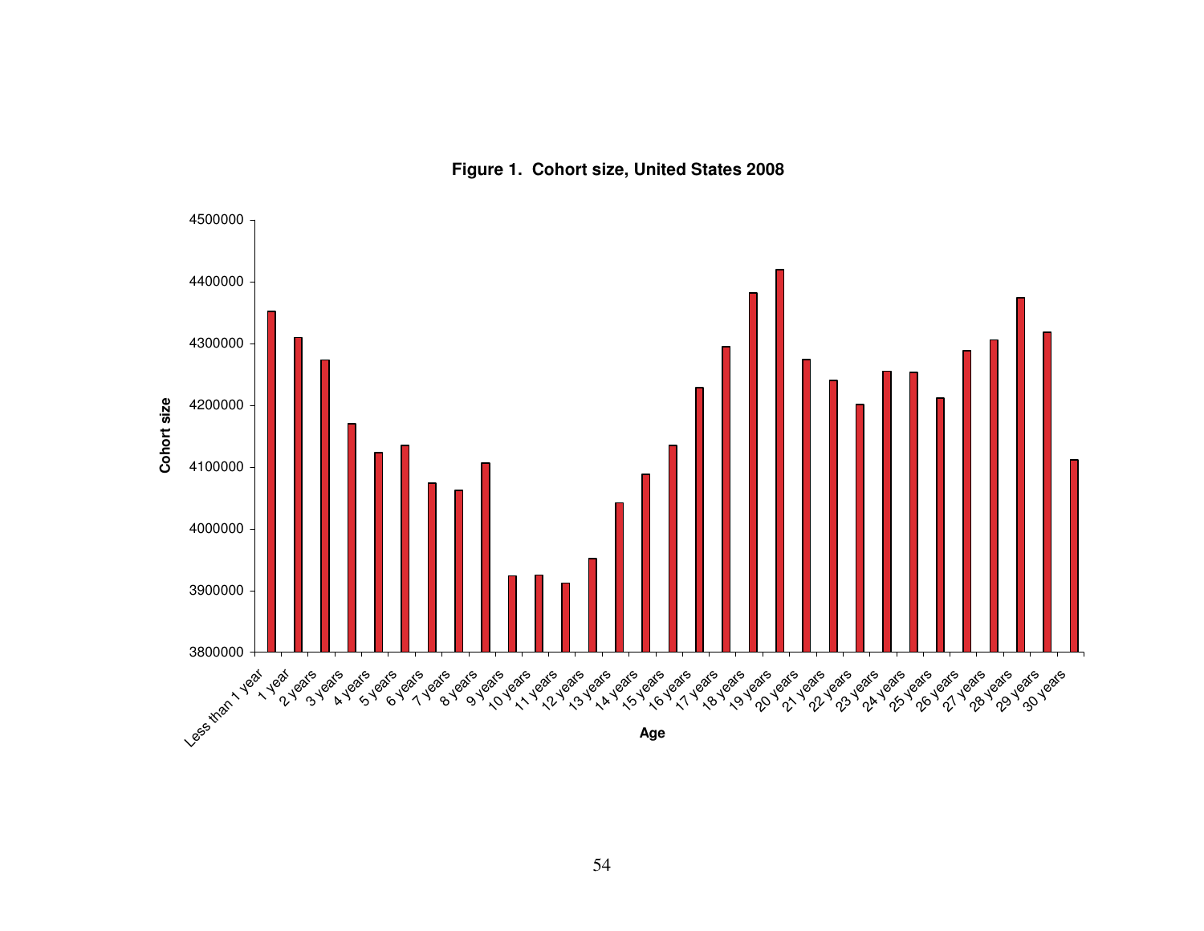**Figure 1. Cohort size, United States 2008**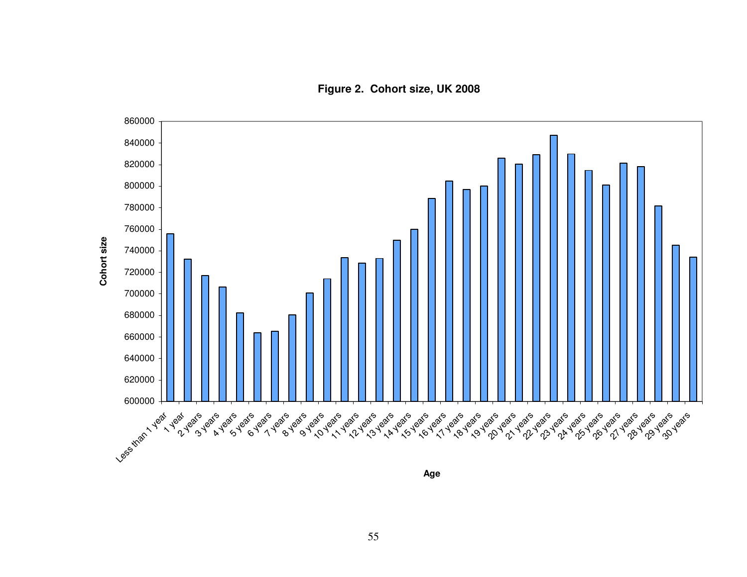**Figure 2. Cohort size, UK 2008**

Cohort size

860000
840000
820000
800000
780000
760000
740000
720000
700000
680000
660000
640000
620000
600000

Less than 1 year, 1 year, 2 years, 3 years, 4 years, 5 years, 6 years, 7 years, 8 years, 9 years, 10 years, 11 years, 12 years, 13 years, 14 years, 15 years, 16 years, 17 years, 18 years, 19 years, 20 years, 21 years, 22 years, 23 years, 24 years, 25 years, 26 years, 27 years, 28 years, 29 years, 30 years

Age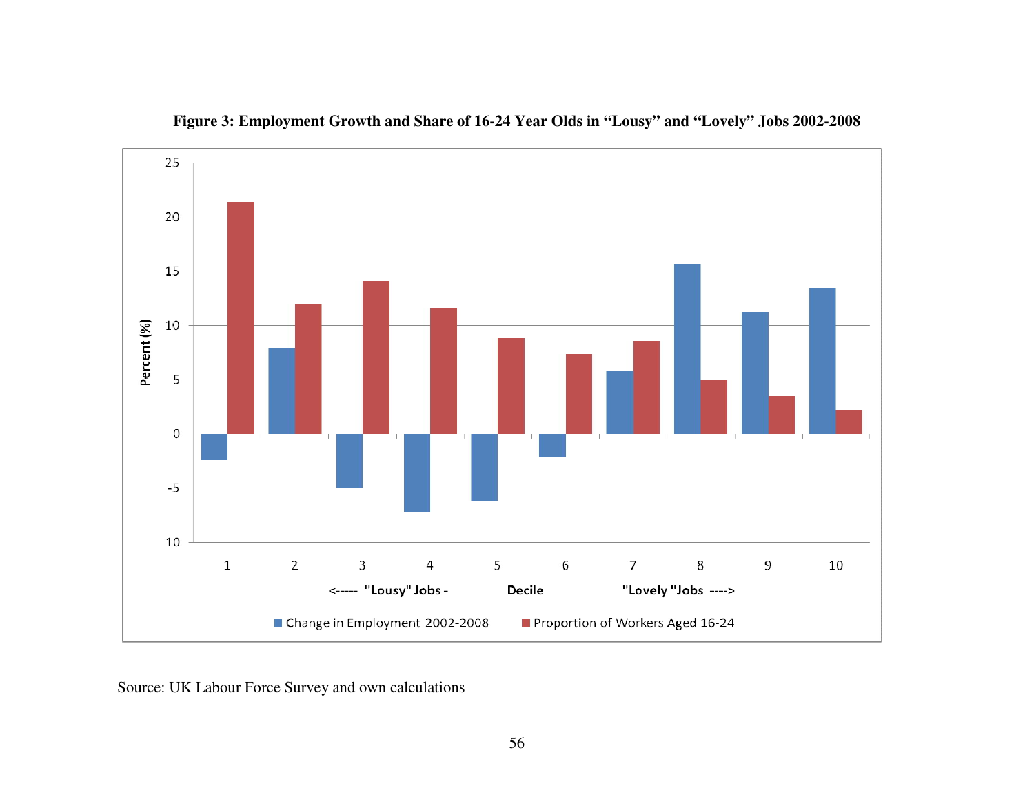**Figure 3: Employment Growth and Share of 16-24 Year Olds in "Lousy" and "Lovely" Jobs 2002-2008**

25
20
15
10
5
0
-5
-10

Percent (%)

1 2 3 4 5 6 7 8 9 10

<----- "Lousy" Jobs - Decile "Lovely "Jobs ---->

Change in Employment 2002-2008
Proportion of Workers Aged 16-24

Source: UK Labour Force Survey and own calculations